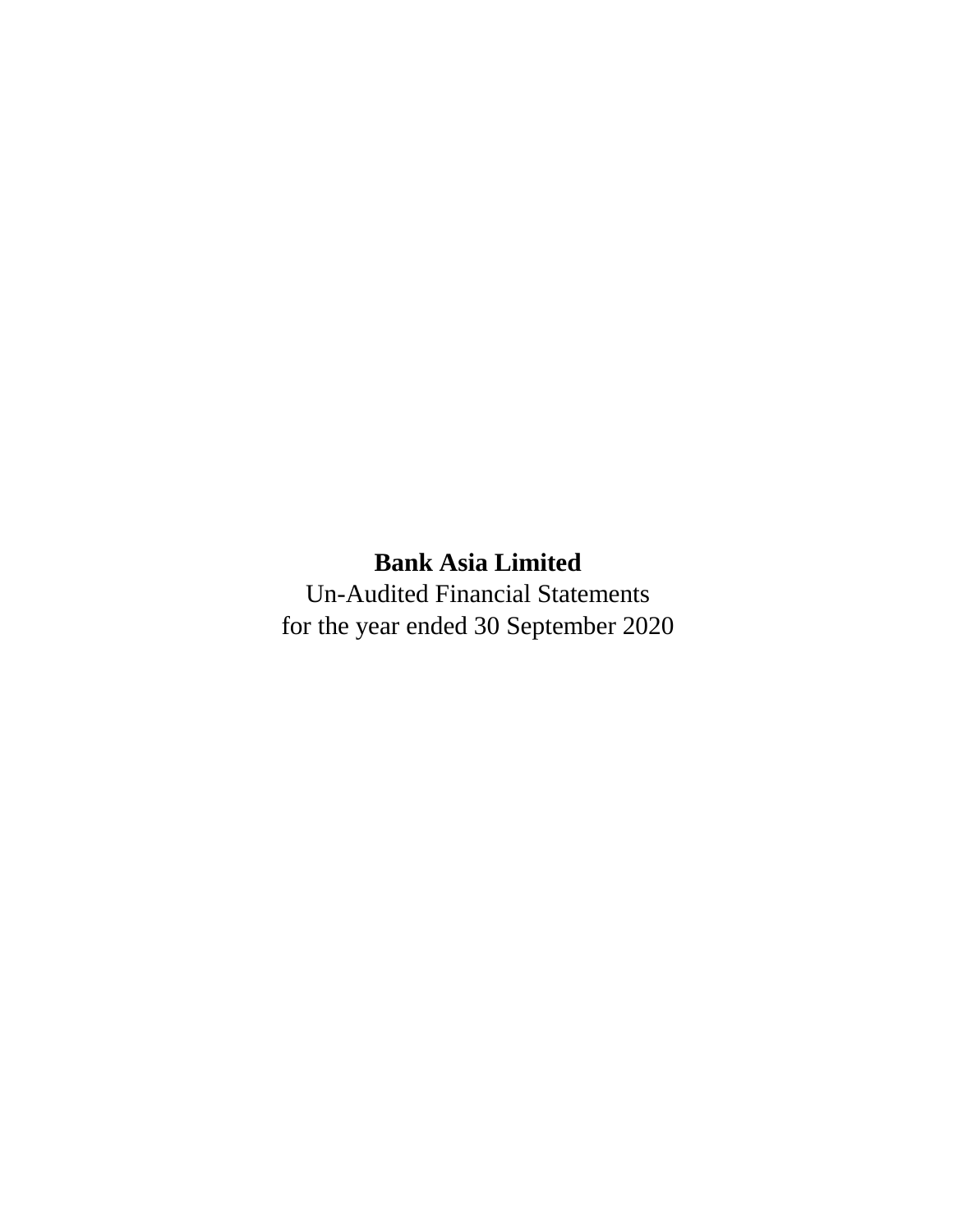**Bank Asia Limited**

Un-Audited Financial Statements

for the year ended 30 September 2020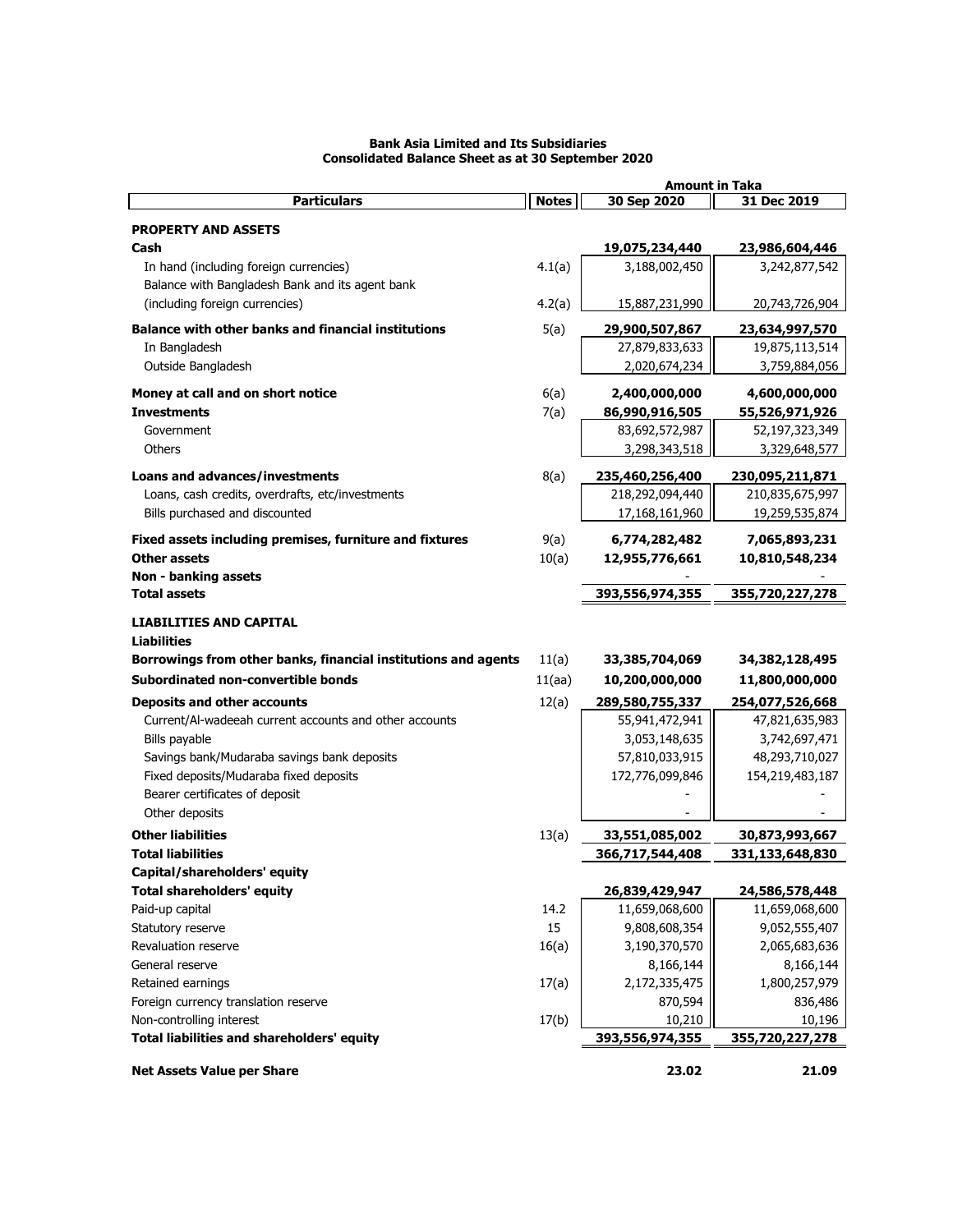**Bank Asia Limited and Its Subsidiaries**
**Consolidated Balance Sheet as at 30 September 2020**

| Particulars | Notes | 30 Sep 2020 | 31 Dec 2019 |
|---|---|---|---|
| | | **Amount in Taka** | |
| **PROPERTY AND ASSETS** | | | |
| **Cash** | | **19,075,234,440** | **23,986,604,446** |
| In hand (including foreign currencies) | 4.1(a) | 3,188,002,450 | 3,242,877,542 |
| Balance with Bangladesh Bank and its agent bank (including foreign currencies) | 4.2(a) | 15,887,231,990 | 20,743,726,904 |
| **Balance with other banks and financial institutions** | 5(a) | **29,900,507,867** | **23,634,997,570** |
| In Bangladesh | | 27,879,833,633 | 19,875,113,514 |
| Outside Bangladesh | | 2,020,674,234 | 3,759,884,056 |
| **Money at call and on short notice** | 6(a) | **2,400,000,000** | **4,600,000,000** |
| **Investments** | 7(a) | **86,990,916,505** | **55,526,971,926** |
| Government | | 83,692,572,987 | 52,197,323,349 |
| Others | | 3,298,343,518 | 3,329,648,577 |
| **Loans and advances/investments** | 8(a) | **235,460,256,400** | **230,095,211,871** |
| Loans, cash credits, overdrafts, etc/investments | | 218,292,094,440 | 210,835,675,997 |
| Bills purchased and discounted | | 17,168,161,960 | 19,259,535,874 |
| **Fixed assets including premises, furniture and fixtures** | 9(a) | **6,774,282,482** | **7,065,893,231** |
| **Other assets** | 10(a) | **12,955,776,661** | **10,810,548,234** |
| **Non - banking assets** | | - | - |
| **Total assets** | | **393,556,974,355** | **355,720,227,278** |
| **LIABILITIES AND CAPITAL** | | | |
| **Liabilities** | | | |
| **Borrowings from other banks, financial institutions and agents** | 11(a) | **33,385,704,069** | **34,382,128,495** |
| **Subordinated non-convertible bonds** | 11(aa) | **10,200,000,000** | **11,800,000,000** |
| **Deposits and other accounts** | 12(a) | **289,580,755,337** | **254,077,526,668** |
| Current/Al-wadeeah current accounts and other accounts | | 55,941,472,941 | 47,821,635,983 |
| Bills payable | | 3,053,148,635 | 3,742,697,471 |
| Savings bank/Mudaraba savings bank deposits | | 57,810,033,915 | 48,293,710,027 |
| Fixed deposits/Mudaraba fixed deposits | | 172,776,099,846 | 154,219,483,187 |
| Bearer certificates of deposit | | - | - |
| Other deposits | | - | - |
| **Other liabilities** | 13(a) | **33,551,085,002** | **30,873,993,667** |
| **Total liabilities** | | **366,717,544,408** | **331,133,648,830** |
| **Capital/shareholders' equity** | | | |
| **Total shareholders' equity** | | **26,839,429,947** | **24,586,578,448** |
| Paid-up capital | 14.2 | 11,659,068,600 | 11,659,068,600 |
| Statutory reserve | 15 | 9,808,608,354 | 9,052,555,407 |
| Revaluation reserve | 16(a) | 3,190,370,570 | 2,065,683,636 |
| General reserve | | 8,166,144 | 8,166,144 |
| Retained earnings | 17(a) | 2,172,335,475 | 1,800,257,979 |
| Foreign currency translation reserve | | 870,594 | 836,486 |
| Non-controlling interest | 17(b) | 10,210 | 10,196 |
| **Total liabilities and shareholders' equity** | | **393,556,974,355** | **355,720,227,278** |
| **Net Assets Value per Share** | | **23.02** | **21.09** |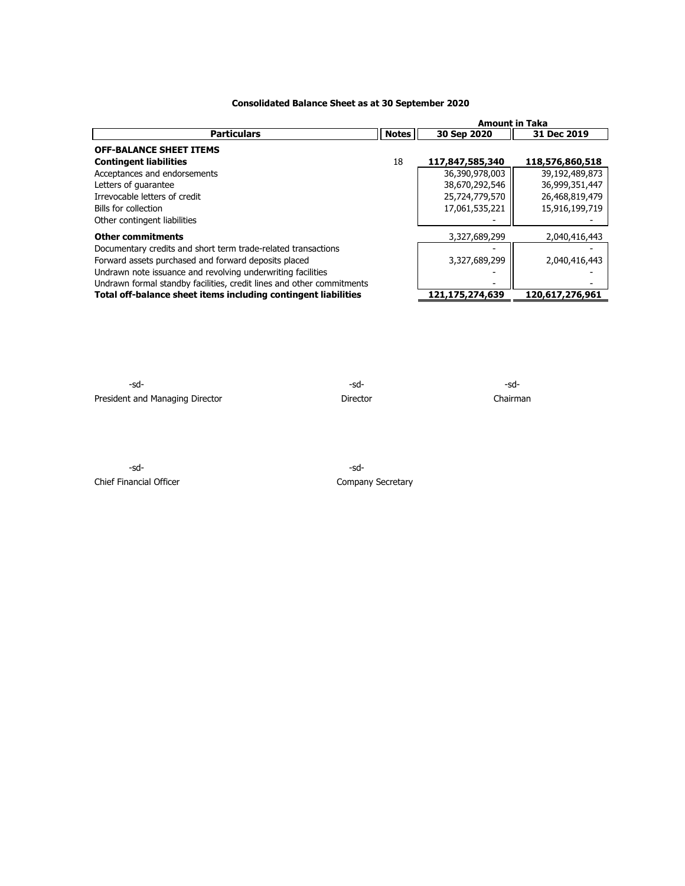### Consolidated Balance Sheet as at 30 September 2020

| Particulars | Notes | Amount in Taka 30 Sep 2020 | 31 Dec 2019 |
|---|---|---|---|
| **OFF-BALANCE SHEET ITEMS** | | | |
| **Contingent liabilities** | 18 | **117,847,585,340** | **118,576,860,518** |
| Acceptances and endorsements | | 36,390,978,003 | 39,192,489,873 |
| Letters of guarantee | | 38,670,292,546 | 36,999,351,447 |
| Irrevocable letters of credit | | 25,724,779,570 | 26,468,819,479 |
| Bills for collection | | 17,061,535,221 | 15,916,199,719 |
| Other contingent liabilities | | - | - |
| **Other commitments** | | 3,327,689,299 | 2,040,416,443 |
| Documentary credits and short term trade-related transactions | | - | - |
| Forward assets purchased and forward deposits placed | | 3,327,689,299 | 2,040,416,443 |
| Undrawn note issuance and revolving underwriting facilities | | - | - |
| Undrawn formal standby facilities, credit lines and other commitments | | - | - |
| **Total off-balance sheet items including contingent liabilities** | | **121,175,274,639** | **120,617,276,961** |

-sd-
President and Managing Director

-sd-
Director

-sd-
Chairman

-sd-
Chief Financial Officer

-sd-
Company Secretary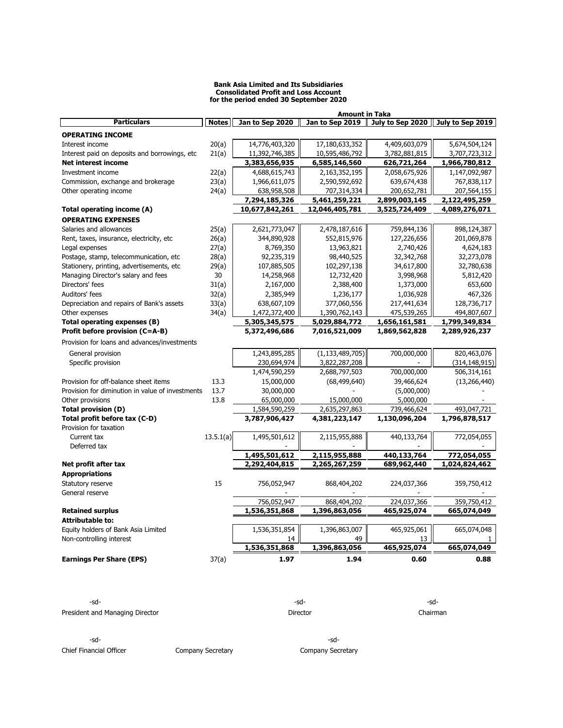**Bank Asia Limited and Its Subsidiaries**
**Consolidated Profit and Loss Account**
**for the period ended 30 September 2020**

| Particulars | Notes | Jan to Sep 2020 | Jan to Sep 2019 | July to Sep 2020 | July to Sep 2019 |
|---|---|---|---|---|---|
| | | Amount in Taka | | | |
| **OPERATING INCOME** | | | | | |
| Interest income | 20(a) | 14,776,403,320 | 17,180,633,352 | 4,409,603,079 | 5,674,504,124 |
| Interest paid on deposits and borrowings, etc | 21(a) | 11,392,746,385 | 10,595,486,792 | 3,782,881,815 | 3,707,723,312 |
| **Net interest income** | | **3,383,656,935** | **6,585,146,560** | **626,721,264** | **1,966,780,812** |
| Investment income | 22(a) | 4,688,615,743 | 2,163,352,195 | 2,058,675,926 | 1,147,092,987 |
| Commission, exchange and brokerage | 23(a) | 1,966,611,075 | 2,590,592,692 | 639,674,438 | 767,838,117 |
| Other operating income | 24(a) | 638,958,508 | 707,314,334 | 200,652,781 | 207,564,155 |
| | | 7,294,185,326 | 5,461,259,221 | 2,899,003,145 | 2,122,495,259 |
| **Total operating income (A)** | | **10,677,842,261** | **12,046,405,781** | **3,525,724,409** | **4,089,276,071** |
| **OPERATING EXPENSES** | | | | | |
| Salaries and allowances | 25(a) | 2,621,773,047 | 2,478,187,616 | 759,844,136 | 898,124,387 |
| Rent, taxes, insurance, electricity, etc | 26(a) | 344,890,928 | 552,815,976 | 127,226,656 | 201,069,878 |
| Legal expenses | 27(a) | 8,769,350 | 13,963,821 | 2,740,426 | 4,624,183 |
| Postage, stamp, telecommunication, etc | 28(a) | 92,235,319 | 98,440,525 | 32,342,768 | 32,273,078 |
| Stationery, printing, advertisements, etc | 29(a) | 107,885,505 | 102,297,138 | 34,617,800 | 32,780,638 |
| Managing Director's salary and fees | 30 | 14,258,968 | 12,732,420 | 3,998,968 | 5,812,420 |
| Directors' fees | 31(a) | 2,167,000 | 2,388,400 | 1,373,000 | 653,600 |
| Auditors' fees | 32(a) | 2,385,949 | 1,236,177 | 1,036,928 | 467,326 |
| Depreciation and repairs of Bank's assets | 33(a) | 638,607,109 | 377,060,556 | 217,441,634 | 128,736,717 |
| Other expenses | 34(a) | 1,472,372,400 | 1,390,762,143 | 475,539,265 | 494,807,607 |
| **Total operating expenses (B)** | | **5,305,345,575** | **5,029,884,772** | **1,656,161,581** | **1,799,349,834** |
| **Profit before provision (C=A-B)** | | **5,372,496,686** | **7,016,521,009** | **1,869,562,828** | **2,289,926,237** |
| Provision for loans and advances/investments | | | | | |
| General provision | | 1,243,895,285 | (1,133,489,705) | 700,000,000 | 820,463,076 |
| Specific provision | | 230,694,974 | 3,822,287,208 | - | (314,148,915) |
| | | 1,474,590,259 | 2,688,797,503 | 700,000,000 | 506,314,161 |
| Provision for off-balance sheet items | 13.3 | 15,000,000 | (68,499,640) | 39,466,624 | (13,266,440) |
| Provision for diminution in value of investments | 13.7 | 30,000,000 | - | (5,000,000) | - |
| Other provisions | 13.8 | 65,000,000 | 15,000,000 | 5,000,000 | - |
| **Total provision (D)** | | 1,584,590,259 | 2,635,297,863 | 739,466,624 | 493,047,721 |
| **Total profit before tax (C-D)** | | **3,787,906,427** | **4,381,223,147** | **1,130,096,204** | **1,796,878,517** |
| Provision for taxation | | | | | |
| Current tax | 13.5.1(a) | 1,495,501,612 | 2,115,955,888 | 440,133,764 | 772,054,055 |
| Deferred tax | | - | - | - | - |
| | | 1,495,501,612 | 2,115,955,888 | 440,133,764 | 772,054,055 |
| **Net profit after tax** | | **2,292,404,815** | **2,265,267,259** | **689,962,440** | **1,024,824,462** |
| **Appropriations** | | | | | |
| Statutory reserve | 15 | 756,052,947 | 868,404,202 | 224,037,366 | 359,750,412 |
| General reserve | | - | - | - | - |
| | | 756,052,947 | 868,404,202 | 224,037,366 | 359,750,412 |
| **Retained surplus** | | **1,536,351,868** | **1,396,863,056** | **465,925,074** | **665,074,049** |
| **Attributable to:** | | | | | |
| Equity holders of Bank Asia Limited | | 1,536,351,854 | 1,396,863,007 | 465,925,061 | 665,074,048 |
| Non-controlling interest | | 14 | 49 | 13 | 1 |
| | | 1,536,351,868 | 1,396,863,056 | 465,925,074 | 665,074,049 |
| **Earnings Per Share (EPS)** | 37(a) | **1.97** | **1.94** | **0.60** | **0.88** |

-sd-
President and Managing Director

-sd-
Director

-sd-
Chairman

-sd-
Chief Financial Officer

Company Secretary

-sd-
Company Secretary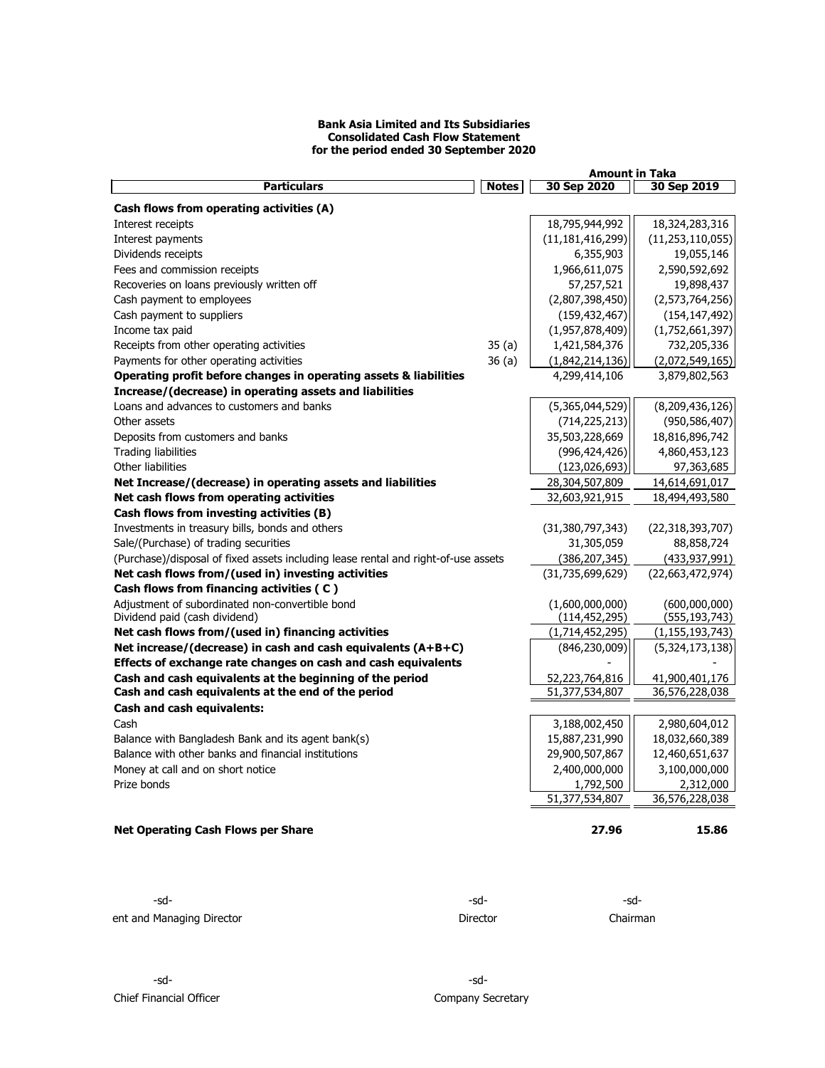**Bank Asia Limited and Its Subsidiaries**
**Consolidated Cash Flow Statement**
**for the period ended 30 September 2020**

| Particulars | Notes | 30 Sep 2020 | 30 Sep 2019 |
|---|---|---|---|
| | | **Amount in Taka** | |
| **Cash flows from operating activities (A)** | | | |
| Interest receipts | | 18,795,944,992 | 18,324,283,316 |
| Interest payments | | (11,181,416,299) | (11,253,110,055) |
| Dividends receipts | | 6,355,903 | 19,055,146 |
| Fees and commission receipts | | 1,966,611,075 | 2,590,592,692 |
| Recoveries on loans previously written off | | 57,257,521 | 19,898,437 |
| Cash payment to employees | | (2,807,398,450) | (2,573,764,256) |
| Cash payment to suppliers | | (159,432,467) | (154,147,492) |
| Income tax paid | | (1,957,878,409) | (1,752,661,397) |
| Receipts from other operating activities | 35 (a) | 1,421,584,376 | 732,205,336 |
| Payments for other operating activities | 36 (a) | (1,842,214,136) | (2,072,549,165) |
| **Operating profit before changes in operating assets & liabilities** | | 4,299,414,106 | 3,879,802,563 |
| **Increase/(decrease) in operating assets and liabilities** | | | |
| Loans and advances to customers and banks | | (5,365,044,529) | (8,209,436,126) |
| Other assets | | (714,225,213) | (950,586,407) |
| Deposits from customers and banks | | 35,503,228,669 | 18,816,896,742 |
| Trading liabilities | | (996,424,426) | 4,860,453,123 |
| Other liabilities | | (123,026,693) | 97,363,685 |
| **Net Increase/(decrease) in operating assets and liabilities** | | 28,304,507,809 | 14,614,691,017 |
| **Net cash flows from operating activities** | | 32,603,921,915 | 18,494,493,580 |
| **Cash flows from investing activities (B)** | | | |
| Investments in treasury bills, bonds and others | | (31,380,797,343) | (22,318,393,707) |
| Sale/(Purchase) of trading securities | | 31,305,059 | 88,858,724 |
| (Purchase)/disposal of fixed assets including lease rental and right-of-use assets | | (386,207,345) | (433,937,991) |
| **Net cash flows from/(used in) investing activities** | | (31,735,699,629) | (22,663,472,974) |
| **Cash flows from financing activities ( C )** | | | |
| Adjustment of subordinated non-convertible bond | | (1,600,000,000) | (600,000,000) |
| Dividend paid (cash dividend) | | (114,452,295) | (555,193,743) |
| **Net cash flows from/(used in) financing activities** | | (1,714,452,295) | (1,155,193,743) |
| **Net increase/(decrease) in cash and cash equivalents (A+B+C)** | | (846,230,009) | (5,324,173,138) |
| **Effects of exchange rate changes on cash and cash equivalents** | | - | - |
| **Cash and cash equivalents at the beginning of the period** | | 52,223,764,816 | 41,900,401,176 |
| **Cash and cash equivalents at the end of the period** | | 51,377,534,807 | 36,576,228,038 |
| **Cash and cash equivalents:** | | | |
| Cash | | 3,188,002,450 | 2,980,604,012 |
| Balance with Bangladesh Bank and its agent bank(s) | | 15,887,231,990 | 18,032,660,389 |
| Balance with other banks and financial institutions | | 29,900,507,867 | 12,460,651,637 |
| Money at call and on short notice | | 2,400,000,000 | 3,100,000,000 |
| Prize bonds | | 1,792,500 | 2,312,000 |
| | | 51,377,534,807 | 36,576,228,038 |
| **Net Operating Cash Flows per Share** | | **27.96** | **15.86** |

-sd-
ent and Managing Director

-sd-
Director

-sd-
Chairman

-sd-
Chief Financial Officer

-sd-
Company Secretary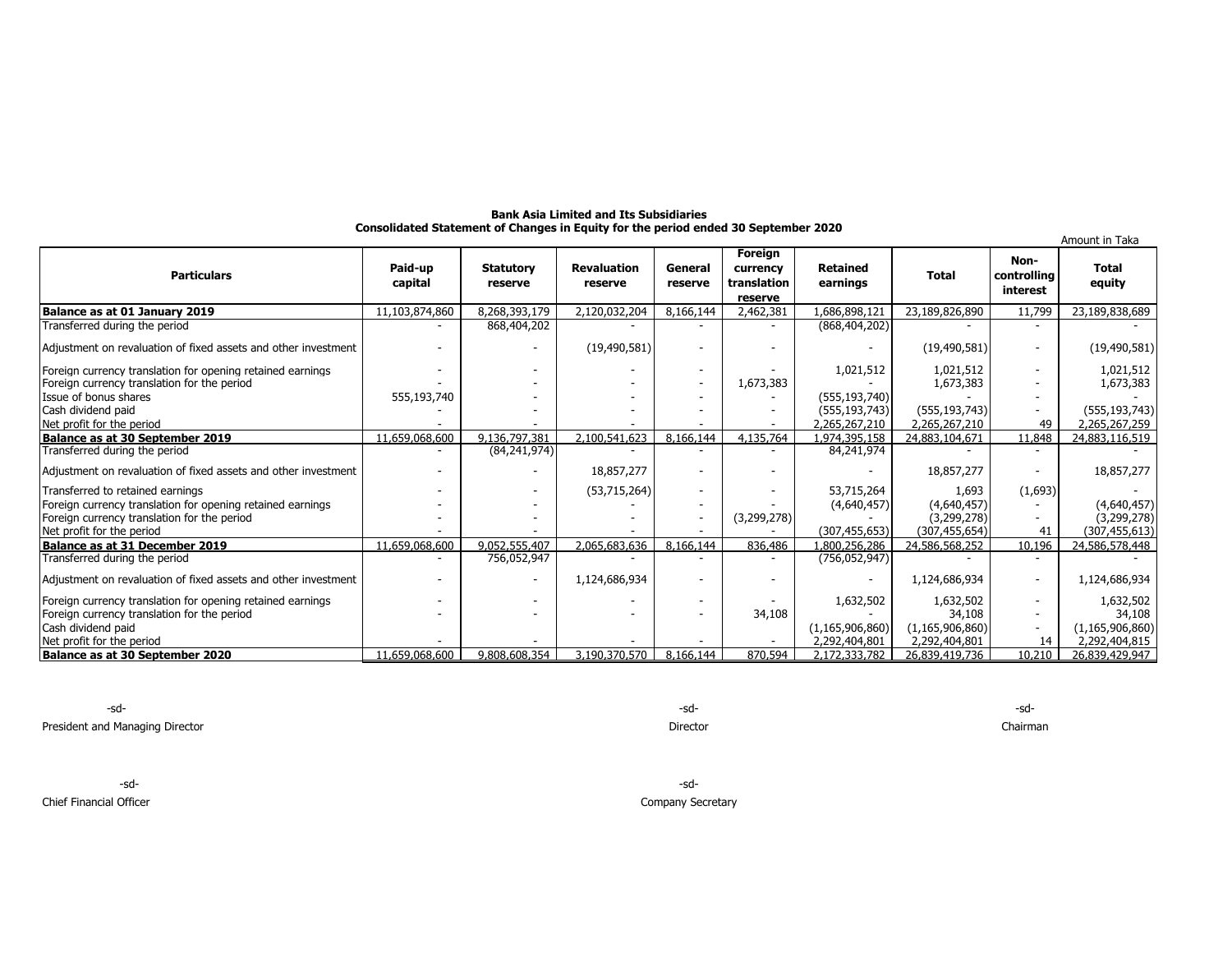**Bank Asia Limited and Its Subsidiaries**
**Consolidated Statement of Changes in Equity for the period ended 30 September 2020**

Amount in Taka

| Particulars | Paid-up capital | Statutory reserve | Revaluation reserve | General reserve | Foreign currency translation reserve | Retained earnings | Total | Non-controlling interest | Total equity |
|---|---|---|---|---|---|---|---|---|---|
| **Balance as at 01 January 2019** | 11,103,874,860 | 8,268,393,179 | 2,120,032,204 | 8,166,144 | 2,462,381 | 1,686,898,121 | 23,189,826,890 | 11,799 | 23,189,838,689 |
| Transferred during the period | - | 868,404,202 | - | - | - | (868,404,202) | - | - | - |
| Adjustment on revaluation of fixed assets and other investment | - | - | (19,490,581) | - | - | - | (19,490,581) | - | (19,490,581) |
| Foreign currency translation for opening retained earnings | - | - | - | - | - | 1,021,512 | 1,021,512 | - | 1,021,512 |
| Foreign currency translation for the period | - | - | - | - | 1,673,383 | - | 1,673,383 | - | 1,673,383 |
| Issue of bonus shares | 555,193,740 | - | - | - | - | (555,193,740) | - | - | - |
| Cash dividend paid | - | - | - | - | - | (555,193,743) | (555,193,743) | - | (555,193,743) |
| Net profit for the period | - | - | - | - | - | 2,265,267,210 | 2,265,267,210 | 49 | 2,265,267,259 |
| **Balance as at 30 September 2019** | 11,659,068,600 | 9,136,797,381 | 2,100,541,623 | 8,166,144 | 4,135,764 | 1,974,395,158 | 24,883,104,671 | 11,848 | 24,883,116,519 |
| Transferred during the period | - | (84,241,974) | - | - | - | 84,241,974 | - | - | - |
| Adjustment on revaluation of fixed assets and other investment | - | - | 18,857,277 | - | - | - | 18,857,277 | - | 18,857,277 |
| Transferred to retained earnings | - | - | (53,715,264) | - | - | 53,715,264 | 1,693 | (1,693) | - |
| Foreign currency translation for opening retained earnings | - | - | - | - | - | (4,640,457) | (4,640,457) | - | (4,640,457) |
| Foreign currency translation for the period | - | - | - | - | (3,299,278) | - | (3,299,278) | - | (3,299,278) |
| Net profit for the period | - | - | - | - | - | (307,455,653) | (307,455,654) | 41 | (307,455,613) |
| **Balance as at 31 December 2019** | 11,659,068,600 | 9,052,555,407 | 2,065,683,636 | 8,166,144 | 836,486 | 1,800,256,286 | 24,586,568,252 | 10,196 | 24,586,578,448 |
| Transferred during the period | - | 756,052,947 | - | - | - | (756,052,947) | - | - | - |
| Adjustment on revaluation of fixed assets and other investment | - | - | 1,124,686,934 | - | - | - | 1,124,686,934 | - | 1,124,686,934 |
| Foreign currency translation for opening retained earnings | - | - | - | - | - | 1,632,502 | 1,632,502 | - | 1,632,502 |
| Foreign currency translation for the period | - | - | - | - | 34,108 | - | 34,108 | - | 34,108 |
| Cash dividend paid | | | | | | (1,165,906,860) | (1,165,906,860) | - | (1,165,906,860) |
| Net profit for the period | - | - | - | - | - | 2,292,404,801 | 2,292,404,801 | 14 | 2,292,404,815 |
| **Balance as at 30 September 2020** | 11,659,068,600 | 9,808,608,354 | 3,190,370,570 | 8,166,144 | 870,594 | 2,172,333,782 | 26,839,419,736 | 10,210 | 26,839,429,947 |

-sd-
President and Managing Director

-sd-
Director

-sd-
Chairman

-sd-
Chief Financial Officer

-sd-
Company Secretary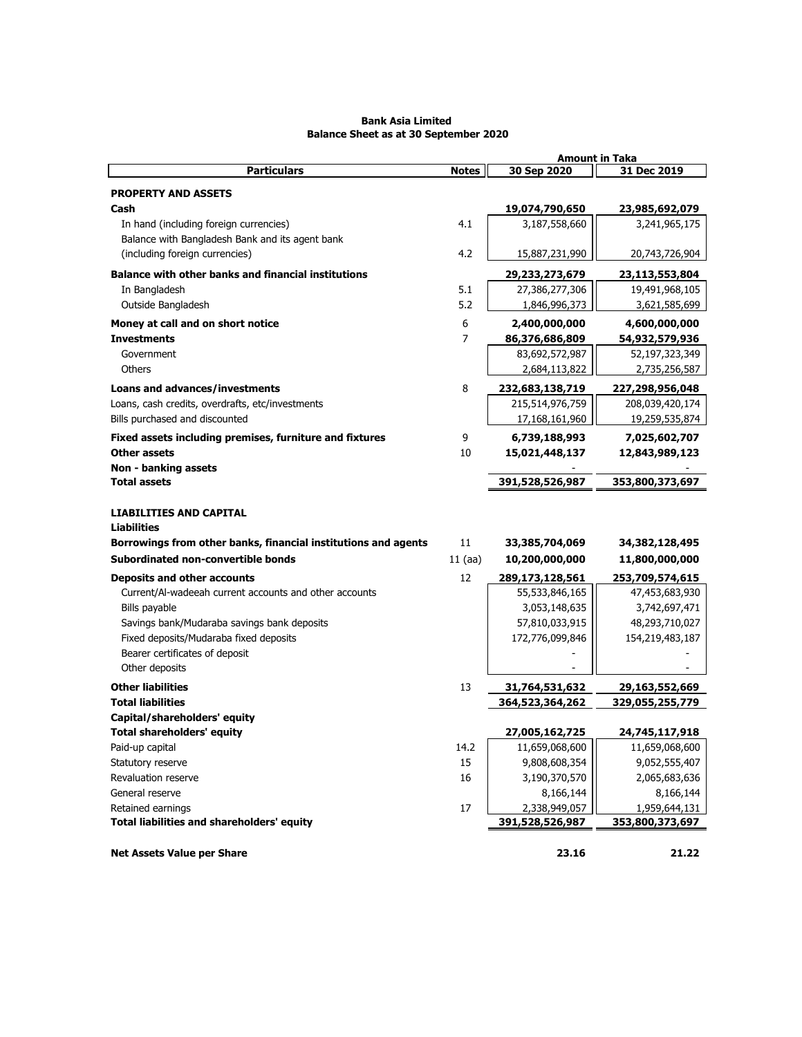**Bank Asia Limited**
**Balance Sheet as at 30 September 2020**

| Particulars | Notes | Amount in Taka 30 Sep 2020 | 31 Dec 2019 |
|---|---|---|---|
| **PROPERTY AND ASSETS** | | | |
| **Cash** | | **19,074,790,650** | **23,985,692,079** |
| In hand (including foreign currencies) | 4.1 | 3,187,558,660 | 3,241,965,175 |
| Balance with Bangladesh Bank and its agent bank (including foreign currencies) | 4.2 | 15,887,231,990 | 20,743,726,904 |
| **Balance with other banks and financial institutions** | | **29,233,273,679** | **23,113,553,804** |
| In Bangladesh | 5.1 | 27,386,277,306 | 19,491,968,105 |
| Outside Bangladesh | 5.2 | 1,846,996,373 | 3,621,585,699 |
| **Money at call and on short notice** | 6 | **2,400,000,000** | **4,600,000,000** |
| **Investments** | 7 | **86,376,686,809** | **54,932,579,936** |
| Government | | 83,692,572,987 | 52,197,323,349 |
| Others | | 2,684,113,822 | 2,735,256,587 |
| **Loans and advances/investments** | 8 | **232,683,138,719** | **227,298,956,048** |
| Loans, cash credits, overdrafts, etc/investments | | 215,514,976,759 | 208,039,420,174 |
| Bills purchased and discounted | | 17,168,161,960 | 19,259,535,874 |
| **Fixed assets including premises, furniture and fixtures** | 9 | **6,739,188,993** | **7,025,602,707** |
| **Other assets** | 10 | **15,021,448,137** | **12,843,989,123** |
| **Non - banking assets** | | - | - |
| **Total assets** | | **391,528,526,987** | **353,800,373,697** |
| **LIABILITIES AND CAPITAL** | | | |
| **Liabilities** | | | |
| **Borrowings from other banks, financial institutions and agents** | 11 | **33,385,704,069** | **34,382,128,495** |
| **Subordinated non-convertible bonds** | 11 (aa) | **10,200,000,000** | **11,800,000,000** |
| **Deposits and other accounts** | 12 | **289,173,128,561** | **253,709,574,615** |
| Current/Al-wadeeah current accounts and other accounts | | 55,533,846,165 | 47,453,683,930 |
| Bills payable | | 3,053,148,635 | 3,742,697,471 |
| Savings bank/Mudaraba savings bank deposits | | 57,810,033,915 | 48,293,710,027 |
| Fixed deposits/Mudaraba fixed deposits | | 172,776,099,846 | 154,219,483,187 |
| Bearer certificates of deposit | | - | - |
| Other deposits | | - | - |
| **Other liabilities** | 13 | **31,764,531,632** | **29,163,552,669** |
| **Total liabilities** | | **364,523,364,262** | **329,055,255,779** |
| **Capital/shareholders' equity** | | | |
| **Total shareholders' equity** | | **27,005,162,725** | **24,745,117,918** |
| Paid-up capital | 14.2 | 11,659,068,600 | 11,659,068,600 |
| Statutory reserve | 15 | 9,808,608,354 | 9,052,555,407 |
| Revaluation reserve | 16 | 3,190,370,570 | 2,065,683,636 |
| General reserve | | 8,166,144 | 8,166,144 |
| Retained earnings | 17 | 2,338,949,057 | 1,959,644,131 |
| **Total liabilities and shareholders' equity** | | **391,528,526,987** | **353,800,373,697** |
| **Net Assets Value per Share** | | **23.16** | **21.22** |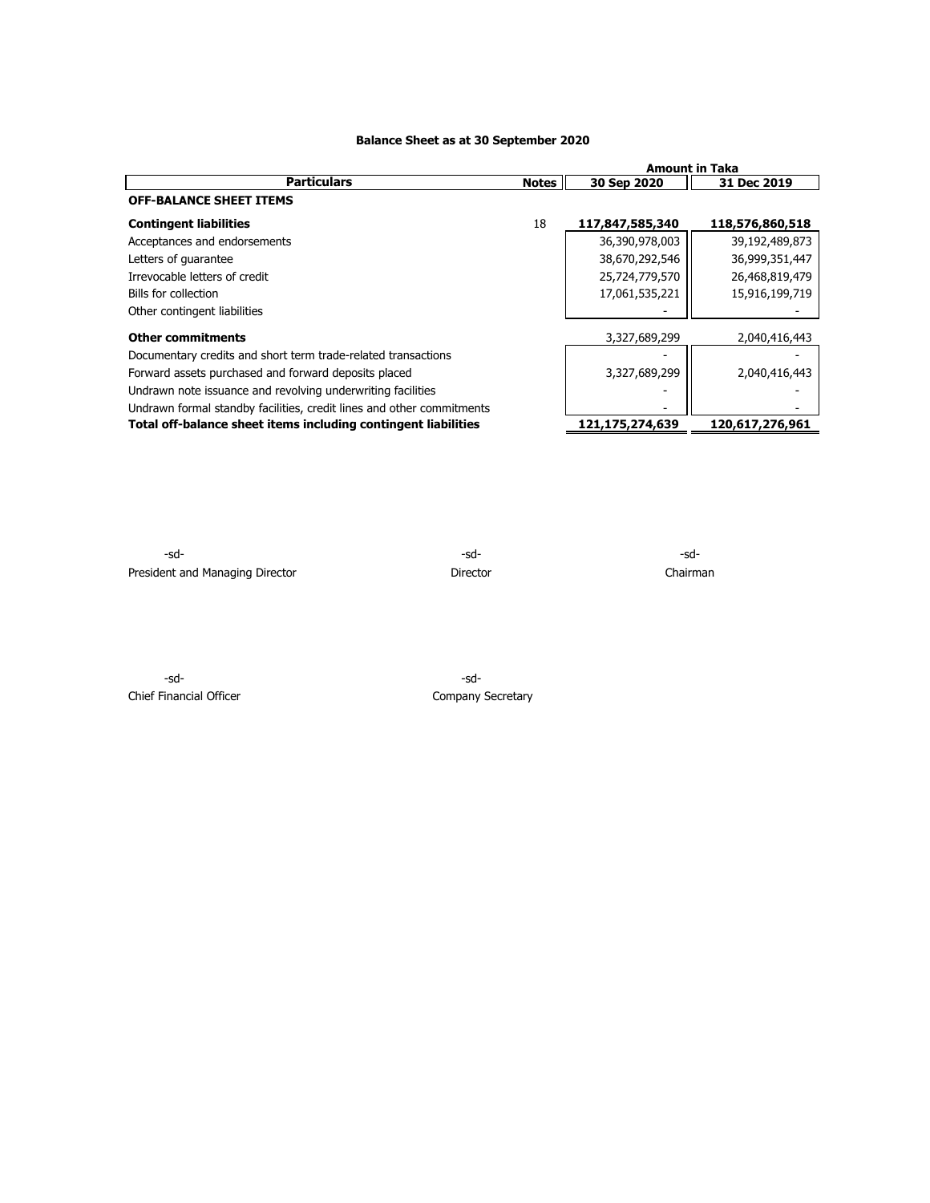## Balance Sheet as at 30 September 2020

| Particulars | Notes | Amount in Taka | |
|---|---|---|---|
| | | 30 Sep 2020 | 31 Dec 2019 |
| **OFF-BALANCE SHEET ITEMS** | | | |
| **Contingent liabilities** | 18 | **117,847,585,340** | **118,576,860,518** |
| Acceptances and endorsements | | 36,390,978,003 | 39,192,489,873 |
| Letters of guarantee | | 38,670,292,546 | 36,999,351,447 |
| Irrevocable letters of credit | | 25,724,779,570 | 26,468,819,479 |
| Bills for collection | | 17,061,535,221 | 15,916,199,719 |
| Other contingent liabilities | | - | - |
| **Other commitments** | | 3,327,689,299 | 2,040,416,443 |
| Documentary credits and short term trade-related transactions | | - | - |
| Forward assets purchased and forward deposits placed | | 3,327,689,299 | 2,040,416,443 |
| Undrawn note issuance and revolving underwriting facilities | | - | - |
| Undrawn formal standby facilities, credit lines and other commitments | | - | - |
| **Total off-balance sheet items including contingent liabilities** | | **121,175,274,639** | **120,617,276,961** |

-sd-
President and Managing Director

-sd-
Director

-sd-
Chairman

-sd-
Chief Financial Officer

-sd-
Company Secretary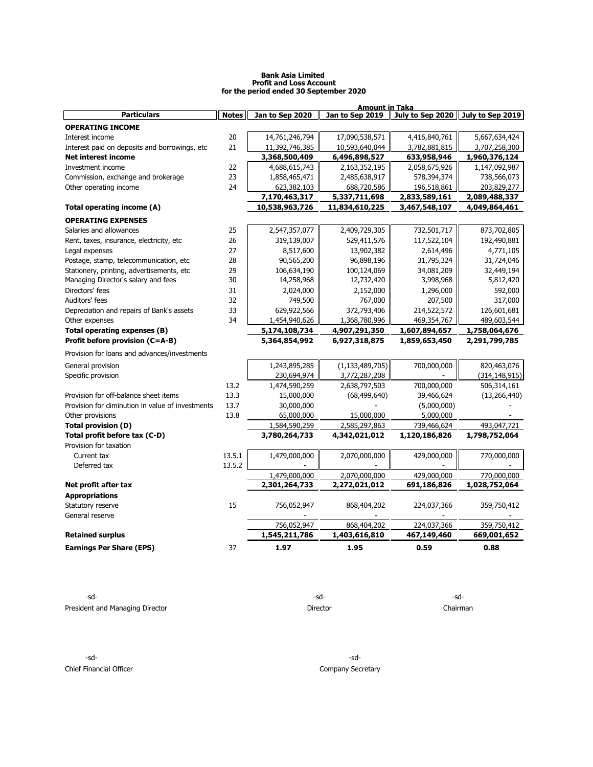**Bank Asia Limited**
**Profit and Loss Account**
**for the period ended 30 September 2020**

| Particulars | Notes | Jan to Sep 2020 | Jan to Sep 2019 | July to Sep 2020 | July to Sep 2019 |
|---|---|---|---|---|---|
| | | **Amount in Taka** | | | |
| **OPERATING INCOME** | | | | | |
| Interest income | 20 | 14,761,246,794 | 17,090,538,571 | 4,416,840,761 | 5,667,634,424 |
| Interest paid on deposits and borrowings, etc | 21 | 11,392,746,385 | 10,593,640,044 | 3,782,881,815 | 3,707,258,300 |
| **Net interest income** | | **3,368,500,409** | **6,496,898,527** | **633,958,946** | **1,960,376,124** |
| Investment income | 22 | 4,688,615,743 | 2,163,352,195 | 2,058,675,926 | 1,147,092,987 |
| Commission, exchange and brokerage | 23 | 1,858,465,471 | 2,485,638,917 | 578,394,374 | 738,566,073 |
| Other operating income | 24 | 623,382,103 | 688,720,586 | 196,518,861 | 203,829,277 |
| | | **7,170,463,317** | **5,337,711,698** | **2,833,589,161** | **2,089,488,337** |
| **Total operating income (A)** | | **10,538,963,726** | **11,834,610,225** | **3,467,548,107** | **4,049,864,461** |
| **OPERATING EXPENSES** | | | | | |
| Salaries and allowances | 25 | 2,547,357,077 | 2,409,729,305 | 732,501,717 | 873,702,805 |
| Rent, taxes, insurance, electricity, etc | 26 | 319,139,007 | 529,411,576 | 117,522,104 | 192,490,881 |
| Legal expenses | 27 | 8,517,600 | 13,902,382 | 2,614,496 | 4,771,105 |
| Postage, stamp, telecommunication, etc | 28 | 90,565,200 | 96,898,196 | 31,795,324 | 31,724,046 |
| Stationery, printing, advertisements, etc | 29 | 106,634,190 | 100,124,069 | 34,081,209 | 32,449,194 |
| Managing Director's salary and fees | 30 | 14,258,968 | 12,732,420 | 3,998,968 | 5,812,420 |
| Directors' fees | 31 | 2,024,000 | 2,152,000 | 1,296,000 | 592,000 |
| Auditors' fees | 32 | 749,500 | 767,000 | 207,500 | 317,000 |
| Depreciation and repairs of Bank's assets | 33 | 629,922,566 | 372,793,406 | 214,522,572 | 126,601,681 |
| Other expenses | 34 | 1,454,940,626 | 1,368,780,996 | 469,354,767 | 489,603,544 |
| **Total operating expenses (B)** | | **5,174,108,734** | **4,907,291,350** | **1,607,894,657** | **1,758,064,676** |
| **Profit before provision (C=A-B)** | | **5,364,854,992** | **6,927,318,875** | **1,859,653,450** | **2,291,799,785** |
| Provision for loans and advances/investments | | | | | |
| General provision | | 1,243,895,285 | (1,133,489,705) | 700,000,000 | 820,463,076 |
| Specific provision | | 230,694,974 | 3,772,287,208 | - | (314,148,915) |
| | 13.2 | 1,474,590,259 | 2,638,797,503 | 700,000,000 | 506,314,161 |
| Provision for off-balance sheet items | 13.3 | 15,000,000 | (68,499,640) | 39,466,624 | (13,266,440) |
| Provision for diminution in value of investments | 13.7 | 30,000,000 | - | (5,000,000) | - |
| Other provisions | 13.8 | 65,000,000 | 15,000,000 | 5,000,000 | - |
| **Total provision (D)** | | 1,584,590,259 | 2,585,297,863 | 739,466,624 | 493,047,721 |
| **Total profit before tax (C-D)** | | **3,780,264,733** | **4,342,021,012** | **1,120,186,826** | **1,798,752,064** |
| Provision for taxation | | | | | |
| Current tax | 13.5.1 | 1,479,000,000 | 2,070,000,000 | 429,000,000 | 770,000,000 |
| Deferred tax | 13.5.2 | - | - | - | - |
| | | 1,479,000,000 | 2,070,000,000 | 429,000,000 | 770,000,000 |
| **Net profit after tax** | | **2,301,264,733** | **2,272,021,012** | **691,186,826** | **1,028,752,064** |
| **Appropriations** | | | | | |
| Statutory reserve | 15 | 756,052,947 | 868,404,202 | 224,037,366 | 359,750,412 |
| General reserve | | - | - | - | - |
| | | 756,052,947 | 868,404,202 | 224,037,366 | 359,750,412 |
| **Retained surplus** | | **1,545,211,786** | **1,403,616,810** | **467,149,460** | **669,001,652** |
| **Earnings Per Share (EPS)** | 37 | **1.97** | **1.95** | **0.59** | **0.88** |

-sd-
President and Managing Director

-sd-
Director

-sd-
Chairman

-sd-
Chief Financial Officer

-sd-
Company Secretary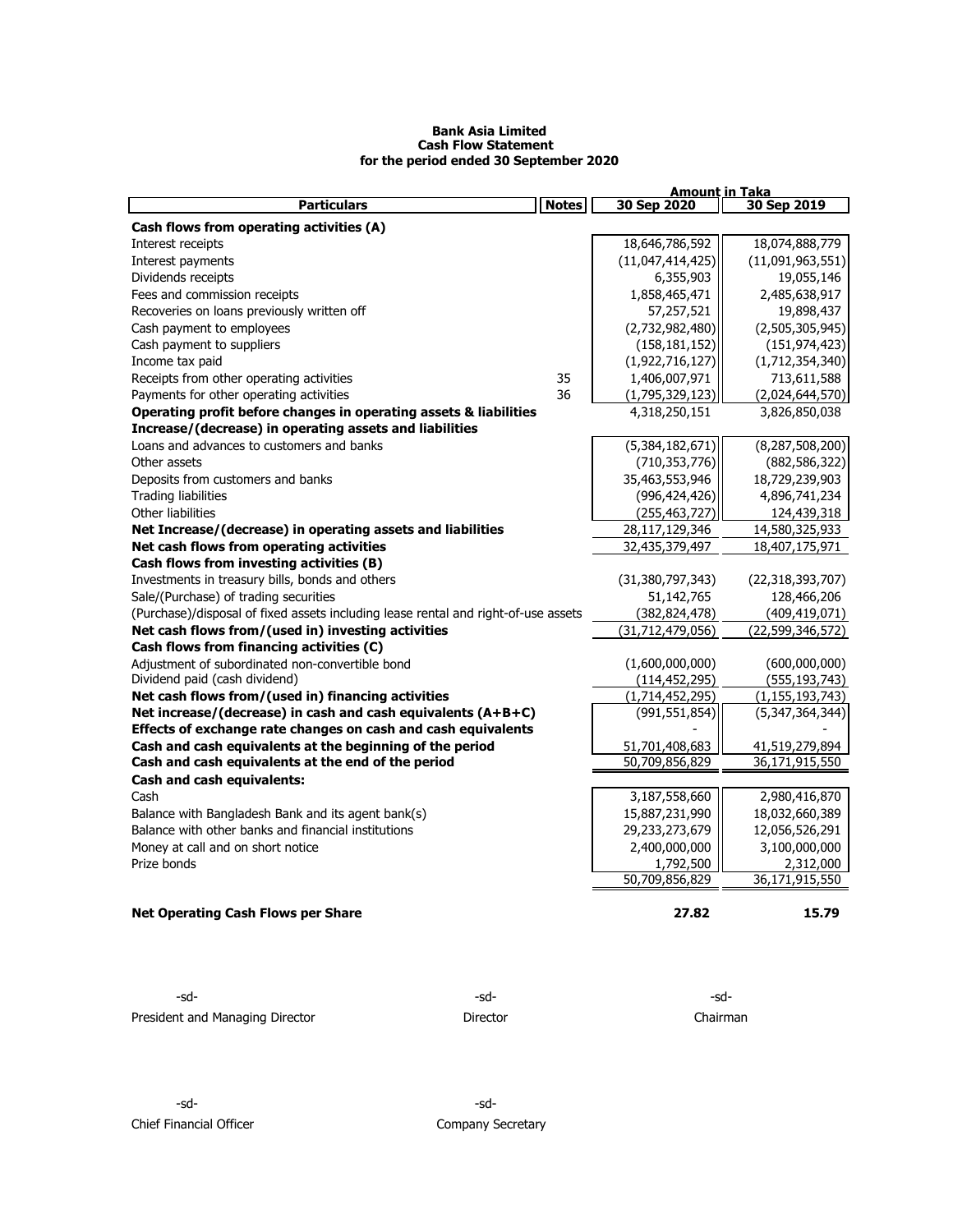**Bank Asia Limited**
**Cash Flow Statement**
**for the period ended 30 September 2020**

| Particulars | Notes | Amount in Taka 30 Sep 2020 | 30 Sep 2019 |
|---|---|---|---|
| **Cash flows from operating activities (A)** | | | |
| Interest receipts | | 18,646,786,592 | 18,074,888,779 |
| Interest payments | | (11,047,414,425) | (11,091,963,551) |
| Dividends receipts | | 6,355,903 | 19,055,146 |
| Fees and commission receipts | | 1,858,465,471 | 2,485,638,917 |
| Recoveries on loans previously written off | | 57,257,521 | 19,898,437 |
| Cash payment to employees | | (2,732,982,480) | (2,505,305,945) |
| Cash payment to suppliers | | (158,181,152) | (151,974,423) |
| Income tax paid | | (1,922,716,127) | (1,712,354,340) |
| Receipts from other operating activities | 35 | 1,406,007,971 | 713,611,588 |
| Payments for other operating activities | 36 | (1,795,329,123) | (2,024,644,570) |
| **Operating profit before changes in operating assets & liabilities** | | 4,318,250,151 | 3,826,850,038 |
| **Increase/(decrease) in operating assets and liabilities** | | | |
| Loans and advances to customers and banks | | (5,384,182,671) | (8,287,508,200) |
| Other assets | | (710,353,776) | (882,586,322) |
| Deposits from customers and banks | | 35,463,553,946 | 18,729,239,903 |
| Trading liabilities | | (996,424,426) | 4,896,741,234 |
| Other liabilities | | (255,463,727) | 124,439,318 |
| **Net Increase/(decrease) in operating assets and liabilities** | | 28,117,129,346 | 14,580,325,933 |
| **Net cash flows from operating activities** | | 32,435,379,497 | 18,407,175,971 |
| **Cash flows from investing activities (B)** | | | |
| Investments in treasury bills, bonds and others | | (31,380,797,343) | (22,318,393,707) |
| Sale/(Purchase) of trading securities | | 51,142,765 | 128,466,206 |
| (Purchase)/disposal of fixed assets including lease rental and right-of-use assets | | (382,824,478) | (409,419,071) |
| **Net cash flows from/(used in) investing activities** | | (31,712,479,056) | (22,599,346,572) |
| **Cash flows from financing activities (C)** | | | |
| Adjustment of subordinated non-convertible bond | | (1,600,000,000) | (600,000,000) |
| Dividend paid (cash dividend) | | (114,452,295) | (555,193,743) |
| **Net cash flows from/(used in) financing activities** | | (1,714,452,295) | (1,155,193,743) |
| **Net increase/(decrease) in cash and cash equivalents (A+B+C)** | | (991,551,854) | (5,347,364,344) |
| **Effects of exchange rate changes on cash and cash equivalents** | | - | - |
| **Cash and cash equivalents at the beginning of the period** | | 51,701,408,683 | 41,519,279,894 |
| **Cash and cash equivalents at the end of the period** | | 50,709,856,829 | 36,171,915,550 |
| **Cash and cash equivalents:** | | | |
| Cash | | 3,187,558,660 | 2,980,416,870 |
| Balance with Bangladesh Bank and its agent bank(s) | | 15,887,231,990 | 18,032,660,389 |
| Balance with other banks and financial institutions | | 29,233,273,679 | 12,056,526,291 |
| Money at call and on short notice | | 2,400,000,000 | 3,100,000,000 |
| Prize bonds | | 1,792,500 | 2,312,000 |
| | | 50,709,856,829 | 36,171,915,550 |
| **Net Operating Cash Flows per Share** | | **27.82** | **15.79** |

-sd-
President and Managing Director

-sd-
Director

-sd-
Chairman

-sd-
Chief Financial Officer

-sd-
Company Secretary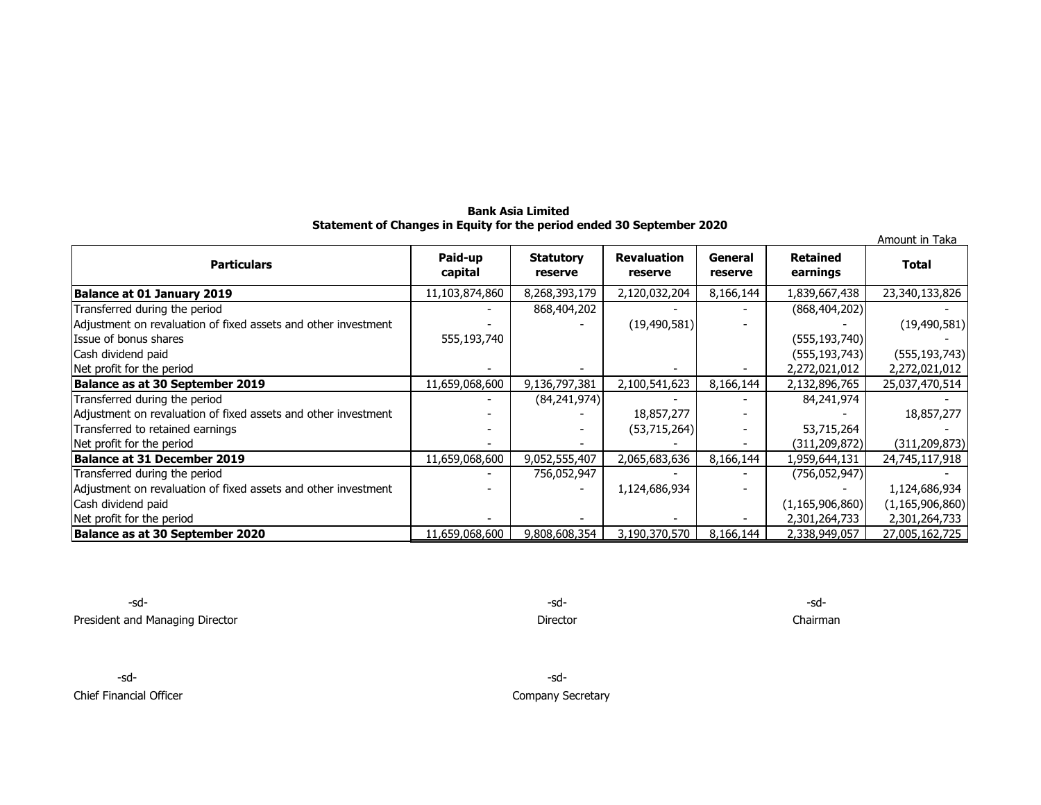**Bank Asia Limited**
**Statement of Changes in Equity for the period ended 30 September 2020**

Amount in Taka

| Particulars | Paid-up capital | Statutory reserve | Revaluation reserve | General reserve | Retained earnings | Total |
|---|---|---|---|---|---|---|
| **Balance at 01 January 2019** | 11,103,874,860 | 8,268,393,179 | 2,120,032,204 | 8,166,144 | 1,839,667,438 | 23,340,133,826 |
| Transferred during the period | - | 868,404,202 | - | - | (868,404,202) | - |
| Adjustment on revaluation of fixed assets and other investment | - | - | (19,490,581) | - | - | (19,490,581) |
| Issue of bonus shares | 555,193,740 | | | | (555,193,740) | - |
| Cash dividend paid | | | | | (555,193,743) | (555,193,743) |
| Net profit for the period | - | - | - | - | 2,272,021,012 | 2,272,021,012 |
| **Balance as at 30 September 2019** | 11,659,068,600 | 9,136,797,381 | 2,100,541,623 | 8,166,144 | 2,132,896,765 | 25,037,470,514 |
| Transferred during the period | - | (84,241,974) | - | - | 84,241,974 | - |
| Adjustment on revaluation of fixed assets and other investment | - | - | 18,857,277 | - | - | 18,857,277 |
| Transferred to retained earnings | - | - | (53,715,264) | - | 53,715,264 | - |
| Net profit for the period | - | - | - | - | (311,209,872) | (311,209,873) |
| **Balance at 31 December 2019** | 11,659,068,600 | 9,052,555,407 | 2,065,683,636 | 8,166,144 | 1,959,644,131 | 24,745,117,918 |
| Transferred during the period | - | 756,052,947 | - | - | (756,052,947) | - |
| Adjustment on revaluation of fixed assets and other investment | - | - | 1,124,686,934 | - | - | 1,124,686,934 |
| Cash dividend paid | | | | | (1,165,906,860) | (1,165,906,860) |
| Net profit for the period | - | - | - | - | 2,301,264,733 | 2,301,264,733 |
| **Balance as at 30 September 2020** | 11,659,068,600 | 9,808,608,354 | 3,190,370,570 | 8,166,144 | 2,338,949,057 | 27,005,162,725 |

-sd-
President and Managing Director

-sd-
Director

-sd-
Chairman

-sd-
Chief Financial Officer

-sd-
Company Secretary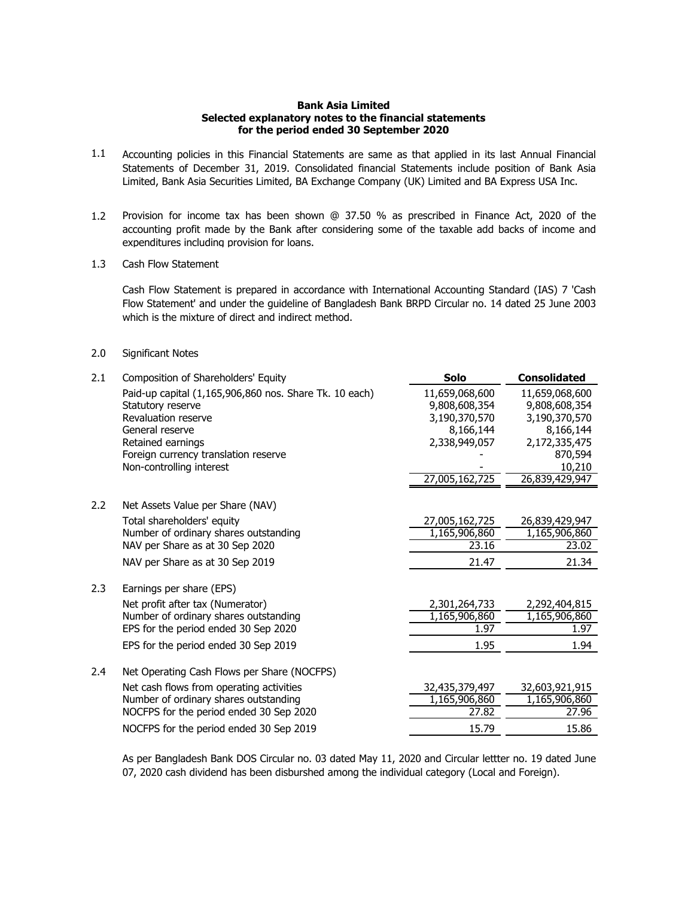**Bank Asia Limited**
**Selected explanatory notes to the financial statements**
**for the period ended 30 September 2020**

1.1 Accounting policies in this Financial Statements are same as that applied in its last Annual Financial Statements of December 31, 2019. Consolidated financial Statements include position of Bank Asia Limited, Bank Asia Securities Limited, BA Exchange Company (UK) Limited and BA Express USA Inc.

1.2 Provision for income tax has been shown @ 37.50 % as prescribed in Finance Act, 2020 of the accounting profit made by the Bank after considering some of the taxable add backs of income and expenditures including provision for loans.

1.3 Cash Flow Statement

Cash Flow Statement is prepared in accordance with International Accounting Standard (IAS) 7 'Cash Flow Statement' and under the guideline of Bangladesh Bank BRPD Circular no. 14 dated 25 June 2003 which is the mixture of direct and indirect method.

2.0 Significant Notes

| | | Solo | Consolidated |
|---|---|---|---|
| 2.1 | Composition of Shareholders' Equity | | |
| | Paid-up capital (1,165,906,860 nos. Share Tk. 10 each) | 11,659,068,600 | 11,659,068,600 |
| | Statutory reserve | 9,808,608,354 | 9,808,608,354 |
| | Revaluation reserve | 3,190,370,570 | 3,190,370,570 |
| | General reserve | 8,166,144 | 8,166,144 |
| | Retained earnings | 2,338,949,057 | 2,172,335,475 |
| | Foreign currency translation reserve | - | 870,594 |
| | Non-controlling interest | - | 10,210 |
| | | 27,005,162,725 | 26,839,429,947 |
| 2.2 | Net Assets Value per Share (NAV) | | |
| | Total shareholders' equity | 27,005,162,725 | 26,839,429,947 |
| | Number of ordinary shares outstanding | 1,165,906,860 | 1,165,906,860 |
| | NAV per Share as at 30 Sep 2020 | 23.16 | 23.02 |
| | NAV per Share as at 30 Sep 2019 | 21.47 | 21.34 |
| 2.3 | Earnings per share (EPS) | | |
| | Net profit after tax (Numerator) | 2,301,264,733 | 2,292,404,815 |
| | Number of ordinary shares outstanding | 1,165,906,860 | 1,165,906,860 |
| | EPS for the period ended 30 Sep 2020 | 1.97 | 1.97 |
| | EPS for the period ended 30 Sep 2019 | 1.95 | 1.94 |
| 2.4 | Net Operating Cash Flows per Share (NOCFPS) | | |
| | Net cash flows from operating activities | 32,435,379,497 | 32,603,921,915 |
| | Number of ordinary shares outstanding | 1,165,906,860 | 1,165,906,860 |
| | NOCFPS for the period ended 30 Sep 2020 | 27.82 | 27.96 |
| | NOCFPS for the period ended 30 Sep 2019 | 15.79 | 15.86 |

As per Bangladesh Bank DOS Circular no. 03 dated May 11, 2020 and Circular lettter no. 19 dated June 07, 2020 cash dividend has been disburshed among the individual category (Local and Foreign).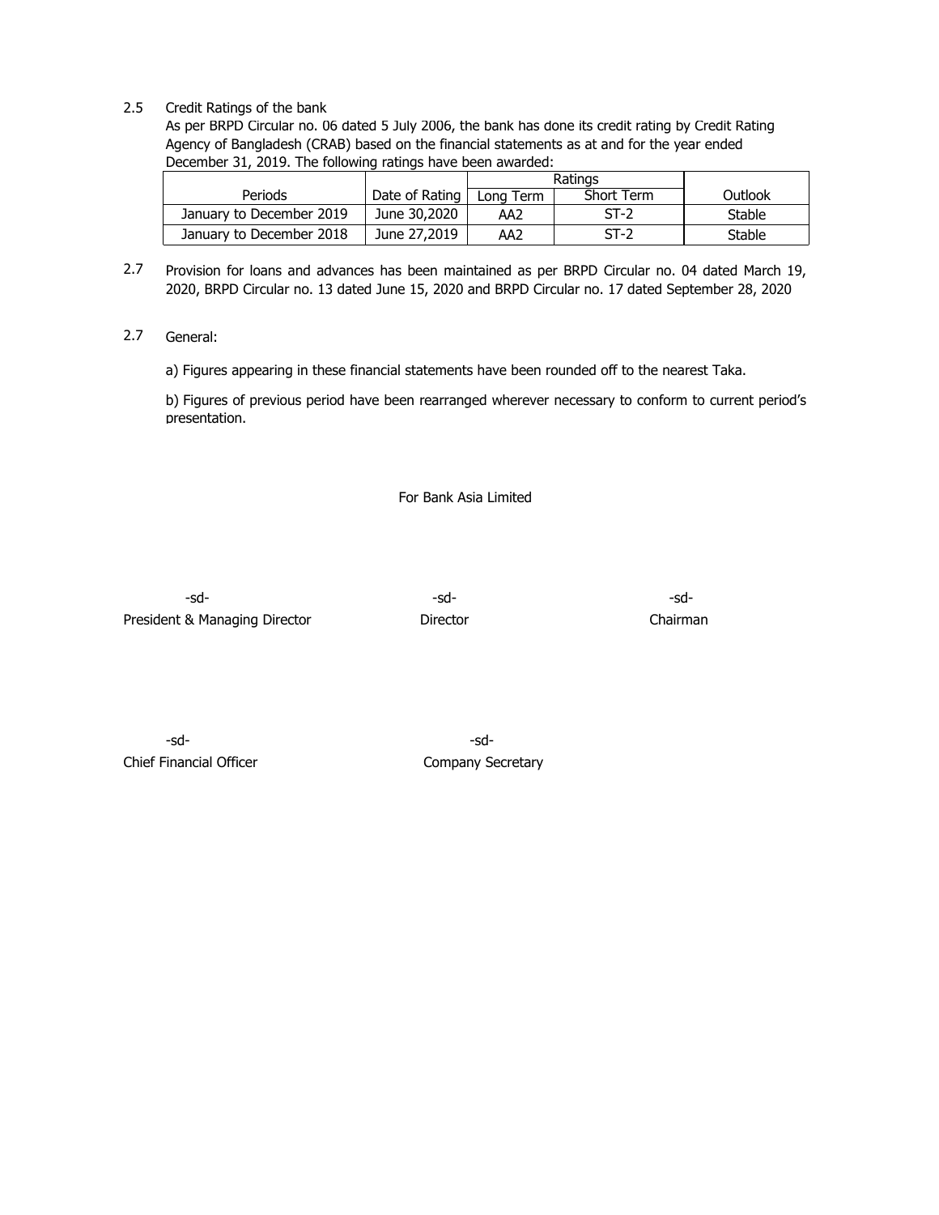2.5 Credit Ratings of the bank

As per BRPD Circular no. 06 dated 5 July 2006, the bank has done its credit rating by Credit Rating Agency of Bangladesh (CRAB) based on the financial statements as at and for the year ended December 31, 2019. The following ratings have been awarded:

| Periods | Date of Rating | Ratings | | Outlook |
|---|---|---|---|---|
| | | Long Term | Short Term | |
| January to December 2019 | June 30,2020 | AA2 | ST-2 | Stable |
| January to December 2018 | June 27,2019 | AA2 | ST-2 | Stable |

2.7 Provision for loans and advances has been maintained as per BRPD Circular no. 04 dated March 19, 2020, BRPD Circular no. 13 dated June 15, 2020 and BRPD Circular no. 17 dated September 28, 2020

2.7 General:

a) Figures appearing in these financial statements have been rounded off to the nearest Taka.

b) Figures of previous period have been rearranged wherever necessary to conform to current period's presentation.

For Bank Asia Limited

| -sd- | -sd- | -sd- |
|---|---|---|
| President & Managing Director | Director | Chairman |

| -sd- | -sd- |
|---|---|
| Chief Financial Officer | Company Secretary |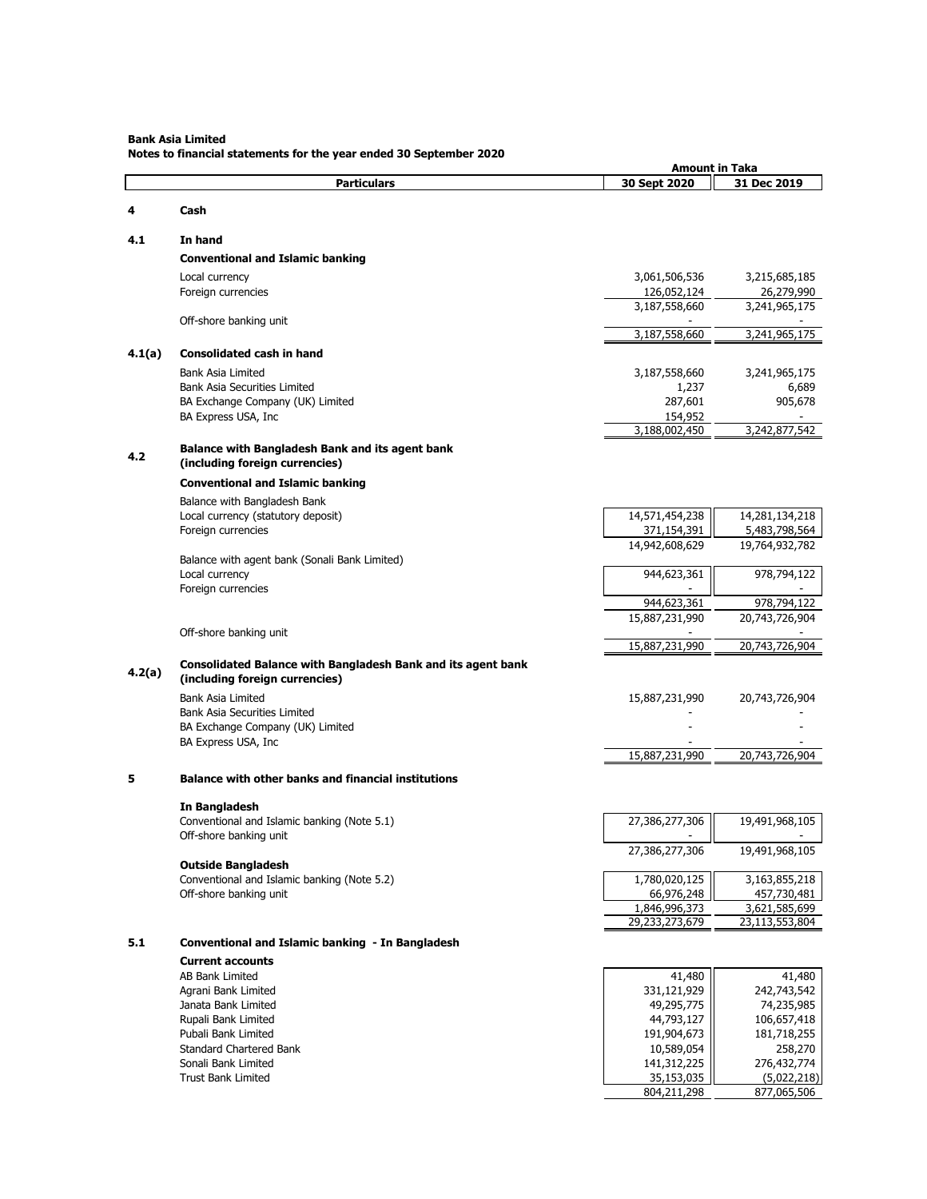**Bank Asia Limited**
**Notes to financial statements for the year ended 30 September 2020**

| | Particulars | 30 Sept 2020 | 31 Dec 2019 |
|---|---|---|---|
| | | **Amount in Taka** | |
| **4** | **Cash** | | |
| **4.1** | **In hand** | | |
| | **Conventional and Islamic banking** | | |
| | Local currency | 3,061,506,536 | 3,215,685,185 |
| | Foreign currencies | 126,052,124 | 26,279,990 |
| | | 3,187,558,660 | 3,241,965,175 |
| | Off-shore banking unit | - | - |
| | | 3,187,558,660 | 3,241,965,175 |
| **4.1(a)** | **Consolidated cash in hand** | | |
| | Bank Asia Limited | 3,187,558,660 | 3,241,965,175 |
| | Bank Asia Securities Limited | 1,237 | 6,689 |
| | BA Exchange Company (UK) Limited | 287,601 | 905,678 |
| | BA Express USA, Inc | 154,952 | - |
| | | 3,188,002,450 | 3,242,877,542 |
| **4.2** | **Balance with Bangladesh Bank and its agent bank (including foreign currencies)** | | |
| | **Conventional and Islamic banking** | | |
| | Balance with Bangladesh Bank | | |
| | Local currency (statutory deposit) | 14,571,454,238 | 14,281,134,218 |
| | Foreign currencies | 371,154,391 | 5,483,798,564 |
| | | 14,942,608,629 | 19,764,932,782 |
| | Balance with agent bank (Sonali Bank Limited) | | |
| | Local currency | 944,623,361 | 978,794,122 |
| | Foreign currencies | - | - |
| | | 944,623,361 | 978,794,122 |
| | | 15,887,231,990 | 20,743,726,904 |
| | Off-shore banking unit | - | - |
| | | 15,887,231,990 | 20,743,726,904 |
| **4.2(a)** | **Consolidated Balance with Bangladesh Bank and its agent bank (including foreign currencies)** | | |
| | Bank Asia Limited | 15,887,231,990 | 20,743,726,904 |
| | Bank Asia Securities Limited | - | - |
| | BA Exchange Company (UK) Limited | - | - |
| | BA Express USA, Inc | - | - |
| | | 15,887,231,990 | 20,743,726,904 |
| **5** | **Balance with other banks and financial institutions** | | |
| | **In Bangladesh** | | |
| | Conventional and Islamic banking (Note 5.1) | 27,386,277,306 | 19,491,968,105 |
| | Off-shore banking unit | - | - |
| | | 27,386,277,306 | 19,491,968,105 |
| | **Outside Bangladesh** | | |
| | Conventional and Islamic banking (Note 5.2) | 1,780,020,125 | 3,163,855,218 |
| | Off-shore banking unit | 66,976,248 | 457,730,481 |
| | | 1,846,996,373 | 3,621,585,699 |
| | | 29,233,273,679 | 23,113,553,804 |
| **5.1** | **Conventional and Islamic banking - In Bangladesh** | | |
| | **Current accounts** | | |
| | AB Bank Limited | 41,480 | 41,480 |
| | Agrani Bank Limited | 331,121,929 | 242,743,542 |
| | Janata Bank Limited | 49,295,775 | 74,235,985 |
| | Rupali Bank Limited | 44,793,127 | 106,657,418 |
| | Pubali Bank Limited | 191,904,673 | 181,718,255 |
| | Standard Chartered Bank | 10,589,054 | 258,270 |
| | Sonali Bank Limited | 141,312,225 | 276,432,774 |
| | Trust Bank Limited | 35,153,035 | (5,022,218) |
| | | 804,211,298 | 877,065,506 |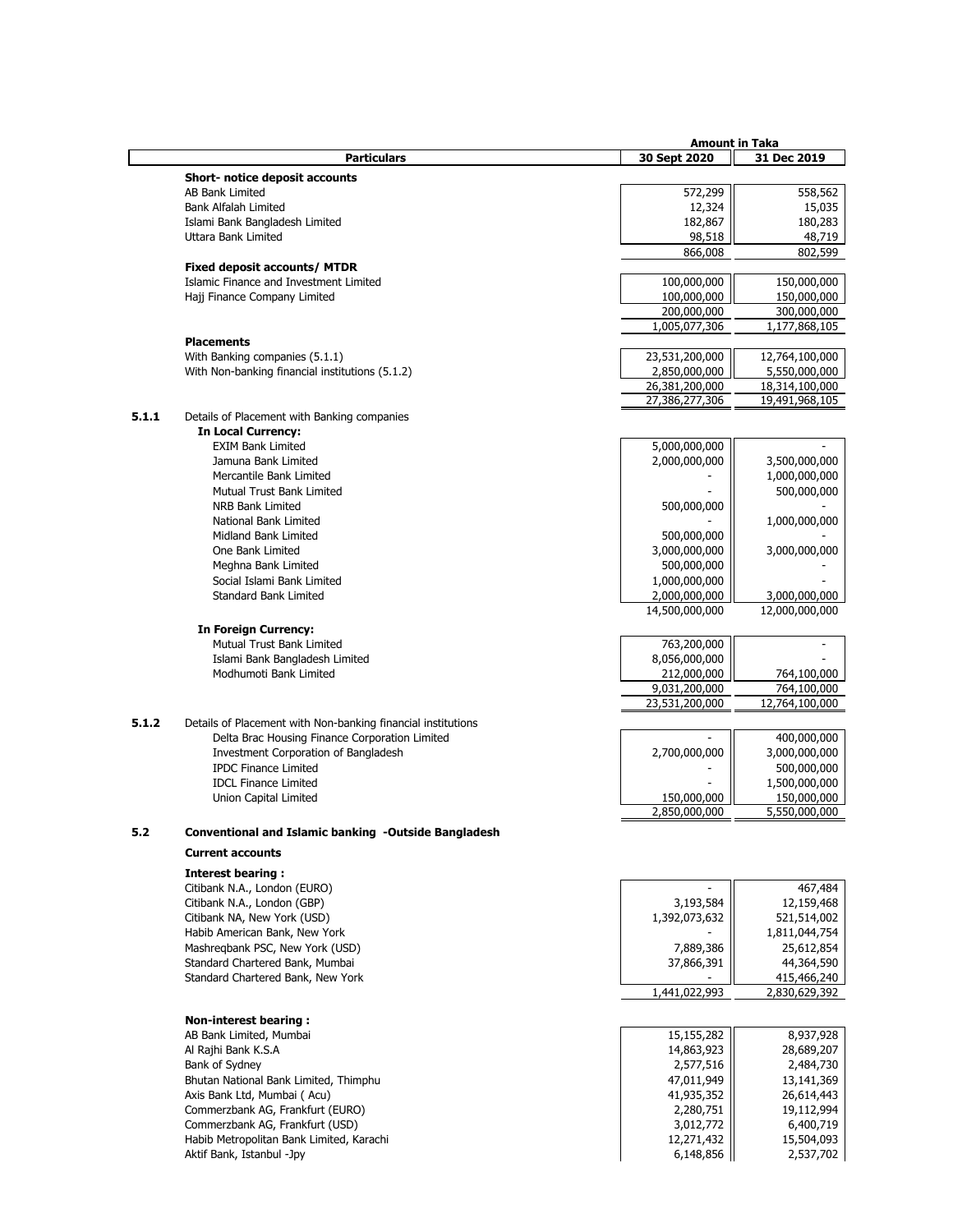| | Particulars | Amount in Taka 30 Sept 2020 | 31 Dec 2019 |
|---|---|---|---|
| | **Short- notice deposit accounts** | | |
| | AB Bank Limited | 572,299 | 558,562 |
| | Bank Alfalah Limited | 12,324 | 15,035 |
| | Islami Bank Bangladesh Limited | 182,867 | 180,283 |
| | Uttara Bank Limited | 98,518 | 48,719 |
| | | 866,008 | 802,599 |
| | **Fixed deposit accounts/ MTDR** | | |
| | Islamic Finance and Investment Limited | 100,000,000 | 150,000,000 |
| | Hajj Finance Company Limited | 100,000,000 | 150,000,000 |
| | | 200,000,000 | 300,000,000 |
| | | 1,005,077,306 | 1,177,868,105 |
| | **Placements** | | |
| | With Banking companies (5.1.1) | 23,531,200,000 | 12,764,100,000 |
| | With Non-banking financial institutions (5.1.2) | 2,850,000,000 | 5,550,000,000 |
| | | 26,381,200,000 | 18,314,100,000 |
| | | 27,386,277,306 | 19,491,968,105 |
| **5.1.1** | Details of Placement with Banking companies | | |
| | **In Local Currency:** | | |
| | EXIM Bank Limited | 5,000,000,000 | - |
| | Jamuna Bank Limited | 2,000,000,000 | 3,500,000,000 |
| | Mercantile Bank Limited | - | 1,000,000,000 |
| | Mutual Trust Bank Limited | - | 500,000,000 |
| | NRB Bank Limited | 500,000,000 | - |
| | National Bank Limited | - | 1,000,000,000 |
| | Midland Bank Limited | 500,000,000 | - |
| | One Bank Limited | 3,000,000,000 | 3,000,000,000 |
| | Meghna Bank Limited | 500,000,000 | - |
| | Social Islami Bank Limited | 1,000,000,000 | - |
| | Standard Bank Limited | 2,000,000,000 | 3,000,000,000 |
| | | 14,500,000,000 | 12,000,000,000 |
| | **In Foreign Currency:** | | |
| | Mutual Trust Bank Limited | 763,200,000 | - |
| | Islami Bank Bangladesh Limited | 8,056,000,000 | - |
| | Modhumoti Bank Limited | 212,000,000 | 764,100,000 |
| | | 9,031,200,000 | 764,100,000 |
| | | 23,531,200,000 | 12,764,100,000 |
| **5.1.2** | Details of Placement with Non-banking financial institutions | | |
| | Delta Brac Housing Finance Corporation Limited | - | 400,000,000 |
| | Investment Corporation of Bangladesh | 2,700,000,000 | 3,000,000,000 |
| | IPDC Finance Limited | - | 500,000,000 |
| | IDCL Finance Limited | - | 1,500,000,000 |
| | Union Capital Limited | 150,000,000 | 150,000,000 |
| | | 2,850,000,000 | 5,550,000,000 |
| **5.2** | **Conventional and Islamic banking -Outside Bangladesh** | | |
| | **Current accounts** | | |
| | **Interest bearing :** | | |
| | Citibank N.A., London (EURO) | - | 467,484 |
| | Citibank N.A., London (GBP) | 3,193,584 | 12,159,468 |
| | Citibank NA, New York (USD) | 1,392,073,632 | 521,514,002 |
| | Habib American Bank, New York | - | 1,811,044,754 |
| | Mashreqbank PSC, New York (USD) | 7,889,386 | 25,612,854 |
| | Standard Chartered Bank, Mumbai | 37,866,391 | 44,364,590 |
| | Standard Chartered Bank, New York | - | 415,466,240 |
| | | 1,441,022,993 | 2,830,629,392 |
| | **Non-interest bearing :** | | |
| | AB Bank Limited, Mumbai | 15,155,282 | 8,937,928 |
| | Al Rajhi Bank K.S.A | 14,863,923 | 28,689,207 |
| | Bank of Sydney | 2,577,516 | 2,484,730 |
| | Bhutan National Bank Limited, Thimphu | 47,011,949 | 13,141,369 |
| | Axis Bank Ltd, Mumbai ( Acu) | 41,935,352 | 26,614,443 |
| | Commerzbank AG, Frankfurt (EURO) | 2,280,751 | 19,112,994 |
| | Commerzbank AG, Frankfurt (USD) | 3,012,772 | 6,400,719 |
| | Habib Metropolitan Bank Limited, Karachi | 12,271,432 | 15,504,093 |
| | Aktif Bank, Istanbul -Jpy | 6,148,856 | 2,537,702 |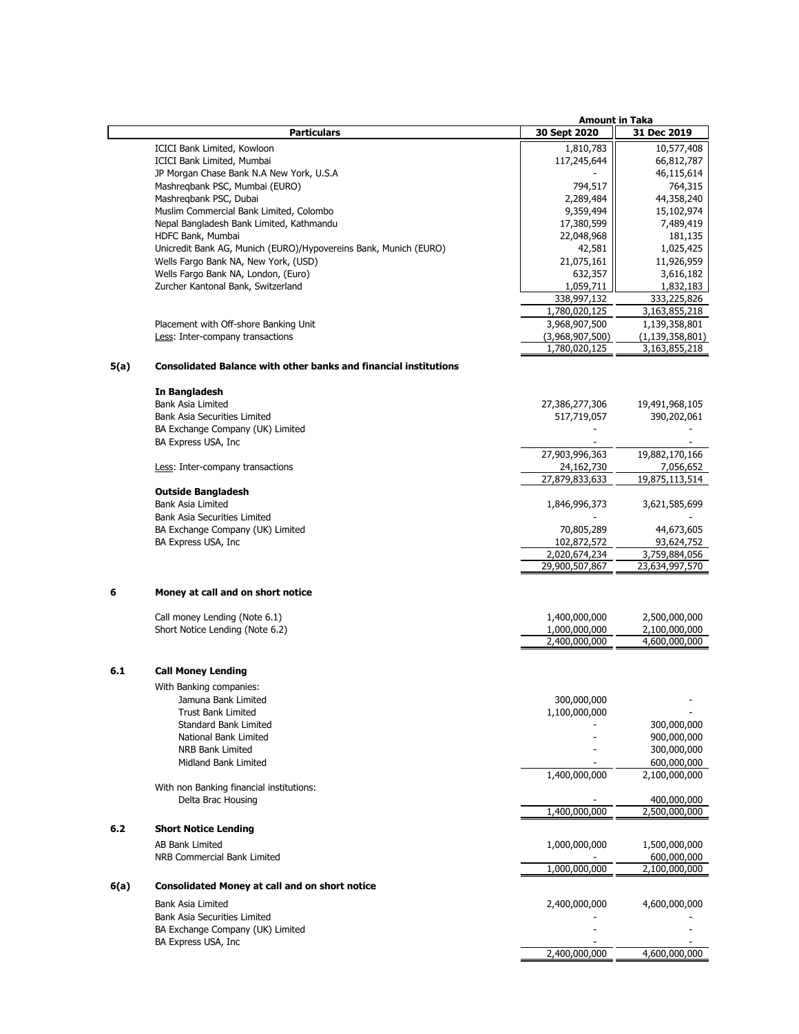| | Particulars | Amount in Taka 30 Sept 2020 | 31 Dec 2019 |
|---|---|---|---|
| | ICICI Bank Limited, Kowloon | 1,810,783 | 10,577,408 |
| | ICICI Bank Limited, Mumbai | 117,245,644 | 66,812,787 |
| | JP Morgan Chase Bank N.A New York, U.S.A | - | 46,115,614 |
| | Mashreqbank PSC, Mumbai (EURO) | 794,517 | 764,315 |
| | Mashreqbank PSC, Dubai | 2,289,484 | 44,358,240 |
| | Muslim Commercial Bank Limited, Colombo | 9,359,494 | 15,102,974 |
| | Nepal Bangladesh Bank Limited, Kathmandu | 17,380,599 | 7,489,419 |
| | HDFC Bank, Mumbai | 22,048,968 | 181,135 |
| | Unicredit Bank AG, Munich (EURO)/Hypovereins Bank, Munich (EURO) | 42,581 | 1,025,425 |
| | Wells Fargo Bank NA, New York, (USD) | 21,075,161 | 11,926,959 |
| | Wells Fargo Bank NA, London, (Euro) | 632,357 | 3,616,182 |
| | Zurcher Kantonal Bank, Switzerland | 1,059,711 | 1,832,183 |
| | | 338,997,132 | 333,225,826 |
| | | 1,780,020,125 | 3,163,855,218 |
| | Placement with Off-shore Banking Unit | 3,968,907,500 | 1,139,358,801 |
| | Less: Inter-company transactions | (3,968,907,500) | (1,139,358,801) |
| | | 1,780,020,125 | 3,163,855,218 |
| **5(a)** | **Consolidated Balance with other banks and financial institutions** | | |
| | **In Bangladesh** | | |
| | Bank Asia Limited | 27,386,277,306 | 19,491,968,105 |
| | Bank Asia Securities Limited | 517,719,057 | 390,202,061 |
| | BA Exchange Company (UK) Limited | - | - |
| | BA Express USA, Inc | - | - |
| | | 27,903,996,363 | 19,882,170,166 |
| | Less: Inter-company transactions | 24,162,730 | 7,056,652 |
| | | 27,879,833,633 | 19,875,113,514 |
| | **Outside Bangladesh** | | |
| | Bank Asia Limited | 1,846,996,373 | 3,621,585,699 |
| | Bank Asia Securities Limited | - | - |
| | BA Exchange Company (UK) Limited | 70,805,289 | 44,673,605 |
| | BA Express USA, Inc | 102,872,572 | 93,624,752 |
| | | 2,020,674,234 | 3,759,884,056 |
| | | 29,900,507,867 | 23,634,997,570 |
| **6** | **Money at call and on short notice** | | |
| | Call money Lending (Note 6.1) | 1,400,000,000 | 2,500,000,000 |
| | Short Notice Lending (Note 6.2) | 1,000,000,000 | 2,100,000,000 |
| | | 2,400,000,000 | 4,600,000,000 |
| **6.1** | **Call Money Lending** | | |
| | With Banking companies: | | |
| | Jamuna Bank Limited | 300,000,000 | - |
| | Trust Bank Limited | 1,100,000,000 | - |
| | Standard Bank Limited | - | 300,000,000 |
| | National Bank Limited | - | 900,000,000 |
| | NRB Bank Limited | - | 300,000,000 |
| | Midland Bank Limited | - | 600,000,000 |
| | | 1,400,000,000 | 2,100,000,000 |
| | With non Banking financial institutions: | | |
| | Delta Brac Housing | - | 400,000,000 |
| | | 1,400,000,000 | 2,500,000,000 |
| **6.2** | **Short Notice Lending** | | |
| | AB Bank Limited | 1,000,000,000 | 1,500,000,000 |
| | NRB Commercial Bank Limited | - | 600,000,000 |
| | | 1,000,000,000 | 2,100,000,000 |
| **6(a)** | **Consolidated Money at call and on short notice** | | |
| | Bank Asia Limited | 2,400,000,000 | 4,600,000,000 |
| | Bank Asia Securities Limited | - | - |
| | BA Exchange Company (UK) Limited | - | - |
| | BA Express USA, Inc | - | - |
| | | 2,400,000,000 | 4,600,000,000 |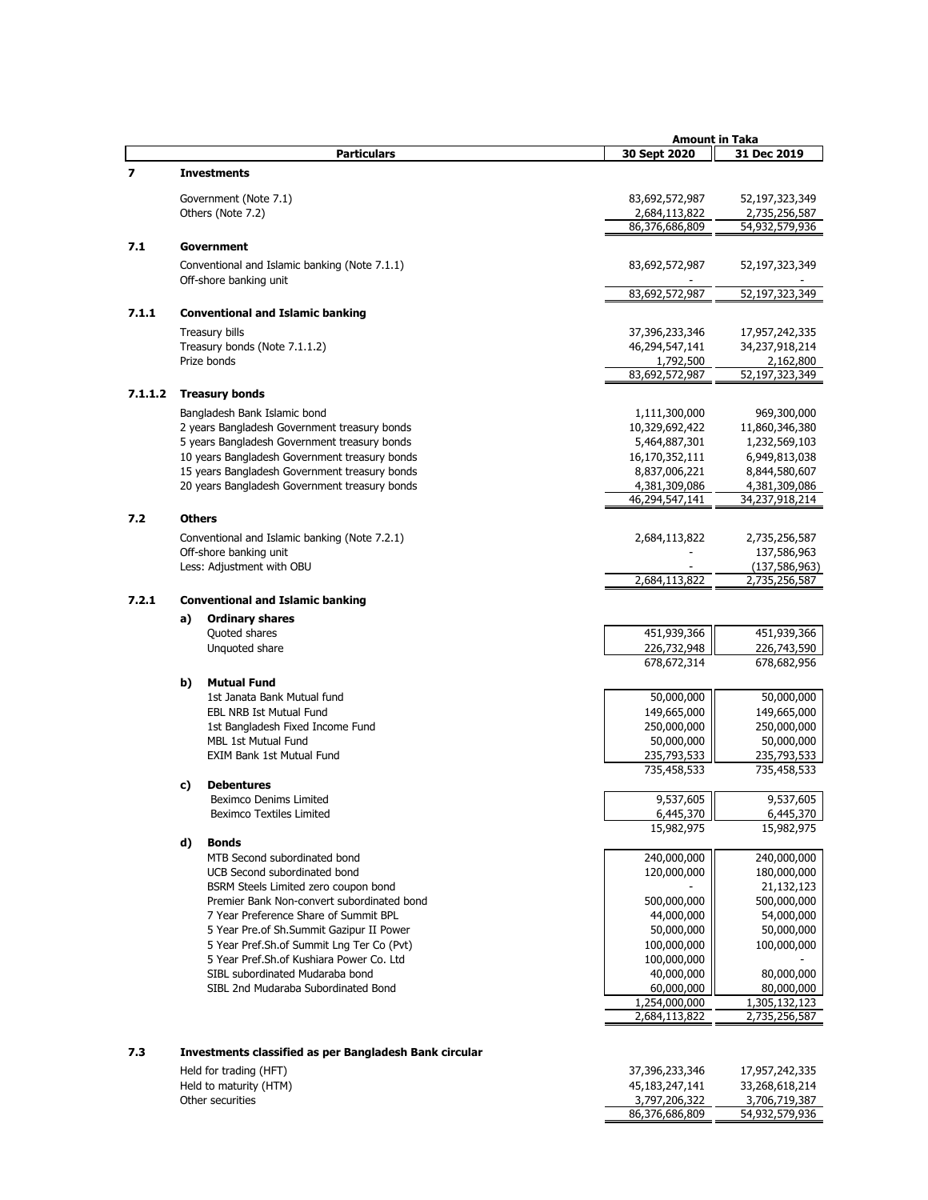| | Particulars | 30 Sept 2020 | 31 Dec 2019 |
|---|---|---|---|
| | | **Amount in Taka** | |
| **7** | **Investments** | | |
| | Government (Note 7.1) | 83,692,572,987 | 52,197,323,349 |
| | Others (Note 7.2) | 2,684,113,822 | 2,735,256,587 |
| | | 86,376,686,809 | 54,932,579,936 |
| **7.1** | **Government** | | |
| | Conventional and Islamic banking (Note 7.1.1) | 83,692,572,987 | 52,197,323,349 |
| | Off-shore banking unit | - | - |
| | | 83,692,572,987 | 52,197,323,349 |
| **7.1.1** | **Conventional and Islamic banking** | | |
| | Treasury bills | 37,396,233,346 | 17,957,242,335 |
| | Treasury bonds (Note 7.1.1.2) | 46,294,547,141 | 34,237,918,214 |
| | Prize bonds | 1,792,500 | 2,162,800 |
| | | 83,692,572,987 | 52,197,323,349 |
| **7.1.1.2** | **Treasury bonds** | | |
| | Bangladesh Bank Islamic bond | 1,111,300,000 | 969,300,000 |
| | 2 years Bangladesh Government treasury bonds | 10,329,692,422 | 11,860,346,380 |
| | 5 years Bangladesh Government treasury bonds | 5,464,887,301 | 1,232,569,103 |
| | 10 years Bangladesh Government treasury bonds | 16,170,352,111 | 6,949,813,038 |
| | 15 years Bangladesh Government treasury bonds | 8,837,006,221 | 8,844,580,607 |
| | 20 years Bangladesh Government treasury bonds | 4,381,309,086 | 4,381,309,086 |
| | | 46,294,547,141 | 34,237,918,214 |
| **7.2** | **Others** | | |
| | Conventional and Islamic banking (Note 7.2.1) | 2,684,113,822 | 2,735,256,587 |
| | Off-shore banking unit | - | 137,586,963 |
| | Less: Adjustment with OBU | - | (137,586,963) |
| | | 2,684,113,822 | 2,735,256,587 |
| **7.2.1** | **Conventional and Islamic banking** | | |
| | **a) Ordinary shares** | | |
| | Quoted shares | 451,939,366 | 451,939,366 |
| | Unquoted share | 226,732,948 | 226,743,590 |
| | | 678,672,314 | 678,682,956 |
| | **b) Mutual Fund** | | |
| | 1st Janata Bank Mutual fund | 50,000,000 | 50,000,000 |
| | EBL NRB Ist Mutual Fund | 149,665,000 | 149,665,000 |
| | 1st Bangladesh Fixed Income Fund | 250,000,000 | 250,000,000 |
| | MBL 1st Mutual Fund | 50,000,000 | 50,000,000 |
| | EXIM Bank 1st Mutual Fund | 235,793,533 | 235,793,533 |
| | | 735,458,533 | 735,458,533 |
| | **c) Debentures** | | |
| | Beximco Denims Limited | 9,537,605 | 9,537,605 |
| | Beximco Textiles Limited | 6,445,370 | 6,445,370 |
| | | 15,982,975 | 15,982,975 |
| | **d) Bonds** | | |
| | MTB Second subordinated bond | 240,000,000 | 240,000,000 |
| | UCB Second subordinated bond | 120,000,000 | 180,000,000 |
| | BSRM Steels Limited zero coupon bond | - | 21,132,123 |
| | Premier Bank Non-convert subordinated bond | 500,000,000 | 500,000,000 |
| | 7 Year Preference Share of Summit BPL | 44,000,000 | 54,000,000 |
| | 5 Year Pre.of Sh.Summit Gazipur II Power | 50,000,000 | 50,000,000 |
| | 5 Year Pref.Sh.of Summit Lng Ter Co (Pvt) | 100,000,000 | 100,000,000 |
| | 5 Year Pref.Sh.of Kushiara Power Co. Ltd | 100,000,000 | - |
| | SIBL subordinated Mudaraba bond | 40,000,000 | 80,000,000 |
| | SIBL 2nd Mudaraba Subordinated Bond | 60,000,000 | 80,000,000 |
| | | 1,254,000,000 | 1,305,132,123 |
| | | 2,684,113,822 | 2,735,256,587 |
| **7.3** | **Investments classified as per Bangladesh Bank circular** | | |
| | Held for trading (HFT) | 37,396,233,346 | 17,957,242,335 |
| | Held to maturity (HTM) | 45,183,247,141 | 33,268,618,214 |
| | Other securities | 3,797,206,322 | 3,706,719,387 |
| | | 86,376,686,809 | 54,932,579,936 |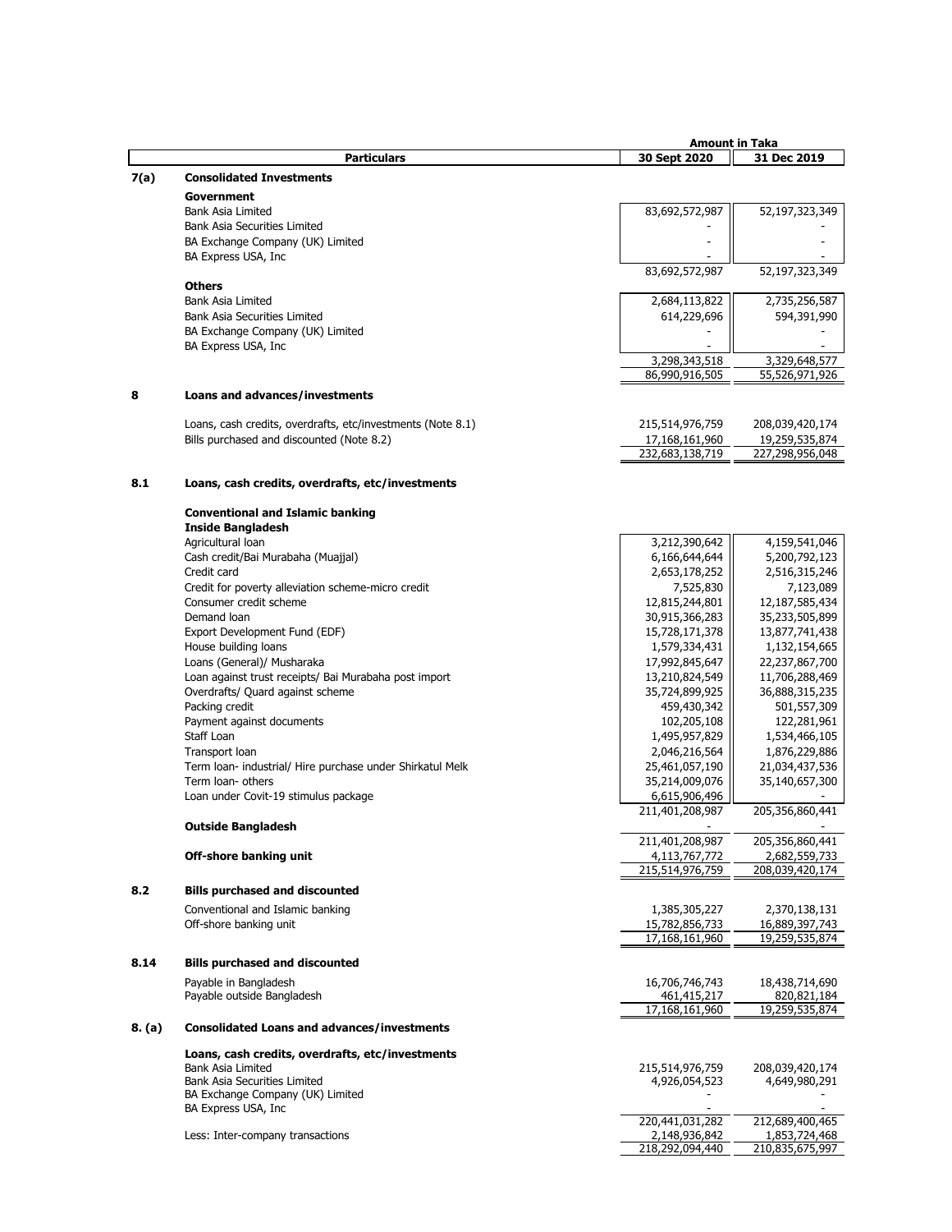| | Particulars | Amount in Taka 30 Sept 2020 | 31 Dec 2019 |
|---|---|---|---|
| **7(a)** | **Consolidated Investments** | | |
| | **Government** | | |
| | Bank Asia Limited | 83,692,572,987 | 52,197,323,349 |
| | Bank Asia Securities Limited | - | - |
| | BA Exchange Company (UK) Limited | - | - |
| | BA Express USA, Inc | - | - |
| | | 83,692,572,987 | 52,197,323,349 |
| | **Others** | | |
| | Bank Asia Limited | 2,684,113,822 | 2,735,256,587 |
| | Bank Asia Securities Limited | 614,229,696 | 594,391,990 |
| | BA Exchange Company (UK) Limited | - | - |
| | BA Express USA, Inc | - | - |
| | | 3,298,343,518 | 3,329,648,577 |
| | | 86,990,916,505 | 55,526,971,926 |
| **8** | **Loans and advances/investments** | | |
| | Loans, cash credits, overdrafts, etc/investments (Note 8.1) | 215,514,976,759 | 208,039,420,174 |
| | Bills purchased and discounted (Note 8.2) | 17,168,161,960 | 19,259,535,874 |
| | | 232,683,138,719 | 227,298,956,048 |
| **8.1** | **Loans, cash credits, overdrafts, etc/investments** | | |
| | **Conventional and Islamic banking** | | |
| | **Inside Bangladesh** | | |
| | Agricultural loan | 3,212,390,642 | 4,159,541,046 |
| | Cash credit/Bai Murabaha (Muajjal) | 6,166,644,644 | 5,200,792,123 |
| | Credit card | 2,653,178,252 | 2,516,315,246 |
| | Credit for poverty alleviation scheme-micro credit | 7,525,830 | 7,123,089 |
| | Consumer credit scheme | 12,815,244,801 | 12,187,585,434 |
| | Demand loan | 30,915,366,283 | 35,233,505,899 |
| | Export Development Fund (EDF) | 15,728,171,378 | 13,877,741,438 |
| | House building loans | 1,579,334,431 | 1,132,154,665 |
| | Loans (General)/ Musharaka | 17,992,845,647 | 22,237,867,700 |
| | Loan against trust receipts/ Bai Murabaha post import | 13,210,824,549 | 11,706,288,469 |
| | Overdrafts/ Quard against scheme | 35,724,899,925 | 36,888,315,235 |
| | Packing credit | 459,430,342 | 501,557,309 |
| | Payment against documents | 102,205,108 | 122,281,961 |
| | Staff Loan | 1,495,957,829 | 1,534,466,105 |
| | Transport loan | 2,046,216,564 | 1,876,229,886 |
| | Term loan- industrial/ Hire purchase under Shirkatul Melk | 25,461,057,190 | 21,034,437,536 |
| | Term loan- others | 35,214,009,076 | 35,140,657,300 |
| | Loan under Covit-19 stimulus package | 6,615,906,496 | - |
| | | 211,401,208,987 | 205,356,860,441 |
| | **Outside Bangladesh** | - | - |
| | | 211,401,208,987 | 205,356,860,441 |
| | **Off-shore banking unit** | 4,113,767,772 | 2,682,559,733 |
| | | 215,514,976,759 | 208,039,420,174 |
| **8.2** | **Bills purchased and discounted** | | |
| | Conventional and Islamic banking | 1,385,305,227 | 2,370,138,131 |
| | Off-shore banking unit | 15,782,856,733 | 16,889,397,743 |
| | | 17,168,161,960 | 19,259,535,874 |
| **8.14** | **Bills purchased and discounted** | | |
| | Payable in Bangladesh | 16,706,746,743 | 18,438,714,690 |
| | Payable outside Bangladesh | 461,415,217 | 820,821,184 |
| | | 17,168,161,960 | 19,259,535,874 |
| **8. (a)** | **Consolidated Loans and advances/investments** | | |
| | **Loans, cash credits, overdrafts, etc/investments** | | |
| | Bank Asia Limited | 215,514,976,759 | 208,039,420,174 |
| | Bank Asia Securities Limited | 4,926,054,523 | 4,649,980,291 |
| | BA Exchange Company (UK) Limited | - | - |
| | BA Express USA, Inc | - | - |
| | | 220,441,031,282 | 212,689,400,465 |
| | Less: Inter-company transactions | 2,148,936,842 | 1,853,724,468 |
| | | 218,292,094,440 | 210,835,675,997 |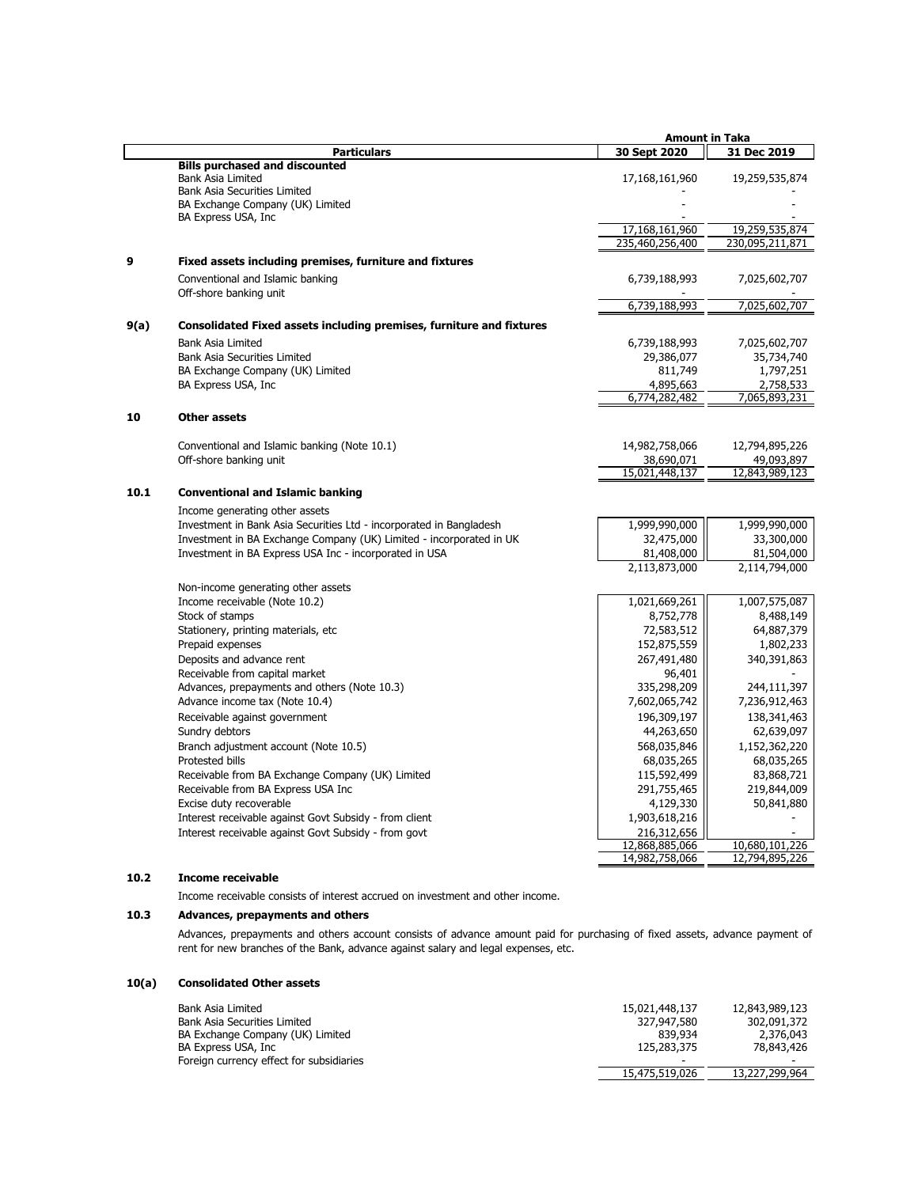| | Particulars | Amount in Taka 30 Sept 2020 | 31 Dec 2019 |
|---|---|---|---|
| | **Bills purchased and discounted** | | |
| | Bank Asia Limited | 17,168,161,960 | 19,259,535,874 |
| | Bank Asia Securities Limited | - | - |
| | BA Exchange Company (UK) Limited | - | - |
| | BA Express USA, Inc | - | - |
| | | 17,168,161,960 | 19,259,535,874 |
| | | 235,460,256,400 | 230,095,211,871 |
| **9** | **Fixed assets including premises, furniture and fixtures** | | |
| | Conventional and Islamic banking | 6,739,188,993 | 7,025,602,707 |
| | Off-shore banking unit | - | - |
| | | 6,739,188,993 | 7,025,602,707 |
| **9(a)** | **Consolidated Fixed assets including premises, furniture and fixtures** | | |
| | Bank Asia Limited | 6,739,188,993 | 7,025,602,707 |
| | Bank Asia Securities Limited | 29,386,077 | 35,734,740 |
| | BA Exchange Company (UK) Limited | 811,749 | 1,797,251 |
| | BA Express USA, Inc | 4,895,663 | 2,758,533 |
| | | 6,774,282,482 | 7,065,893,231 |
| **10** | **Other assets** | | |
| | Conventional and Islamic banking (Note 10.1) | 14,982,758,066 | 12,794,895,226 |
| | Off-shore banking unit | 38,690,071 | 49,093,897 |
| | | 15,021,448,137 | 12,843,989,123 |
| **10.1** | **Conventional and Islamic banking** | | |
| | Income generating other assets | | |
| | Investment in Bank Asia Securities Ltd - incorporated in Bangladesh | 1,999,990,000 | 1,999,990,000 |
| | Investment in BA Exchange Company (UK) Limited - incorporated in UK | 32,475,000 | 33,300,000 |
| | Investment in BA Express USA Inc - incorporated in USA | 81,408,000 | 81,504,000 |
| | | 2,113,873,000 | 2,114,794,000 |
| | Non-income generating other assets | | |
| | Income receivable (Note 10.2) | 1,021,669,261 | 1,007,575,087 |
| | Stock of stamps | 8,752,778 | 8,488,149 |
| | Stationery, printing materials, etc | 72,583,512 | 64,887,379 |
| | Prepaid expenses | 152,875,559 | 1,802,233 |
| | Deposits and advance rent | 267,491,480 | 340,391,863 |
| | Receivable from capital market | 96,401 | - |
| | Advances, prepayments and others (Note 10.3) | 335,298,209 | 244,111,397 |
| | Advance income tax (Note 10.4) | 7,602,065,742 | 7,236,912,463 |
| | Receivable against government | 196,309,197 | 138,341,463 |
| | Sundry debtors | 44,263,650 | 62,639,097 |
| | Branch adjustment account (Note 10.5) | 568,035,846 | 1,152,362,220 |
| | Protested bills | 68,035,265 | 68,035,265 |
| | Receivable from BA Exchange Company (UK) Limited | 115,592,499 | 83,868,721 |
| | Receivable from BA Express USA Inc | 291,755,465 | 219,844,009 |
| | Excise duty recoverable | 4,129,330 | 50,841,880 |
| | Interest receivable against Govt Subsidy - from client | 1,903,618,216 | - |
| | Interest receivable against Govt Subsidy - from govt | 216,312,656 | - |
| | | 12,868,885,066 | 10,680,101,226 |
| | | 14,982,758,066 | 12,794,895,226 |

**10.2 Income receivable**

Income receivable consists of interest accrued on investment and other income.

**10.3 Advances, prepayments and others**

Advances, prepayments and others account consists of advance amount paid for purchasing of fixed assets, advance payment of rent for new branches of the Bank, advance against salary and legal expenses, etc.

**10(a) Consolidated Other assets**

| Particulars | 30 Sept 2020 | 31 Dec 2019 |
|---|---|---|
| Bank Asia Limited | 15,021,448,137 | 12,843,989,123 |
| Bank Asia Securities Limited | 327,947,580 | 302,091,372 |
| BA Exchange Company (UK) Limited | 839,934 | 2,376,043 |
| BA Express USA, Inc | 125,283,375 | 78,843,426 |
| Foreign currency effect for subsidiaries | - | - |
| | 15,475,519,026 | 13,227,299,964 |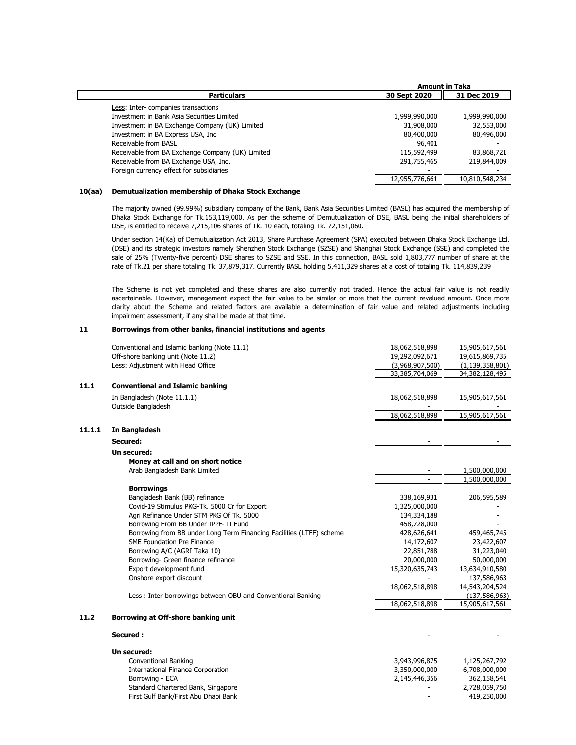| Particulars | Amount in Taka 30 Sept 2020 | 31 Dec 2019 |
|---|---|---|
| Less: Inter- companies transactions | | |
| Investment in Bank Asia Securities Limited | 1,999,990,000 | 1,999,990,000 |
| Investment in BA Exchange Company (UK) Limited | 31,908,000 | 32,553,000 |
| Investment in BA Express USA, Inc | 80,400,000 | 80,496,000 |
| Receivable from BASL | 96,401 | - |
| Receivable from BA Exchange Company (UK) Limited | 115,592,499 | 83,868,721 |
| Receivable from BA Exchange USA, Inc. | 291,755,465 | 219,844,009 |
| Foreign currency effect for subsidiaries | - | - |
| | 12,955,776,661 | 10,810,548,234 |

## 10(aa) Demutualization membership of Dhaka Stock Exchange

The majority owned (99.99%) subsidiary company of the Bank, Bank Asia Securities Limited (BASL) has acquired the membership of Dhaka Stock Exchange for Tk.153,119,000. As per the scheme of Demutualization of DSE, BASL being the initial shareholders of DSE, is entitled to receive 7,215,106 shares of Tk. 10 each, totaling Tk. 72,151,060.

Under section 14(Ka) of Demutualization Act 2013, Share Purchase Agreement (SPA) executed between Dhaka Stock Exchange Ltd. (DSE) and its strategic investors namely Shenzhen Stock Exchange (SZSE) and Shanghai Stock Exchange (SSE) and completed the sale of 25% (Twenty-five percent) DSE shares to SZSE and SSE. In this connection, BASL sold 1,803,777 number of share at the rate of Tk.21 per share totaling Tk. 37,879,317. Currently BASL holding 5,411,329 shares at a cost of totaling Tk. 114,839,239

The Scheme is not yet completed and these shares are also currently not traded. Hence the actual fair value is not readily ascertainable. However, management expect the fair value to be similar or more that the current revalued amount. Once more clarity about the Scheme and related factors are available a determination of fair value and related adjustments including impairment assessment, if any shall be made at that time.

## 11 Borrowings from other banks, financial institutions and agents

| Particulars | 30 Sept 2020 | 31 Dec 2019 |
|---|---|---|
| Conventional and Islamic banking (Note 11.1) | 18,062,518,898 | 15,905,617,561 |
| Off-shore banking unit (Note 11.2) | 19,292,092,671 | 19,615,869,735 |
| Less: Adjustment with Head Office | (3,968,907,500) | (1,139,358,801) |
| | 33,385,704,069 | 34,382,128,495 |

## 11.1 Conventional and Islamic banking

| Particulars | 30 Sept 2020 | 31 Dec 2019 |
|---|---|---|
| In Bangladesh (Note 11.1.1) | 18,062,518,898 | 15,905,617,561 |
| Outside Bangladesh | - | - |
| | 18,062,518,898 | 15,905,617,561 |

## 11.1.1 In Bangladesh

| Particulars | 30 Sept 2020 | 31 Dec 2019 |
|---|---|---|
| **Secured:** | - | - |
| **Un secured:** | | |
| **Money at call and on short notice** | | |
| Arab Bangladesh Bank Limited | - | 1,500,000,000 |
| | - | 1,500,000,000 |
| **Borrowings** | | |
| Bangladesh Bank (BB) refinance | 338,169,931 | 206,595,589 |
| Covid-19 Stimulus PKG-Tk. 5000 Cr for Export | 1,325,000,000 | - |
| Agri Refinance Under STM PKG Of Tk. 5000 | 134,334,188 | - |
| Borrowing From BB Under IPFF- II Fund | 458,728,000 | - |
| Borrowing from BB under Long Term Financing Facilities (LTFF) scheme | 428,626,641 | 459,465,745 |
| SME Foundation Pre Finance | 14,172,607 | 23,422,607 |
| Borrowing A/C (AGRI Taka 10) | 22,851,788 | 31,223,040 |
| Borrowing- Green finance refinance | 20,000,000 | 50,000,000 |
| Export development fund | 15,320,635,743 | 13,634,910,580 |
| Onshore export discount | - | 137,586,963 |
| | 18,062,518,898 | 14,543,204,524 |
| Less : Inter borrowings between OBU and Conventional Banking | - | (137,586,963) |
| | 18,062,518,898 | 15,905,617,561 |

## 11.2 Borrowing at Off-shore banking unit

| Particulars | 30 Sept 2020 | 31 Dec 2019 |
|---|---|---|
| **Secured :** | - | - |
| **Un secured:** | | |
| Conventional Banking | 3,943,996,875 | 1,125,267,792 |
| International Finance Corporation | 3,350,000,000 | 6,708,000,000 |
| Borrowing - ECA | 2,145,446,356 | 362,158,541 |
| Standard Chartered Bank, Singapore | - | 2,728,059,750 |
| First Gulf Bank/First Abu Dhabi Bank | - | 419,250,000 |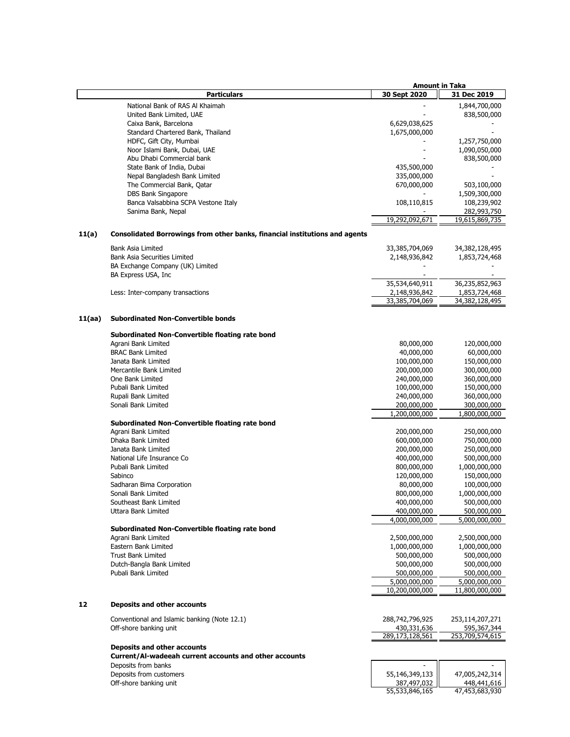| | Particulars | Amount in Taka 30 Sept 2020 | 31 Dec 2019 |
|---|---|---|---|
| | National Bank of RAS Al Khaimah | - | 1,844,700,000 |
| | United Bank Limited, UAE | - | 838,500,000 |
| | Caixa Bank, Barcelona | 6,629,038,625 | - |
| | Standard Chartered Bank, Thailand | 1,675,000,000 | - |
| | HDFC, Gift City, Mumbai | - | 1,257,750,000 |
| | Noor Islami Bank, Dubai, UAE | - | 1,090,050,000 |
| | Abu Dhabi Commercial bank | - | 838,500,000 |
| | State Bank of India, Dubai | 435,500,000 | - |
| | Nepal Bangladesh Bank Limited | 335,000,000 | - |
| | The Commercial Bank, Qatar | 670,000,000 | 503,100,000 |
| | DBS Bank Singapore | - | 1,509,300,000 |
| | Banca Valsabbina SCPA Vestone Italy | 108,110,815 | 108,239,902 |
| | Sanima Bank, Nepal | - | 282,993,750 |
| | | 19,292,092,671 | 19,615,869,735 |
| **11(a)** | **Consolidated Borrowings from other banks, financial institutions and agents** | | |
| | Bank Asia Limited | 33,385,704,069 | 34,382,128,495 |
| | Bank Asia Securities Limited | 2,148,936,842 | 1,853,724,468 |
| | BA Exchange Company (UK) Limited | - | - |
| | BA Express USA, Inc | - | - |
| | | 35,534,640,911 | 36,235,852,963 |
| | Less: Inter-company transactions | 2,148,936,842 | 1,853,724,468 |
| | | 33,385,704,069 | 34,382,128,495 |
| **11(aa)** | **Subordinated Non-Convertible bonds** | | |
| | **Subordinated Non-Convertible floating rate bond** | | |
| | Agrani Bank Limited | 80,000,000 | 120,000,000 |
| | BRAC Bank Limited | 40,000,000 | 60,000,000 |
| | Janata Bank Limited | 100,000,000 | 150,000,000 |
| | Mercantile Bank Limited | 200,000,000 | 300,000,000 |
| | One Bank Limited | 240,000,000 | 360,000,000 |
| | Pubali Bank Limited | 100,000,000 | 150,000,000 |
| | Rupali Bank Limited | 240,000,000 | 360,000,000 |
| | Sonali Bank Limited | 200,000,000 | 300,000,000 |
| | | 1,200,000,000 | 1,800,000,000 |
| | **Subordinated Non-Convertible floating rate bond** | | |
| | Agrani Bank Limited | 200,000,000 | 250,000,000 |
| | Dhaka Bank Limited | 600,000,000 | 750,000,000 |
| | Janata Bank Limited | 200,000,000 | 250,000,000 |
| | National Life Insurance Co | 400,000,000 | 500,000,000 |
| | Pubali Bank Limited | 800,000,000 | 1,000,000,000 |
| | Sabinco | 120,000,000 | 150,000,000 |
| | Sadharan Bima Corporation | 80,000,000 | 100,000,000 |
| | Sonali Bank Limited | 800,000,000 | 1,000,000,000 |
| | Southeast Bank Limited | 400,000,000 | 500,000,000 |
| | Uttara Bank Limited | 400,000,000 | 500,000,000 |
| | | 4,000,000,000 | 5,000,000,000 |
| | **Subordinated Non-Convertible floating rate bond** | | |
| | Agrani Bank Limited | 2,500,000,000 | 2,500,000,000 |
| | Eastern Bank Limited | 1,000,000,000 | 1,000,000,000 |
| | Trust Bank Limited | 500,000,000 | 500,000,000 |
| | Dutch-Bangla Bank Limited | 500,000,000 | 500,000,000 |
| | Pubali Bank Limited | 500,000,000 | 500,000,000 |
| | | 5,000,000,000 | 5,000,000,000 |
| | | 10,200,000,000 | 11,800,000,000 |
| **12** | **Deposits and other accounts** | | |
| | Conventional and Islamic banking (Note 12.1) | 288,742,796,925 | 253,114,207,271 |
| | Off-shore banking unit | 430,331,636 | 595,367,344 |
| | | 289,173,128,561 | 253,709,574,615 |
| | **Deposits and other accounts** | | |
| | **Current/Al-wadeeah current accounts and other accounts** | | |
| | Deposits from banks | - | - |
| | Deposits from customers | 55,146,349,133 | 47,005,242,314 |
| | Off-shore banking unit | 387,497,032 | 448,441,616 |
| | | 55,533,846,165 | 47,453,683,930 |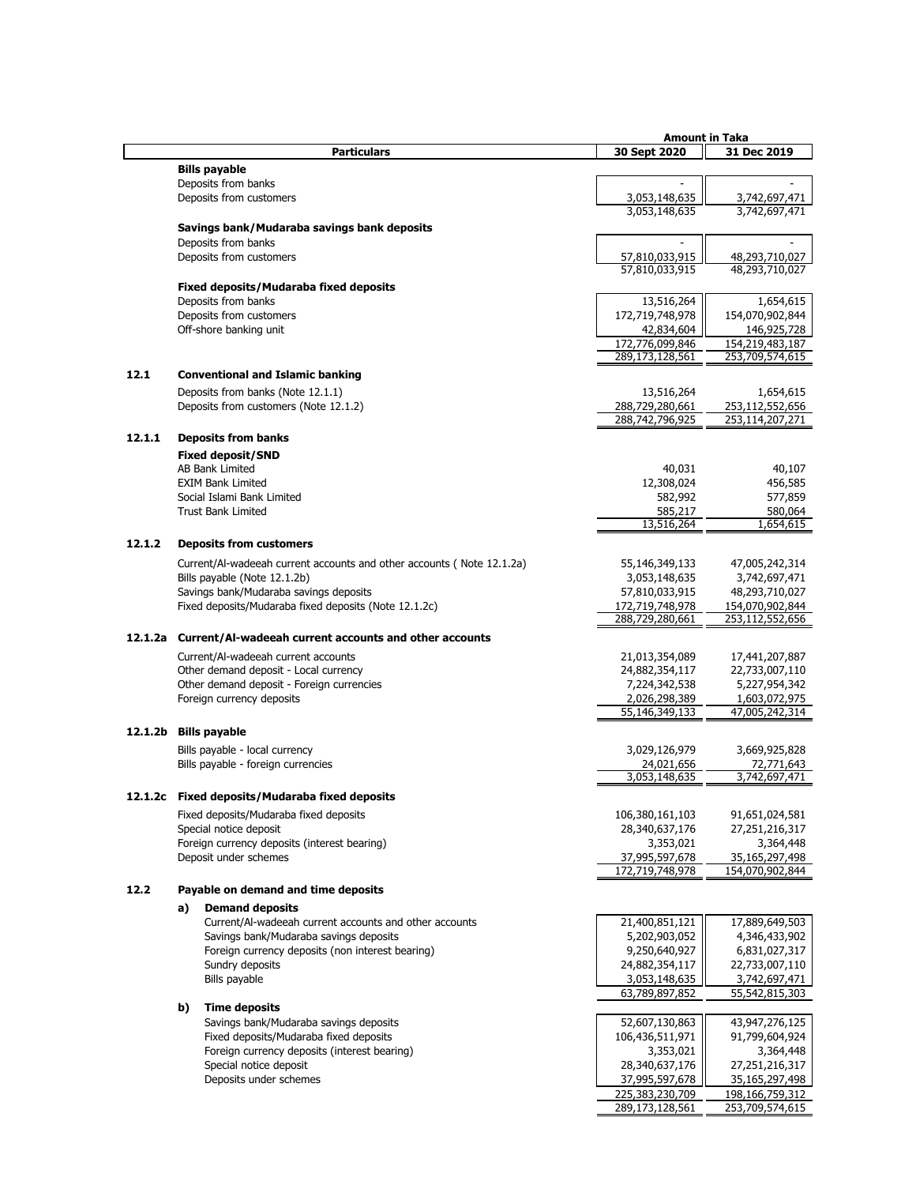| | Particulars | Amount in Taka 30 Sept 2020 | 31 Dec 2019 |
|---|---|---|---|
| | **Bills payable** | | |
| | Deposits from banks | - | - |
| | Deposits from customers | 3,053,148,635 | 3,742,697,471 |
| | | 3,053,148,635 | 3,742,697,471 |
| | **Savings bank/Mudaraba savings bank deposits** | | |
| | Deposits from banks | - | - |
| | Deposits from customers | 57,810,033,915 | 48,293,710,027 |
| | | 57,810,033,915 | 48,293,710,027 |
| | **Fixed deposits/Mudaraba fixed deposits** | | |
| | Deposits from banks | 13,516,264 | 1,654,615 |
| | Deposits from customers | 172,719,748,978 | 154,070,902,844 |
| | Off-shore banking unit | 42,834,604 | 146,925,728 |
| | | 172,776,099,846 | 154,219,483,187 |
| | | 289,173,128,561 | 253,709,574,615 |
| **12.1** | **Conventional and Islamic banking** | | |
| | Deposits from banks (Note 12.1.1) | 13,516,264 | 1,654,615 |
| | Deposits from customers (Note 12.1.2) | 288,729,280,661 | 253,112,552,656 |
| | | 288,742,796,925 | 253,114,207,271 |
| **12.1.1** | **Deposits from banks** | | |
| | **Fixed deposit/SND** | | |
| | AB Bank Limited | 40,031 | 40,107 |
| | EXIM Bank Limited | 12,308,024 | 456,585 |
| | Social Islami Bank Limited | 582,992 | 577,859 |
| | Trust Bank Limited | 585,217 | 580,064 |
| | | 13,516,264 | 1,654,615 |
| **12.1.2** | **Deposits from customers** | | |
| | Current/Al-wadeeah current accounts and other accounts ( Note 12.1.2a) | 55,146,349,133 | 47,005,242,314 |
| | Bills payable (Note 12.1.2b) | 3,053,148,635 | 3,742,697,471 |
| | Savings bank/Mudaraba savings deposits | 57,810,033,915 | 48,293,710,027 |
| | Fixed deposits/Mudaraba fixed deposits (Note 12.1.2c) | 172,719,748,978 | 154,070,902,844 |
| | | 288,729,280,661 | 253,112,552,656 |
| **12.1.2a** | **Current/Al-wadeeah current accounts and other accounts** | | |
| | Current/Al-wadeeah current accounts | 21,013,354,089 | 17,441,207,887 |
| | Other demand deposit - Local currency | 24,882,354,117 | 22,733,007,110 |
| | Other demand deposit - Foreign currencies | 7,224,342,538 | 5,227,954,342 |
| | Foreign currency deposits | 2,026,298,389 | 1,603,072,975 |
| | | 55,146,349,133 | 47,005,242,314 |
| **12.1.2b** | **Bills payable** | | |
| | Bills payable - local currency | 3,029,126,979 | 3,669,925,828 |
| | Bills payable - foreign currencies | 24,021,656 | 72,771,643 |
| | | 3,053,148,635 | 3,742,697,471 |
| **12.1.2c** | **Fixed deposits/Mudaraba fixed deposits** | | |
| | Fixed deposits/Mudaraba fixed deposits | 106,380,161,103 | 91,651,024,581 |
| | Special notice deposit | 28,340,637,176 | 27,251,216,317 |
| | Foreign currency deposits (interest bearing) | 3,353,021 | 3,364,448 |
| | Deposit under schemes | 37,995,597,678 | 35,165,297,498 |
| | | 172,719,748,978 | 154,070,902,844 |
| **12.2** | **Payable on demand and time deposits** | | |
| | **a) Demand deposits** | | |
| | Current/Al-wadeeah current accounts and other accounts | 21,400,851,121 | 17,889,649,503 |
| | Savings bank/Mudaraba savings deposits | 5,202,903,052 | 4,346,433,902 |
| | Foreign currency deposits (non interest bearing) | 9,250,640,927 | 6,831,027,317 |
| | Sundry deposits | 24,882,354,117 | 22,733,007,110 |
| | Bills payable | 3,053,148,635 | 3,742,697,471 |
| | | 63,789,897,852 | 55,542,815,303 |
| | **b) Time deposits** | | |
| | Savings bank/Mudaraba savings deposits | 52,607,130,863 | 43,947,276,125 |
| | Fixed deposits/Mudaraba fixed deposits | 106,436,511,971 | 91,799,604,924 |
| | Foreign currency deposits (interest bearing) | 3,353,021 | 3,364,448 |
| | Special notice deposit | 28,340,637,176 | 27,251,216,317 |
| | Deposits under schemes | 37,995,597,678 | 35,165,297,498 |
| | | 225,383,230,709 | 198,166,759,312 |
| | | 289,173,128,561 | 253,709,574,615 |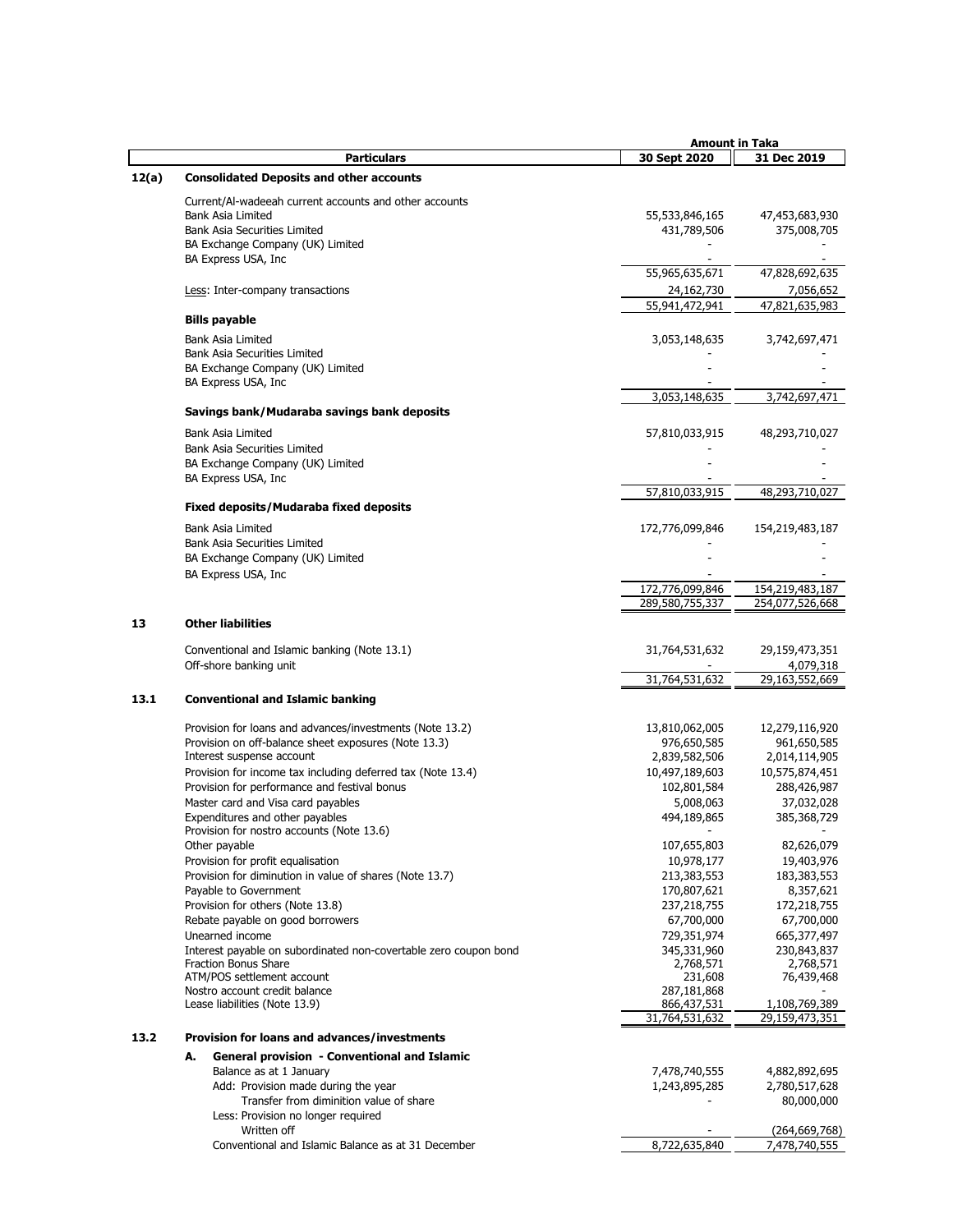| | Particulars | Amount in Taka 30 Sept 2020 | 31 Dec 2019 |
|---|---|---|---|
| **12(a)** | **Consolidated Deposits and other accounts** | | |
| | Current/Al-wadeeah current accounts and other accounts | | |
| | Bank Asia Limited | 55,533,846,165 | 47,453,683,930 |
| | Bank Asia Securities Limited | 431,789,506 | 375,008,705 |
| | BA Exchange Company (UK) Limited | - | - |
| | BA Express USA, Inc | - | - |
| | | 55,965,635,671 | 47,828,692,635 |
| | Less: Inter-company transactions | 24,162,730 | 7,056,652 |
| | | 55,941,472,941 | 47,821,635,983 |
| | **Bills payable** | | |
| | Bank Asia Limited | 3,053,148,635 | 3,742,697,471 |
| | Bank Asia Securities Limited | - | - |
| | BA Exchange Company (UK) Limited | - | - |
| | BA Express USA, Inc | - | - |
| | | 3,053,148,635 | 3,742,697,471 |
| | **Savings bank/Mudaraba savings bank deposits** | | |
| | Bank Asia Limited | 57,810,033,915 | 48,293,710,027 |
| | Bank Asia Securities Limited | - | - |
| | BA Exchange Company (UK) Limited | - | - |
| | BA Express USA, Inc | - | - |
| | | 57,810,033,915 | 48,293,710,027 |
| | **Fixed deposits/Mudaraba fixed deposits** | | |
| | Bank Asia Limited | 172,776,099,846 | 154,219,483,187 |
| | Bank Asia Securities Limited | - | - |
| | BA Exchange Company (UK) Limited | - | - |
| | BA Express USA, Inc | - | - |
| | | 172,776,099,846 | 154,219,483,187 |
| | | 289,580,755,337 | 254,077,526,668 |
| **13** | **Other liabilities** | | |
| | Conventional and Islamic banking (Note 13.1) | 31,764,531,632 | 29,159,473,351 |
| | Off-shore banking unit | - | 4,079,318 |
| | | 31,764,531,632 | 29,163,552,669 |
| **13.1** | **Conventional and Islamic banking** | | |
| | Provision for loans and advances/investments (Note 13.2) | 13,810,062,005 | 12,279,116,920 |
| | Provision on off-balance sheet exposures (Note 13.3) | 976,650,585 | 961,650,585 |
| | Interest suspense account | 2,839,582,506 | 2,014,114,905 |
| | Provision for income tax including deferred tax (Note 13.4) | 10,497,189,603 | 10,575,874,451 |
| | Provision for performance and festival bonus | 102,801,584 | 288,426,987 |
| | Master card and Visa card payables | 5,008,063 | 37,032,028 |
| | Expenditures and other payables | 494,189,865 | 385,368,729 |
| | Provision for nostro accounts (Note 13.6) | - | - |
| | Other payable | 107,655,803 | 82,626,079 |
| | Provision for profit equalisation | 10,978,177 | 19,403,976 |
| | Provision for diminution in value of shares (Note 13.7) | 213,383,553 | 183,383,553 |
| | Payable to Government | 170,807,621 | 8,357,621 |
| | Provision for others (Note 13.8) | 237,218,755 | 172,218,755 |
| | Rebate payable on good borrowers | 67,700,000 | 67,700,000 |
| | Unearned income | 729,351,974 | 665,377,497 |
| | Interest payable on subordinated non-covertable zero coupon bond | 345,331,960 | 230,843,837 |
| | Fraction Bonus Share | 2,768,571 | 2,768,571 |
| | ATM/POS settlement account | 231,608 | 76,439,468 |
| | Nostro account credit balance | 287,181,868 | - |
| | Lease liabilities (Note 13.9) | 866,437,531 | 1,108,769,389 |
| | | 31,764,531,632 | 29,159,473,351 |
| **13.2** | **Provision for loans and advances/investments** | | |
| | **A. General provision - Conventional and Islamic** | | |
| | Balance as at 1 January | 7,478,740,555 | 4,882,892,695 |
| | Add: Provision made during the year | 1,243,895,285 | 2,780,517,628 |
| | Transfer from diminition value of share | - | 80,000,000 |
| | Less: Provision no longer required | | |
| | Written off | - | (264,669,768) |
| | Conventional and Islamic Balance as at 31 December | 8,722,635,840 | 7,478,740,555 |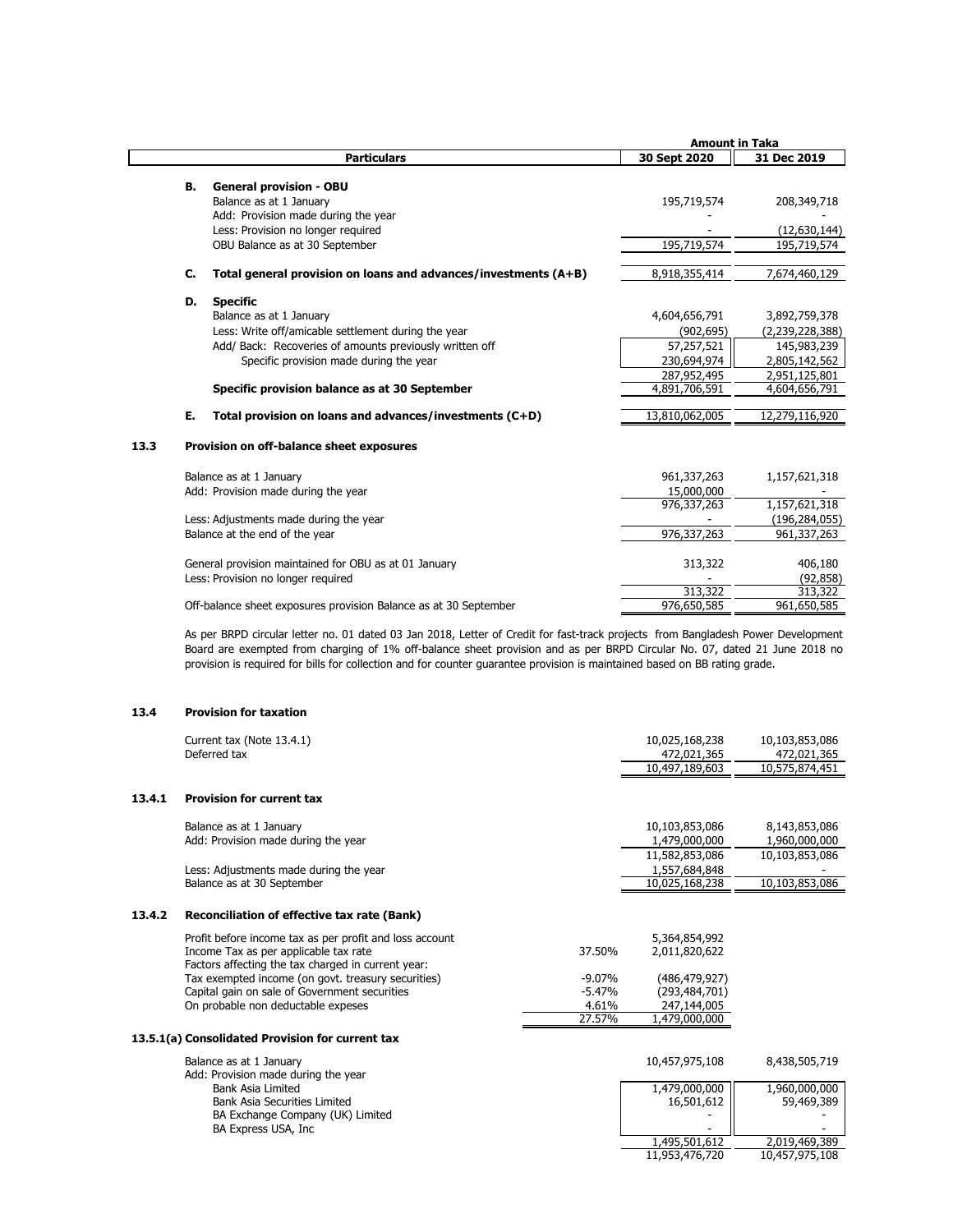| | Particulars | | 30 Sept 2020 | 31 Dec 2019 |
|---|---|---|---|---|
| | | | **Amount in Taka** | |
| **B.** | **General provision - OBU** | | | |
| | Balance as at 1 January | | 195,719,574 | 208,349,718 |
| | Add: Provision made during the year | | - | - |
| | Less: Provision no longer required | | - | (12,630,144) |
| | OBU Balance as at 30 September | | 195,719,574 | 195,719,574 |
| **C.** | **Total general provision on loans and advances/investments (A+B)** | | 8,918,355,414 | 7,674,460,129 |
| **D.** | **Specific** | | | |
| | Balance as at 1 January | | 4,604,656,791 | 3,892,759,378 |
| | Less: Write off/amicable settlement during the year | | (902,695) | (2,239,228,388) |
| | Add/ Back: Recoveries of amounts previously written off | | 57,257,521 | 145,983,239 |
| | Specific provision made during the year | | 230,694,974 | 2,805,142,562 |
| | | | 287,952,495 | 2,951,125,801 |
| | **Specific provision balance as at 30 September** | | 4,891,706,591 | 4,604,656,791 |
| **E.** | **Total provision on loans and advances/investments (C+D)** | | 13,810,062,005 | 12,279,116,920 |

## 13.3 Provision on off-balance sheet exposures

| Particulars | 30 Sept 2020 | 31 Dec 2019 |
|---|---|---|
| Balance as at 1 January | 961,337,263 | 1,157,621,318 |
| Add: Provision made during the year | 15,000,000 | - |
| | 976,337,263 | 1,157,621,318 |
| Less: Adjustments made during the year | - | (196,284,055) |
| Balance at the end of the year | 976,337,263 | 961,337,263 |
| General provision maintained for OBU as at 01 January | 313,322 | 406,180 |
| Less: Provision no longer required | - | (92,858) |
| | 313,322 | 313,322 |
| Off-balance sheet exposures provision Balance as at 30 September | 976,650,585 | 961,650,585 |

As per BRPD circular letter no. 01 dated 03 Jan 2018, Letter of Credit for fast-track projects from Bangladesh Power Development Board are exempted from charging of 1% off-balance sheet provision and as per BRPD Circular No. 07, dated 21 June 2018 no provision is required for bills for collection and for counter guarantee provision is maintained based on BB rating grade.

## 13.4 Provision for taxation

| Particulars | 30 Sept 2020 | 31 Dec 2019 |
|---|---|---|
| Current tax (Note 13.4.1) | 10,025,168,238 | 10,103,853,086 |
| Deferred tax | 472,021,365 | 472,021,365 |
| | 10,497,189,603 | 10,575,874,451 |

### 13.4.1 Provision for current tax

| Particulars | 30 Sept 2020 | 31 Dec 2019 |
|---|---|---|
| Balance as at 1 January | 10,103,853,086 | 8,143,853,086 |
| Add: Provision made during the year | 1,479,000,000 | 1,960,000,000 |
| | 11,582,853,086 | 10,103,853,086 |
| Less: Adjustments made during the year | 1,557,684,848 | - |
| Balance as at 30 September | 10,025,168,238 | 10,103,853,086 |

### 13.4.2 Reconciliation of effective tax rate (Bank)

| Particulars | Rate | 30 Sept 2020 |
|---|---|---|
| Profit before income tax as per profit and loss account | | 5,364,854,992 |
| Income Tax as per applicable tax rate | 37.50% | 2,011,820,622 |
| Factors affecting the tax charged in current year: | | |
| Tax exempted income (on govt. treasury securities) | -9.07% | (486,479,927) |
| Capital gain on sale of Government securities | -5.47% | (293,484,701) |
| On probable non deductable expeses | 4.61% | 247,144,005 |
| | 27.57% | 1,479,000,000 |

### 13.5.1(a) Consolidated Provision for current tax

| Particulars | 30 Sept 2020 | 31 Dec 2019 |
|---|---|---|
| Balance as at 1 January | 10,457,975,108 | 8,438,505,719 |
| Add: Provision made during the year | | |
| Bank Asia Limited | 1,479,000,000 | 1,960,000,000 |
| Bank Asia Securities Limited | 16,501,612 | 59,469,389 |
| BA Exchange Company (UK) Limited | - | - |
| BA Express USA, Inc | - | - |
| | 1,495,501,612 | 2,019,469,389 |
| | 11,953,476,720 | 10,457,975,108 |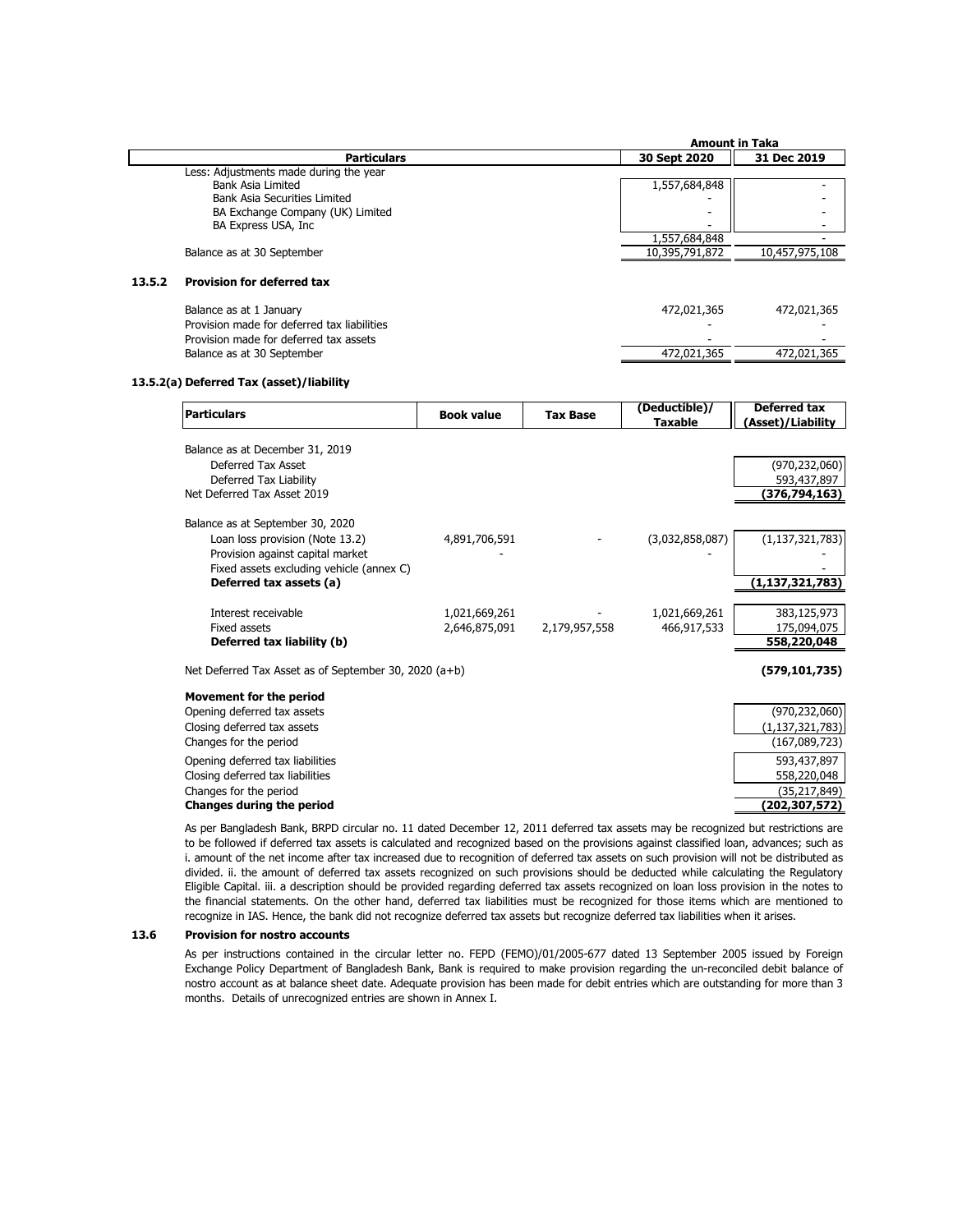| Particulars | Amount in Taka 30 Sept 2020 | 31 Dec 2019 |
|---|---|---|
| Less: Adjustments made during the year | | |
| Bank Asia Limited | 1,557,684,848 | - |
| Bank Asia Securities Limited | - | - |
| BA Exchange Company (UK) Limited | - | - |
| BA Express USA, Inc | - | - |
| | 1,557,684,848 | - |
| Balance as at 30 September | 10,395,791,872 | 10,457,975,108 |

### 13.5.2 Provision for deferred tax

| Particulars | 30 Sept 2020 | 31 Dec 2019 |
|---|---|---|
| Balance as at 1 January | 472,021,365 | 472,021,365 |
| Provision made for deferred tax liabilities | - | - |
| Provision made for deferred tax assets | - | - |
| Balance as at 30 September | 472,021,365 | 472,021,365 |

### 13.5.2(a) Deferred Tax (asset)/liability

| Particulars | Book value | Tax Base | (Deductible)/ Taxable | Deferred tax (Asset)/Liability |
|---|---|---|---|---|
| Balance as at December 31, 2019 | | | | |
| Deferred Tax Asset | | | | (970,232,060) |
| Deferred Tax Liability | | | | 593,437,897 |
| Net Deferred Tax Asset 2019 | | | | **(376,794,163)** |
| Balance as at September 30, 2020 | | | | |
| Loan loss provision (Note 13.2) | 4,891,706,591 | - | (3,032,858,087) | (1,137,321,783) |
| Provision against capital market | - | | - | - |
| Fixed assets excluding vehicle (annex C) | | | | - |
| **Deferred tax assets (a)** | | | | **(1,137,321,783)** |
| Interest receivable | 1,021,669,261 | - | 1,021,669,261 | 383,125,973 |
| Fixed assets | 2,646,875,091 | 2,179,957,558 | 466,917,533 | 175,094,075 |
| **Deferred tax liability (b)** | | | | **558,220,048** |
| Net Deferred Tax Asset as of September 30, 2020 (a+b) | | | | **(579,101,735)** |
| **Movement for the period** | | | | |
| Opening deferred tax assets | | | | (970,232,060) |
| Closing deferred tax assets | | | | (1,137,321,783) |
| Changes for the period | | | | (167,089,723) |
| Opening deferred tax liabilities | | | | 593,437,897 |
| Closing deferred tax liabilities | | | | 558,220,048 |
| Changes for the period | | | | (35,217,849) |
| **Changes during the period** | | | | **(202,307,572)** |

As per Bangladesh Bank, BRPD circular no. 11 dated December 12, 2011 deferred tax assets may be recognized but restrictions are to be followed if deferred tax assets is calculated and recognized based on the provisions against classified loan, advances; such as i. amount of the net income after tax increased due to recognition of deferred tax assets on such provision will not be distributed as divided. ii. the amount of deferred tax assets recognized on such provisions should be deducted while calculating the Regulatory Eligible Capital. iii. a description should be provided regarding deferred tax assets recognized on loan loss provision in the notes to the financial statements. On the other hand, deferred tax liabilities must be recognized for those items which are mentioned to recognize in IAS. Hence, the bank did not recognize deferred tax assets but recognize deferred tax liabilities when it arises.

### 13.6 Provision for nostro accounts

As per instructions contained in the circular letter no. FEPD (FEMO)/01/2005-677 dated 13 September 2005 issued by Foreign Exchange Policy Department of Bangladesh Bank, Bank is required to make provision regarding the un-reconciled debit balance of nostro account as at balance sheet date. Adequate provision has been made for debit entries which are outstanding for more than 3 months. Details of unrecognized entries are shown in Annex I.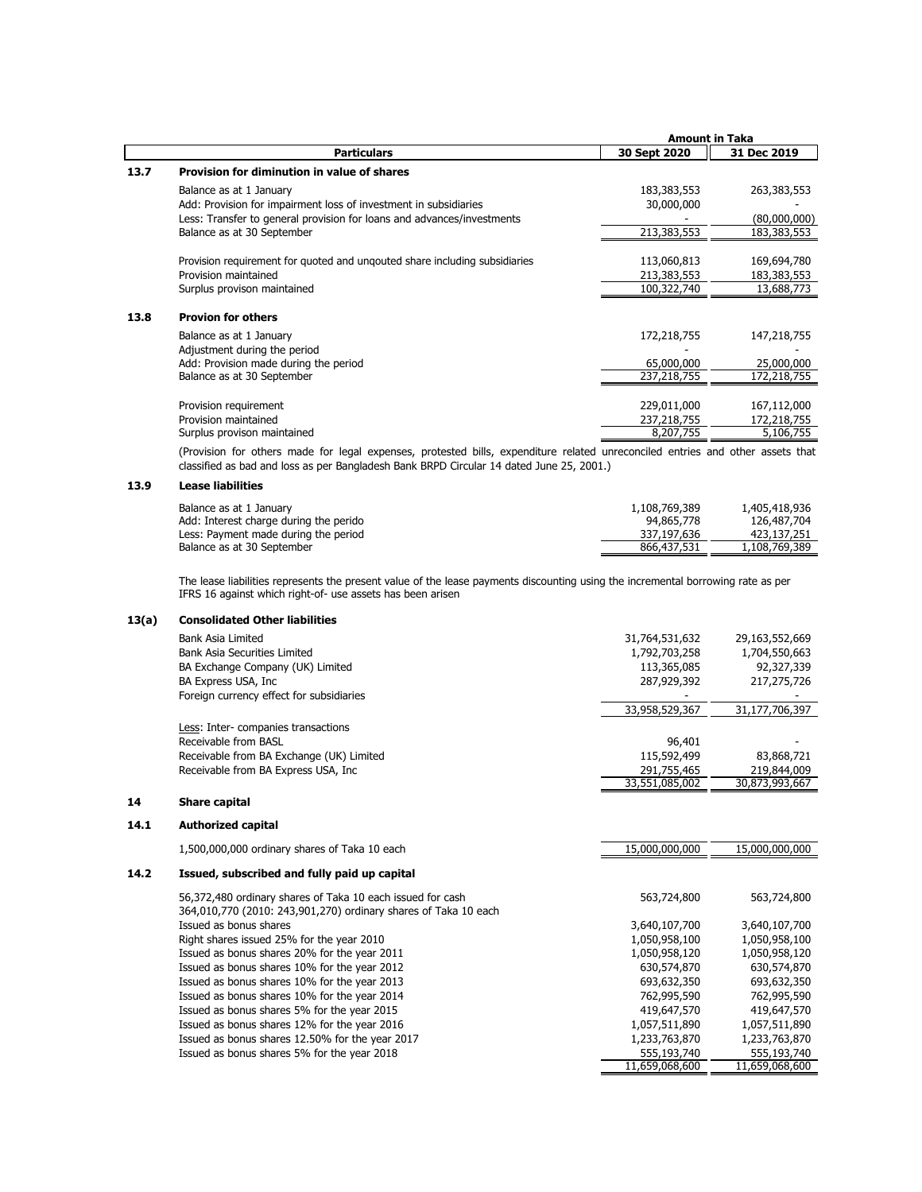| | Particulars | Amount in Taka 30 Sept 2020 | 31 Dec 2019 |
|---|---|---|---|
| **13.7** | **Provision for diminution in value of shares** | | |
| | Balance as at 1 January | 183,383,553 | 263,383,553 |
| | Add: Provision for impairment loss of investment in subsidiaries | 30,000,000 | - |
| | Less: Transfer to general provision for loans and advances/investments | - | (80,000,000) |
| | Balance as at 30 September | 213,383,553 | 183,383,553 |
| | Provision requirement for quoted and unqouted share including subsidiaries | 113,060,813 | 169,694,780 |
| | Provision maintained | 213,383,553 | 183,383,553 |
| | Surplus provison maintained | 100,322,740 | 13,688,773 |
| **13.8** | **Provion for others** | | |
| | Balance as at 1 January | 172,218,755 | 147,218,755 |
| | Adjustment during the period | - | - |
| | Add: Provision made during the period | 65,000,000 | 25,000,000 |
| | Balance as at 30 September | 237,218,755 | 172,218,755 |
| | Provision requirement | 229,011,000 | 167,112,000 |
| | Provision maintained | 237,218,755 | 172,218,755 |
| | Surplus provison maintained | 8,207,755 | 5,106,755 |

(Provision for others made for legal expenses, protested bills, expenditure related unreconciled entries and other assets that classified as bad and loss as per Bangladesh Bank BRPD Circular 14 dated June 25, 2001.)

| | Particulars | 30 Sept 2020 | 31 Dec 2019 |
|---|---|---|---|
| **13.9** | **Lease liabilities** | | |
| | Balance as at 1 January | 1,108,769,389 | 1,405,418,936 |
| | Add: Interest charge during the perido | 94,865,778 | 126,487,704 |
| | Less: Payment made during the period | 337,197,636 | 423,137,251 |
| | Balance as at 30 September | 866,437,531 | 1,108,769,389 |

The lease liabilities represents the present value of the lease payments discounting using the incremental borrowing rate as per IFRS 16 against which right-of- use assets has been arisen

| | Particulars | 30 Sept 2020 | 31 Dec 2019 |
|---|---|---|---|
| **13(a)** | **Consolidated Other liabilities** | | |
| | Bank Asia Limited | 31,764,531,632 | 29,163,552,669 |
| | Bank Asia Securities Limited | 1,792,703,258 | 1,704,550,663 |
| | BA Exchange Company (UK) Limited | 113,365,085 | 92,327,339 |
| | BA Express USA, Inc | 287,929,392 | 217,275,726 |
| | Foreign currency effect for subsidiaries | - | - |
| | | 33,958,529,367 | 31,177,706,397 |
| | Less: Inter- companies transactions | | |
| | Receivable from BASL | 96,401 | - |
| | Receivable from BA Exchange (UK) Limited | 115,592,499 | 83,868,721 |
| | Receivable from BA Express USA, Inc | 291,755,465 | 219,844,009 |
| | | 33,551,085,002 | 30,873,993,667 |
| **14** | **Share capital** | | |
| **14.1** | **Authorized capital** | | |
| | 1,500,000,000 ordinary shares of Taka 10 each | 15,000,000,000 | 15,000,000,000 |
| **14.2** | **Issued, subscribed and fully paid up capital** | | |
| | 56,372,480 ordinary shares of Taka 10 each issued for cash | 563,724,800 | 563,724,800 |
| | 364,010,770 (2010: 243,901,270) ordinary shares of Taka 10 each Issued as bonus shares | 3,640,107,700 | 3,640,107,700 |
| | Right shares issued 25% for the year 2010 | 1,050,958,100 | 1,050,958,100 |
| | Issued as bonus shares 20% for the year 2011 | 1,050,958,120 | 1,050,958,120 |
| | Issued as bonus shares 10% for the year 2012 | 630,574,870 | 630,574,870 |
| | Issued as bonus shares 10% for the year 2013 | 693,632,350 | 693,632,350 |
| | Issued as bonus shares 10% for the year 2014 | 762,995,590 | 762,995,590 |
| | Issued as bonus shares 5% for the year 2015 | 419,647,570 | 419,647,570 |
| | Issued as bonus shares 12% for the year 2016 | 1,057,511,890 | 1,057,511,890 |
| | Issued as bonus shares 12.50% for the year 2017 | 1,233,763,870 | 1,233,763,870 |
| | Issued as bonus shares 5% for the year 2018 | 555,193,740 | 555,193,740 |
| | | 11,659,068,600 | 11,659,068,600 |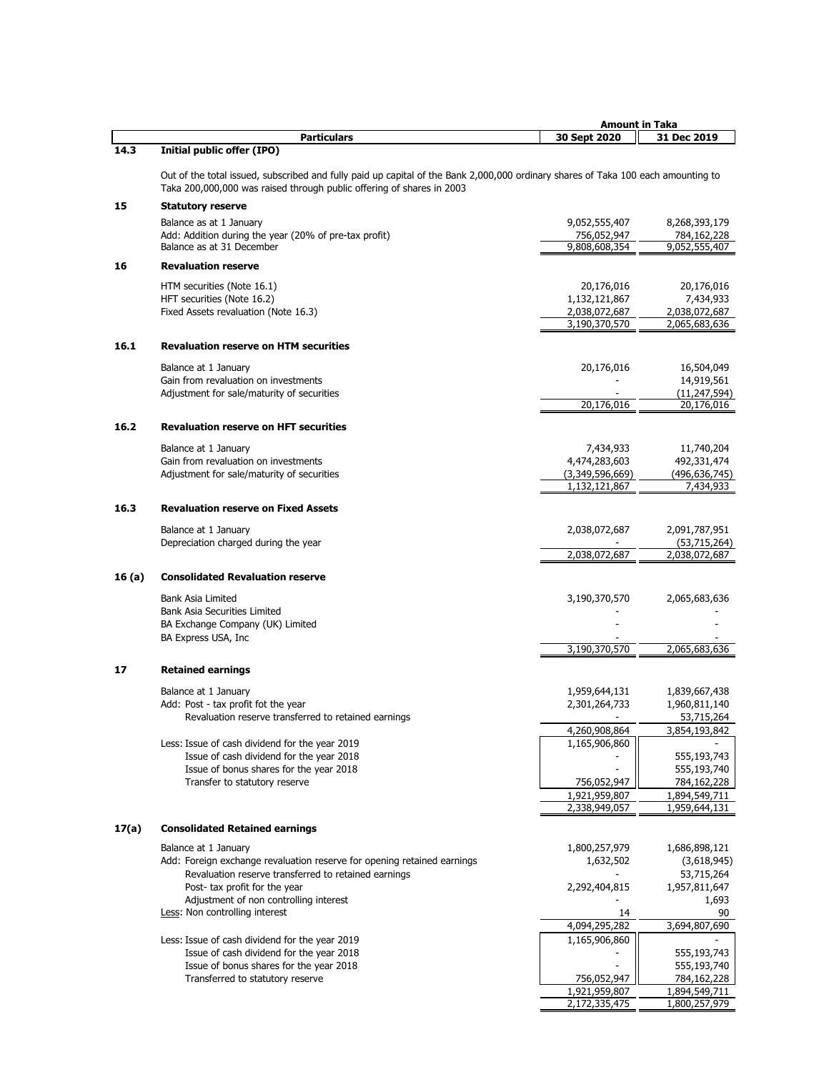| | Particulars | Amount in Taka 30 Sept 2020 | Amount in Taka 31 Dec 2019 |
|---|---|---|---|
| **14.3** | **Initial public offer (IPO)** | | |

Out of the total issued, subscribed and fully paid up capital of the Bank 2,000,000 ordinary shares of Taka 100 each amounting to Taka 200,000,000 was raised through public offering of shares in 2003

| | Particulars | 30 Sept 2020 | 31 Dec 2019 |
|---|---|---|---|
| **15** | **Statutory reserve** | | |
| | Balance as at 1 January | 9,052,555,407 | 8,268,393,179 |
| | Add: Addition during the year (20% of pre-tax profit) | 756,052,947 | 784,162,228 |
| | Balance as at 31 December | 9,808,608,354 | 9,052,555,407 |
| **16** | **Revaluation reserve** | | |
| | HTM securities (Note 16.1) | 20,176,016 | 20,176,016 |
| | HFT securities (Note 16.2) | 1,132,121,867 | 7,434,933 |
| | Fixed Assets revaluation (Note 16.3) | 2,038,072,687 | 2,038,072,687 |
| | | 3,190,370,570 | 2,065,683,636 |
| **16.1** | **Revaluation reserve on HTM securities** | | |
| | Balance at 1 January | 20,176,016 | 16,504,049 |
| | Gain from revaluation on investments | - | 14,919,561 |
| | Adjustment for sale/maturity of securities | - | (11,247,594) |
| | | 20,176,016 | 20,176,016 |
| **16.2** | **Revaluation reserve on HFT securities** | | |
| | Balance at 1 January | 7,434,933 | 11,740,204 |
| | Gain from revaluation on investments | 4,474,283,603 | 492,331,474 |
| | Adjustment for sale/maturity of securities | (3,349,596,669) | (496,636,745) |
| | | 1,132,121,867 | 7,434,933 |
| **16.3** | **Revaluation reserve on Fixed Assets** | | |
| | Balance at 1 January | 2,038,072,687 | 2,091,787,951 |
| | Depreciation charged during the year | - | (53,715,264) |
| | | 2,038,072,687 | 2,038,072,687 |
| **16 (a)** | **Consolidated Revaluation reserve** | | |
| | Bank Asia Limited | 3,190,370,570 | 2,065,683,636 |
| | Bank Asia Securities Limited | - | - |
| | BA Exchange Company (UK) Limited | - | - |
| | BA Express USA, Inc | - | - |
| | | 3,190,370,570 | 2,065,683,636 |
| **17** | **Retained earnings** | | |
| | Balance at 1 January | 1,959,644,131 | 1,839,667,438 |
| | Add: Post - tax profit fot the year | 2,301,264,733 | 1,960,811,140 |
| | Revaluation reserve transferred to retained earnings | - | 53,715,264 |
| | | 4,260,908,864 | 3,854,193,842 |
| | Less: Issue of cash dividend for the year 2019 | 1,165,906,860 | - |
| | Issue of cash dividend for the year 2018 | - | 555,193,743 |
| | Issue of bonus shares for the year 2018 | - | 555,193,740 |
| | Transfer to statutory reserve | 756,052,947 | 784,162,228 |
| | | 1,921,959,807 | 1,894,549,711 |
| | | 2,338,949,057 | 1,959,644,131 |
| **17(a)** | **Consolidated Retained earnings** | | |
| | Balance at 1 January | 1,800,257,979 | 1,686,898,121 |
| | Add: Foreign exchange revaluation reserve for opening retained earnings | 1,632,502 | (3,618,945) |
| | Revaluation reserve transferred to retained earnings | - | 53,715,264 |
| | Post- tax profit for the year | 2,292,404,815 | 1,957,811,647 |
| | Adjustment of non controlling interest | - | 1,693 |
| | Less: Non controlling interest | 14 | 90 |
| | | 4,094,295,282 | 3,694,807,690 |
| | Less: Issue of cash dividend for the year 2019 | 1,165,906,860 | - |
| | Issue of cash dividend for the year 2018 | - | 555,193,743 |
| | Issue of bonus shares for the year 2018 | - | 555,193,740 |
| | Transferred to statutory reserve | 756,052,947 | 784,162,228 |
| | | 1,921,959,807 | 1,894,549,711 |
| | | 2,172,335,475 | 1,800,257,979 |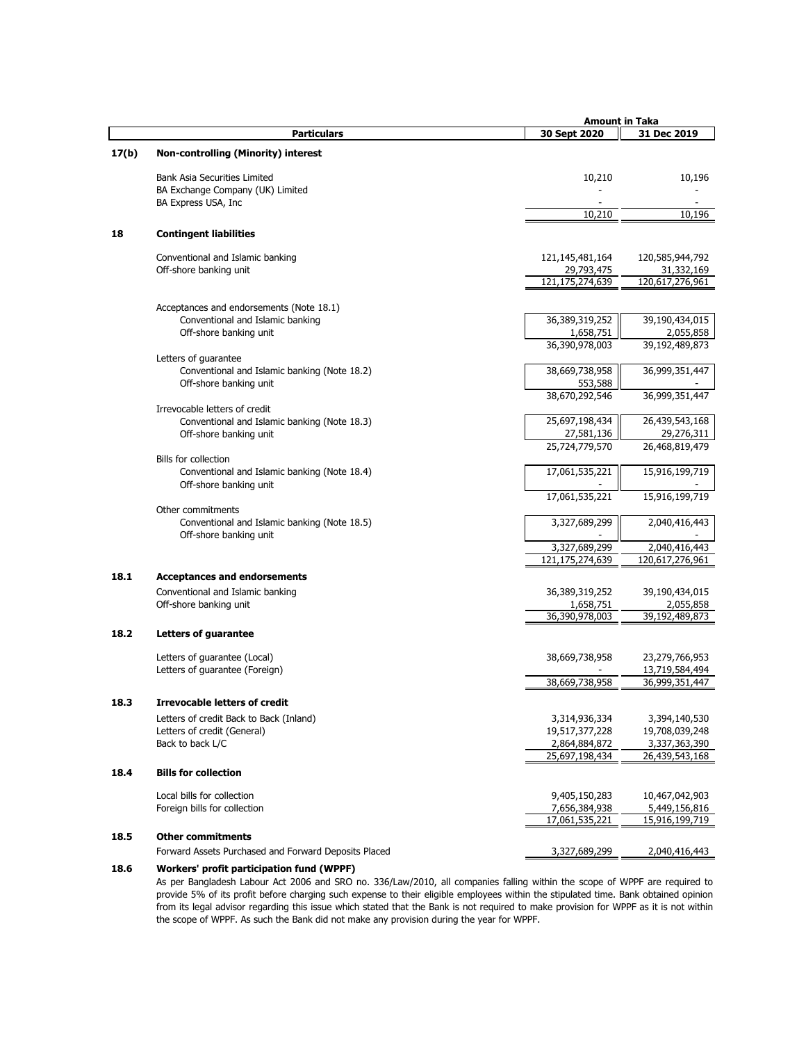| | Particulars | 30 Sept 2020 | 31 Dec 2019 |
|---|---|---|---|
| | | **Amount in Taka** | |
| **17(b)** | **Non-controlling (Minority) interest** | | |
| | Bank Asia Securities Limited | 10,210 | 10,196 |
| | BA Exchange Company (UK) Limited | - | - |
| | BA Express USA, Inc | - | - |
| | | 10,210 | 10,196 |
| **18** | **Contingent liabilities** | | |
| | Conventional and Islamic banking | 121,145,481,164 | 120,585,944,792 |
| | Off-shore banking unit | 29,793,475 | 31,332,169 |
| | | 121,175,274,639 | 120,617,276,961 |
| | Acceptances and endorsements (Note 18.1) | | |
| | Conventional and Islamic banking | 36,389,319,252 | 39,190,434,015 |
| | Off-shore banking unit | 1,658,751 | 2,055,858 |
| | | 36,390,978,003 | 39,192,489,873 |
| | Letters of guarantee | | |
| | Conventional and Islamic banking (Note 18.2) | 38,669,738,958 | 36,999,351,447 |
| | Off-shore banking unit | 553,588 | - |
| | | 38,670,292,546 | 36,999,351,447 |
| | Irrevocable letters of credit | | |
| | Conventional and Islamic banking (Note 18.3) | 25,697,198,434 | 26,439,543,168 |
| | Off-shore banking unit | 27,581,136 | 29,276,311 |
| | | 25,724,779,570 | 26,468,819,479 |
| | Bills for collection | | |
| | Conventional and Islamic banking (Note 18.4) | 17,061,535,221 | 15,916,199,719 |
| | Off-shore banking unit | - | - |
| | | 17,061,535,221 | 15,916,199,719 |
| | Other commitments | | |
| | Conventional and Islamic banking (Note 18.5) | 3,327,689,299 | 2,040,416,443 |
| | Off-shore banking unit | - | - |
| | | 3,327,689,299 | 2,040,416,443 |
| | | 121,175,274,639 | 120,617,276,961 |
| **18.1** | **Acceptances and endorsements** | | |
| | Conventional and Islamic banking | 36,389,319,252 | 39,190,434,015 |
| | Off-shore banking unit | 1,658,751 | 2,055,858 |
| | | 36,390,978,003 | 39,192,489,873 |
| **18.2** | **Letters of guarantee** | | |
| | Letters of guarantee (Local) | 38,669,738,958 | 23,279,766,953 |
| | Letters of guarantee (Foreign) | - | 13,719,584,494 |
| | | 38,669,738,958 | 36,999,351,447 |
| **18.3** | **Irrevocable letters of credit** | | |
| | Letters of credit Back to Back (Inland) | 3,314,936,334 | 3,394,140,530 |
| | Letters of credit (General) | 19,517,377,228 | 19,708,039,248 |
| | Back to back L/C | 2,864,884,872 | 3,337,363,390 |
| | | 25,697,198,434 | 26,439,543,168 |
| **18.4** | **Bills for collection** | | |
| | Local bills for collection | 9,405,150,283 | 10,467,042,903 |
| | Foreign bills for collection | 7,656,384,938 | 5,449,156,816 |
| | | 17,061,535,221 | 15,916,199,719 |
| **18.5** | **Other commitments** | | |
| | Forward Assets Purchased and Forward Deposits Placed | 3,327,689,299 | 2,040,416,443 |

**18.6 Workers' profit participation fund (WPPF)**

As per Bangladesh Labour Act 2006 and SRO no. 336/Law/2010, all companies falling within the scope of WPPF are required to provide 5% of its profit before charging such expense to their eligible employees within the stipulated time. Bank obtained opinion from its legal advisor regarding this issue which stated that the Bank is not required to make provision for WPPF as it is not within the scope of WPPF. As such the Bank did not make any provision during the year for WPPF.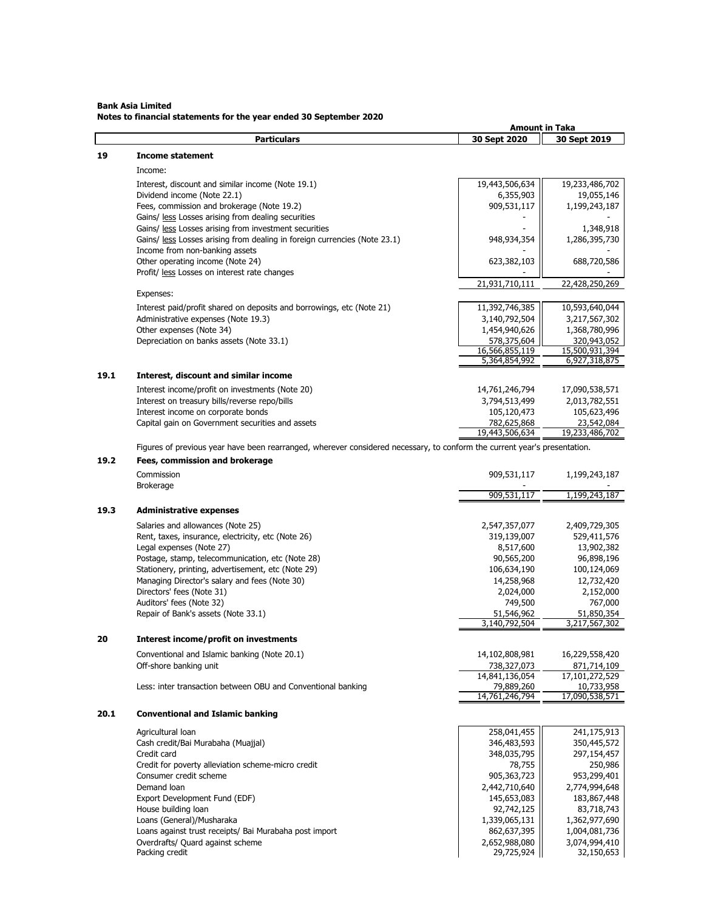**Bank Asia Limited**
**Notes to financial statements for the year ended 30 September 2020**

| | Particulars | 30 Sept 2020 | 30 Sept 2019 |
|---|---|---|---|
| | | **Amount in Taka** | |
| **19** | **Income statement** | | |
| | Income: | | |
| | Interest, discount and similar income (Note 19.1) | 19,443,506,634 | 19,233,486,702 |
| | Dividend income (Note 22.1) | 6,355,903 | 19,055,146 |
| | Fees, commission and brokerage (Note 19.2) | 909,531,117 | 1,199,243,187 |
| | Gains/ less Losses arising from dealing securities | - | - |
| | Gains/ less Losses arising from investment securities | - | 1,348,918 |
| | Gains/ less Losses arising from dealing in foreign currencies (Note 23.1) | 948,934,354 | 1,286,395,730 |
| | Income from non-banking assets | - | - |
| | Other operating income (Note 24) | 623,382,103 | 688,720,586 |
| | Profit/ less Losses on interest rate changes | - | - |
| | | 21,931,710,111 | 22,428,250,269 |
| | Expenses: | | |
| | Interest paid/profit shared on deposits and borrowings, etc (Note 21) | 11,392,746,385 | 10,593,640,044 |
| | Administrative expenses (Note 19.3) | 3,140,792,504 | 3,217,567,302 |
| | Other expenses (Note 34) | 1,454,940,626 | 1,368,780,996 |
| | Depreciation on banks assets (Note 33.1) | 578,375,604 | 320,943,052 |
| | | 16,566,855,119 | 15,500,931,394 |
| | | 5,364,854,992 | 6,927,318,875 |
| **19.1** | **Interest, discount and similar income** | | |
| | Interest income/profit on investments (Note 20) | 14,761,246,794 | 17,090,538,571 |
| | Interest on treasury bills/reverse repo/bills | 3,794,513,499 | 2,013,782,551 |
| | Interest income on corporate bonds | 105,120,473 | 105,623,496 |
| | Capital gain on Government securities and assets | 782,625,868 | 23,542,084 |
| | | 19,443,506,634 | 19,233,486,702 |

Figures of previous year have been rearranged, wherever considered necessary, to conform the current year's presentation.

| | Particulars | 30 Sept 2020 | 30 Sept 2019 |
|---|---|---|---|
| **19.2** | **Fees, commission and brokerage** | | |
| | Commission | 909,531,117 | 1,199,243,187 |
| | Brokerage | - | - |
| | | 909,531,117 | 1,199,243,187 |
| **19.3** | **Administrative expenses** | | |
| | Salaries and allowances (Note 25) | 2,547,357,077 | 2,409,729,305 |
| | Rent, taxes, insurance, electricity, etc (Note 26) | 319,139,007 | 529,411,576 |
| | Legal expenses (Note 27) | 8,517,600 | 13,902,382 |
| | Postage, stamp, telecommunication, etc (Note 28) | 90,565,200 | 96,898,196 |
| | Stationery, printing, advertisement, etc (Note 29) | 106,634,190 | 100,124,069 |
| | Managing Director's salary and fees (Note 30) | 14,258,968 | 12,732,420 |
| | Directors' fees (Note 31) | 2,024,000 | 2,152,000 |
| | Auditors' fees (Note 32) | 749,500 | 767,000 |
| | Repair of Bank's assets (Note 33.1) | 51,546,962 | 51,850,354 |
| | | 3,140,792,504 | 3,217,567,302 |
| **20** | **Interest income/profit on investments** | | |
| | Conventional and Islamic banking (Note 20.1) | 14,102,808,981 | 16,229,558,420 |
| | Off-shore banking unit | 738,327,073 | 871,714,109 |
| | | 14,841,136,054 | 17,101,272,529 |
| | Less: inter transaction between OBU and Conventional banking | 79,889,260 | 10,733,958 |
| | | 14,761,246,794 | 17,090,538,571 |
| **20.1** | **Conventional and Islamic banking** | | |
| | Agricultural loan | 258,041,455 | 241,175,913 |
| | Cash credit/Bai Murabaha (Muajjal) | 346,483,593 | 350,445,572 |
| | Credit card | 348,035,795 | 297,154,457 |
| | Credit for poverty alleviation scheme-micro credit | 78,755 | 250,986 |
| | Consumer credit scheme | 905,363,723 | 953,299,401 |
| | Demand loan | 2,442,710,640 | 2,774,994,648 |
| | Export Development Fund (EDF) | 145,653,083 | 183,867,448 |
| | House building loan | 92,742,125 | 83,718,743 |
| | Loans (General)/Musharaka | 1,339,065,131 | 1,362,977,690 |
| | Loans against trust receipts/ Bai Murabaha post import | 862,637,395 | 1,004,081,736 |
| | Overdrafts/ Quard against scheme | 2,652,988,080 | 3,074,994,410 |
| | Packing credit | 29,725,924 | 32,150,653 |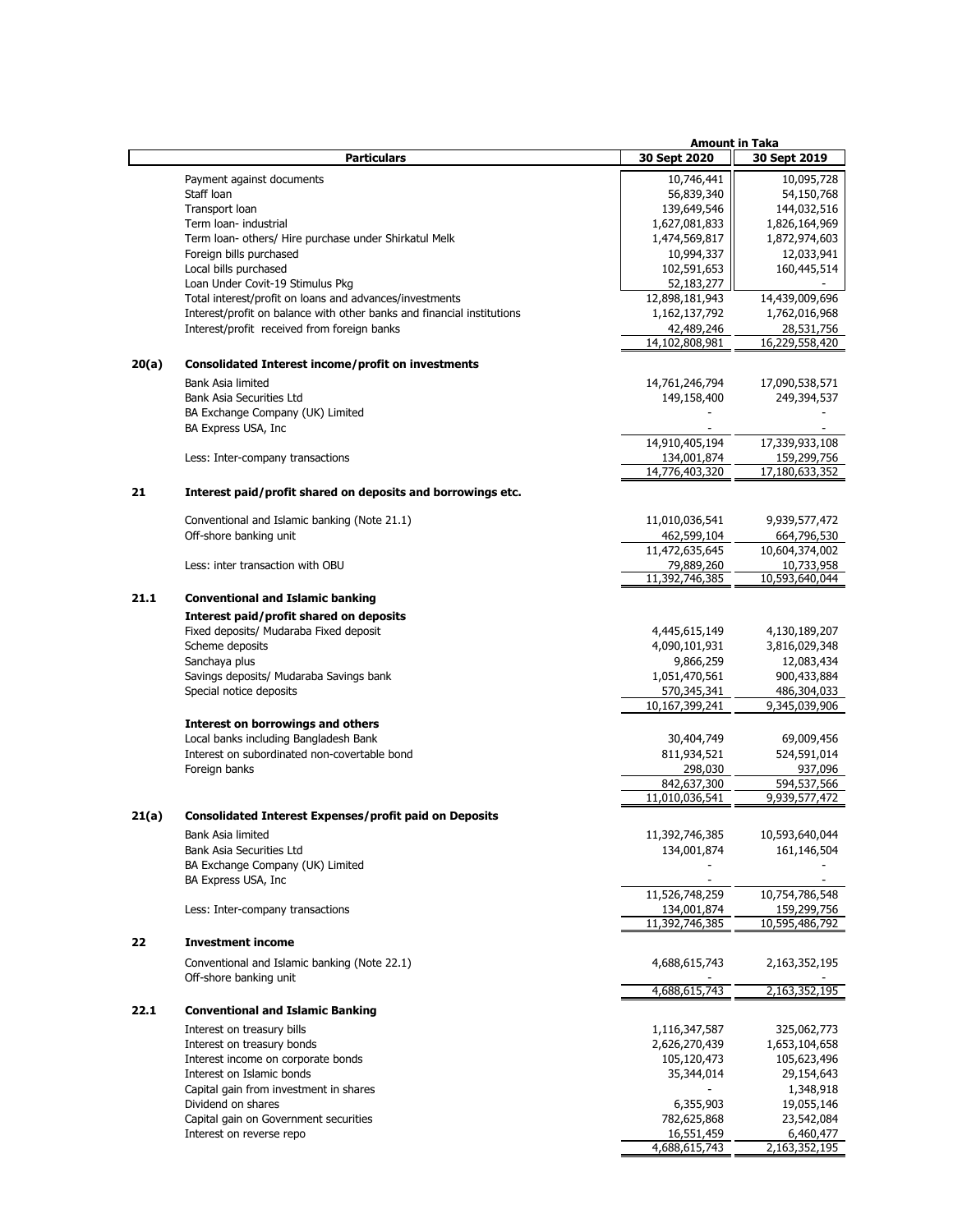| | Particulars | Amount in Taka 30 Sept 2020 | 30 Sept 2019 |
|---|---|---|---|
| | Payment against documents | 10,746,441 | 10,095,728 |
| | Staff loan | 56,839,340 | 54,150,768 |
| | Transport loan | 139,649,546 | 144,032,516 |
| | Term loan- industrial | 1,627,081,833 | 1,826,164,969 |
| | Term loan- others/ Hire purchase under Shirkatul Melk | 1,474,569,817 | 1,872,974,603 |
| | Foreign bills purchased | 10,994,337 | 12,033,941 |
| | Local bills purchased | 102,591,653 | 160,445,514 |
| | Loan Under Covit-19 Stimulus Pkg | 52,183,277 | - |
| | Total interest/profit on loans and advances/investments | 12,898,181,943 | 14,439,009,696 |
| | Interest/profit on balance with other banks and financial institutions | 1,162,137,792 | 1,762,016,968 |
| | Interest/profit received from foreign banks | 42,489,246 | 28,531,756 |
| | | 14,102,808,981 | 16,229,558,420 |
| **20(a)** | **Consolidated Interest income/profit on investments** | | |
| | Bank Asia limited | 14,761,246,794 | 17,090,538,571 |
| | Bank Asia Securities Ltd | 149,158,400 | 249,394,537 |
| | BA Exchange Company (UK) Limited | - | - |
| | BA Express USA, Inc | - | - |
| | | 14,910,405,194 | 17,339,933,108 |
| | Less: Inter-company transactions | 134,001,874 | 159,299,756 |
| | | 14,776,403,320 | 17,180,633,352 |
| **21** | **Interest paid/profit shared on deposits and borrowings etc.** | | |
| | Conventional and Islamic banking (Note 21.1) | 11,010,036,541 | 9,939,577,472 |
| | Off-shore banking unit | 462,599,104 | 664,796,530 |
| | | 11,472,635,645 | 10,604,374,002 |
| | Less: inter transaction with OBU | 79,889,260 | 10,733,958 |
| | | 11,392,746,385 | 10,593,640,044 |
| **21.1** | **Conventional and Islamic banking** | | |
| | **Interest paid/profit shared on deposits** | | |
| | Fixed deposits/ Mudaraba Fixed deposit | 4,445,615,149 | 4,130,189,207 |
| | Scheme deposits | 4,090,101,931 | 3,816,029,348 |
| | Sanchaya plus | 9,866,259 | 12,083,434 |
| | Savings deposits/ Mudaraba Savings bank | 1,051,470,561 | 900,433,884 |
| | Special notice deposits | 570,345,341 | 486,304,033 |
| | | 10,167,399,241 | 9,345,039,906 |
| | **Interest on borrowings and others** | | |
| | Local banks including Bangladesh Bank | 30,404,749 | 69,009,456 |
| | Interest on subordinated non-covertable bond | 811,934,521 | 524,591,014 |
| | Foreign banks | 298,030 | 937,096 |
| | | 842,637,300 | 594,537,566 |
| | | 11,010,036,541 | 9,939,577,472 |
| **21(a)** | **Consolidated Interest Expenses/profit paid on Deposits** | | |
| | Bank Asia limited | 11,392,746,385 | 10,593,640,044 |
| | Bank Asia Securities Ltd | 134,001,874 | 161,146,504 |
| | BA Exchange Company (UK) Limited | - | - |
| | BA Express USA, Inc | - | - |
| | | 11,526,748,259 | 10,754,786,548 |
| | Less: Inter-company transactions | 134,001,874 | 159,299,756 |
| | | 11,392,746,385 | 10,595,486,792 |
| **22** | **Investment income** | | |
| | Conventional and Islamic banking (Note 22.1) | 4,688,615,743 | 2,163,352,195 |
| | Off-shore banking unit | - | - |
| | | 4,688,615,743 | 2,163,352,195 |
| **22.1** | **Conventional and Islamic Banking** | | |
| | Interest on treasury bills | 1,116,347,587 | 325,062,773 |
| | Interest on treasury bonds | 2,626,270,439 | 1,653,104,658 |
| | Interest income on corporate bonds | 105,120,473 | 105,623,496 |
| | Interest on Islamic bonds | 35,344,014 | 29,154,643 |
| | Capital gain from investment in shares | - | 1,348,918 |
| | Dividend on shares | 6,355,903 | 19,055,146 |
| | Capital gain on Government securities | 782,625,868 | 23,542,084 |
| | Interest on reverse repo | 16,551,459 | 6,460,477 |
| | | 4,688,615,743 | 2,163,352,195 |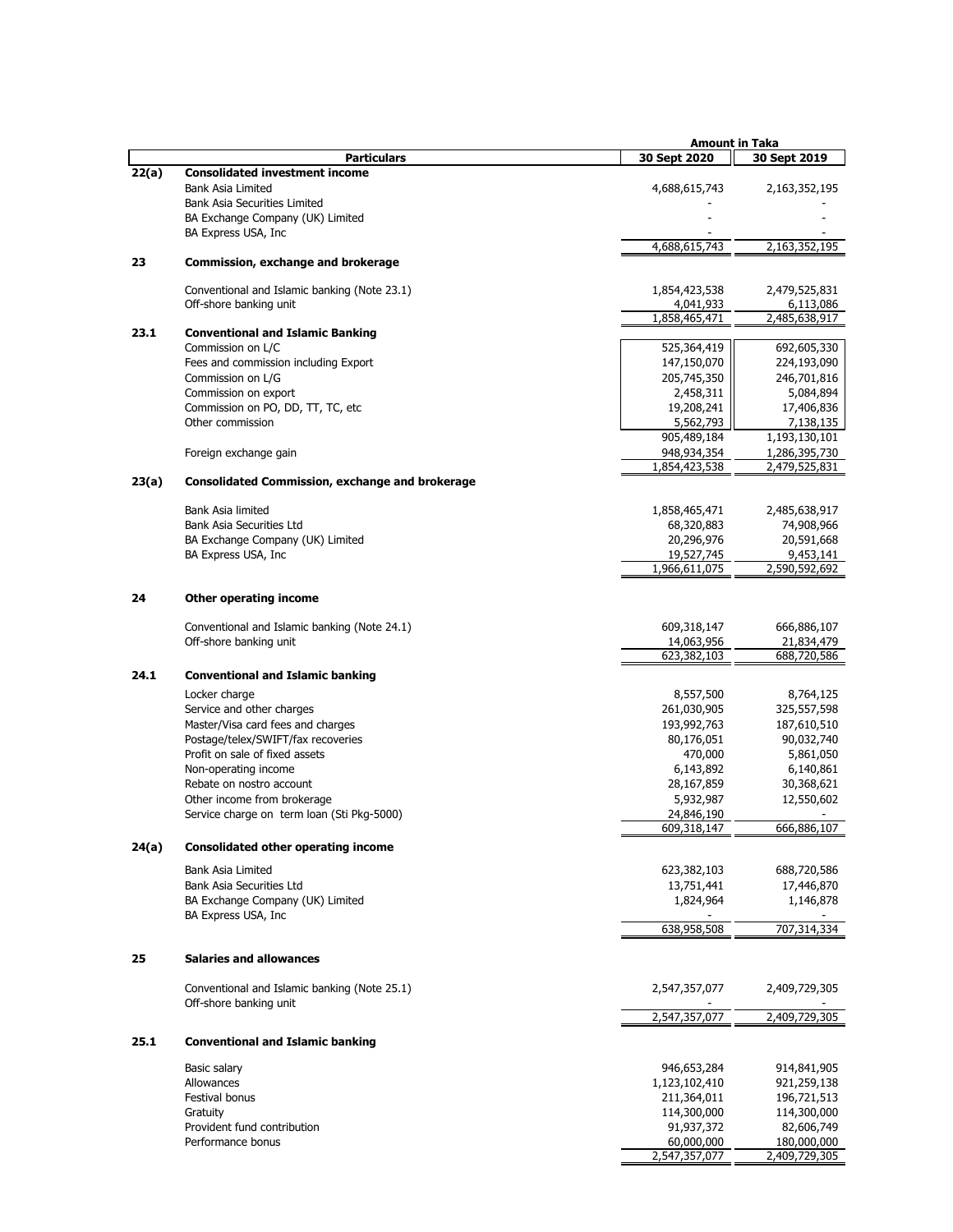| | Particulars | Amount in Taka 30 Sept 2020 | 30 Sept 2019 |
|---|---|---|---|
| **22(a)** | **Consolidated investment income** | | |
| | Bank Asia Limited | 4,688,615,743 | 2,163,352,195 |
| | Bank Asia Securities Limited | - | - |
| | BA Exchange Company (UK) Limited | - | - |
| | BA Express USA, Inc | - | - |
| | | 4,688,615,743 | 2,163,352,195 |
| **23** | **Commission, exchange and brokerage** | | |
| | Conventional and Islamic banking (Note 23.1) | 1,854,423,538 | 2,479,525,831 |
| | Off-shore banking unit | 4,041,933 | 6,113,086 |
| | | 1,858,465,471 | 2,485,638,917 |
| **23.1** | **Conventional and Islamic Banking** | | |
| | Commission on L/C | 525,364,419 | 692,605,330 |
| | Fees and commission including Export | 147,150,070 | 224,193,090 |
| | Commission on L/G | 205,745,350 | 246,701,816 |
| | Commission on export | 2,458,311 | 5,084,894 |
| | Commission on PO, DD, TT, TC, etc | 19,208,241 | 17,406,836 |
| | Other commission | 5,562,793 | 7,138,135 |
| | | 905,489,184 | 1,193,130,101 |
| | Foreign exchange gain | 948,934,354 | 1,286,395,730 |
| | | 1,854,423,538 | 2,479,525,831 |
| **23(a)** | **Consolidated Commission, exchange and brokerage** | | |
| | Bank Asia limited | 1,858,465,471 | 2,485,638,917 |
| | Bank Asia Securities Ltd | 68,320,883 | 74,908,966 |
| | BA Exchange Company (UK) Limited | 20,296,976 | 20,591,668 |
| | BA Express USA, Inc | 19,527,745 | 9,453,141 |
| | | 1,966,611,075 | 2,590,592,692 |
| **24** | **Other operating income** | | |
| | Conventional and Islamic banking (Note 24.1) | 609,318,147 | 666,886,107 |
| | Off-shore banking unit | 14,063,956 | 21,834,479 |
| | | 623,382,103 | 688,720,586 |
| **24.1** | **Conventional and Islamic banking** | | |
| | Locker charge | 8,557,500 | 8,764,125 |
| | Service and other charges | 261,030,905 | 325,557,598 |
| | Master/Visa card fees and charges | 193,992,763 | 187,610,510 |
| | Postage/telex/SWIFT/fax recoveries | 80,176,051 | 90,032,740 |
| | Profit on sale of fixed assets | 470,000 | 5,861,050 |
| | Non-operating income | 6,143,892 | 6,140,861 |
| | Rebate on nostro account | 28,167,859 | 30,368,621 |
| | Other income from brokerage | 5,932,987 | 12,550,602 |
| | Service charge on term loan (Sti Pkg-5000) | 24,846,190 | - |
| | | 609,318,147 | 666,886,107 |
| **24(a)** | **Consolidated other operating income** | | |
| | Bank Asia Limited | 623,382,103 | 688,720,586 |
| | Bank Asia Securities Ltd | 13,751,441 | 17,446,870 |
| | BA Exchange Company (UK) Limited | 1,824,964 | 1,146,878 |
| | BA Express USA, Inc | - | - |
| | | 638,958,508 | 707,314,334 |
| **25** | **Salaries and allowances** | | |
| | Conventional and Islamic banking (Note 25.1) | 2,547,357,077 | 2,409,729,305 |
| | Off-shore banking unit | - | - |
| | | 2,547,357,077 | 2,409,729,305 |
| **25.1** | **Conventional and Islamic banking** | | |
| | Basic salary | 946,653,284 | 914,841,905 |
| | Allowances | 1,123,102,410 | 921,259,138 |
| | Festival bonus | 211,364,011 | 196,721,513 |
| | Gratuity | 114,300,000 | 114,300,000 |
| | Provident fund contribution | 91,937,372 | 82,606,749 |
| | Performance bonus | 60,000,000 | 180,000,000 |
| | | 2,547,357,077 | 2,409,729,305 |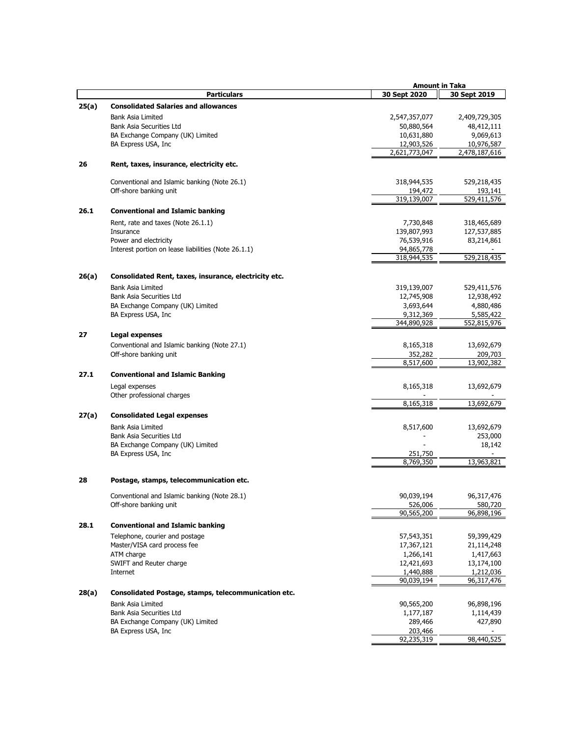| | Particulars | Amount in Taka 30 Sept 2020 | 30 Sept 2019 |
|---|---|---|---|
| **25(a)** | **Consolidated Salaries and allowances** | | |
| | Bank Asia Limited | 2,547,357,077 | 2,409,729,305 |
| | Bank Asia Securities Ltd | 50,880,564 | 48,412,111 |
| | BA Exchange Company (UK) Limited | 10,631,880 | 9,069,613 |
| | BA Express USA, Inc | 12,903,526 | 10,976,587 |
| | | 2,621,773,047 | 2,478,187,616 |
| **26** | **Rent, taxes, insurance, electricity etc.** | | |
| | Conventional and Islamic banking (Note 26.1) | 318,944,535 | 529,218,435 |
| | Off-shore banking unit | 194,472 | 193,141 |
| | | 319,139,007 | 529,411,576 |
| **26.1** | **Conventional and Islamic banking** | | |
| | Rent, rate and taxes (Note 26.1.1) | 7,730,848 | 318,465,689 |
| | Insurance | 139,807,993 | 127,537,885 |
| | Power and electricity | 76,539,916 | 83,214,861 |
| | Interest portion on lease liabilities (Note 26.1.1) | 94,865,778 | - |
| | | 318,944,535 | 529,218,435 |
| **26(a)** | **Consolidated Rent, taxes, insurance, electricity etc.** | | |
| | Bank Asia Limited | 319,139,007 | 529,411,576 |
| | Bank Asia Securities Ltd | 12,745,908 | 12,938,492 |
| | BA Exchange Company (UK) Limited | 3,693,644 | 4,880,486 |
| | BA Express USA, Inc | 9,312,369 | 5,585,422 |
| | | 344,890,928 | 552,815,976 |
| **27** | **Legal expenses** | | |
| | Conventional and Islamic banking (Note 27.1) | 8,165,318 | 13,692,679 |
| | Off-shore banking unit | 352,282 | 209,703 |
| | | 8,517,600 | 13,902,382 |
| **27.1** | **Conventional and Islamic Banking** | | |
| | Legal expenses | 8,165,318 | 13,692,679 |
| | Other professional charges | - | - |
| | | 8,165,318 | 13,692,679 |
| **27(a)** | **Consolidated Legal expenses** | | |
| | Bank Asia Limited | 8,517,600 | 13,692,679 |
| | Bank Asia Securities Ltd | - | 253,000 |
| | BA Exchange Company (UK) Limited | - | 18,142 |
| | BA Express USA, Inc | 251,750 | - |
| | | 8,769,350 | 13,963,821 |
| **28** | **Postage, stamps, telecommunication etc.** | | |
| | Conventional and Islamic banking (Note 28.1) | 90,039,194 | 96,317,476 |
| | Off-shore banking unit | 526,006 | 580,720 |
| | | 90,565,200 | 96,898,196 |
| **28.1** | **Conventional and Islamic banking** | | |
| | Telephone, courier and postage | 57,543,351 | 59,399,429 |
| | Master/VISA card process fee | 17,367,121 | 21,114,248 |
| | ATM charge | 1,266,141 | 1,417,663 |
| | SWIFT and Reuter charge | 12,421,693 | 13,174,100 |
| | Internet | 1,440,888 | 1,212,036 |
| | | 90,039,194 | 96,317,476 |
| **28(a)** | **Consolidated Postage, stamps, telecommunication etc.** | | |
| | Bank Asia Limited | 90,565,200 | 96,898,196 |
| | Bank Asia Securities Ltd | 1,177,187 | 1,114,439 |
| | BA Exchange Company (UK) Limited | 289,466 | 427,890 |
| | BA Express USA, Inc | 203,466 | - |
| | | 92,235,319 | 98,440,525 |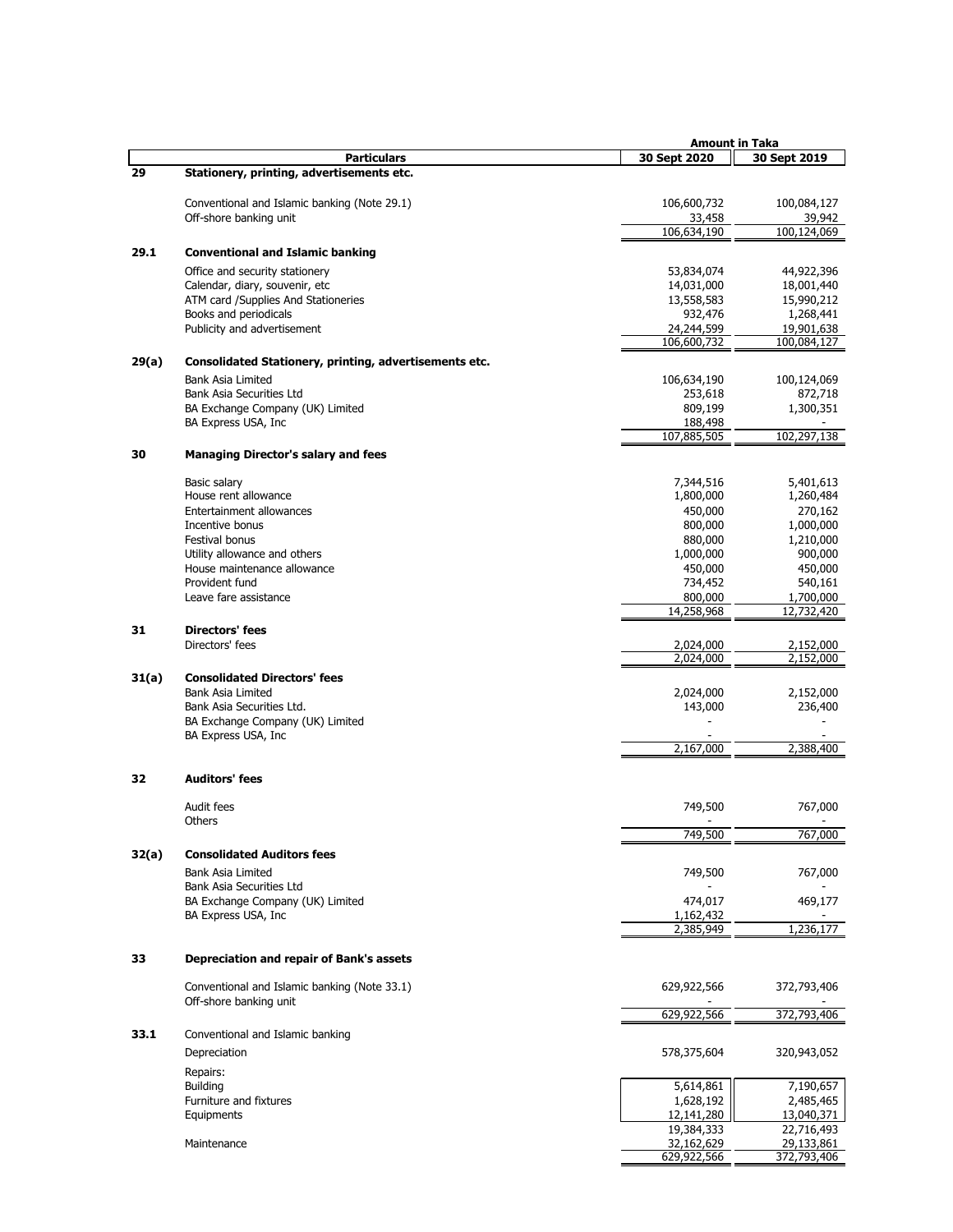| | Particulars | Amount in Taka 30 Sept 2020 | 30 Sept 2019 |
|---|---|---|---|
| **29** | **Stationery, printing, advertisements etc.** | | |
| | Conventional and Islamic banking (Note 29.1) | 106,600,732 | 100,084,127 |
| | Off-shore banking unit | 33,458 | 39,942 |
| | | 106,634,190 | 100,124,069 |
| **29.1** | **Conventional and Islamic banking** | | |
| | Office and security stationery | 53,834,074 | 44,922,396 |
| | Calendar, diary, souvenir, etc | 14,031,000 | 18,001,440 |
| | ATM card /Supplies And Stationeries | 13,558,583 | 15,990,212 |
| | Books and periodicals | 932,476 | 1,268,441 |
| | Publicity and advertisement | 24,244,599 | 19,901,638 |
| | | 106,600,732 | 100,084,127 |
| **29(a)** | **Consolidated Stationery, printing, advertisements etc.** | | |
| | Bank Asia Limited | 106,634,190 | 100,124,069 |
| | Bank Asia Securities Ltd | 253,618 | 872,718 |
| | BA Exchange Company (UK) Limited | 809,199 | 1,300,351 |
| | BA Express USA, Inc | 188,498 | - |
| | | 107,885,505 | 102,297,138 |
| **30** | **Managing Director's salary and fees** | | |
| | Basic salary | 7,344,516 | 5,401,613 |
| | House rent allowance | 1,800,000 | 1,260,484 |
| | Entertainment allowances | 450,000 | 270,162 |
| | Incentive bonus | 800,000 | 1,000,000 |
| | Festival bonus | 880,000 | 1,210,000 |
| | Utility allowance and others | 1,000,000 | 900,000 |
| | House maintenance allowance | 450,000 | 450,000 |
| | Provident fund | 734,452 | 540,161 |
| | Leave fare assistance | 800,000 | 1,700,000 |
| | | 14,258,968 | 12,732,420 |
| **31** | **Directors' fees** | | |
| | Directors' fees | 2,024,000 | 2,152,000 |
| | | 2,024,000 | 2,152,000 |
| **31(a)** | **Consolidated Directors' fees** | | |
| | Bank Asia Limited | 2,024,000 | 2,152,000 |
| | Bank Asia Securities Ltd. | 143,000 | 236,400 |
| | BA Exchange Company (UK) Limited | - | - |
| | BA Express USA, Inc | - | - |
| | | 2,167,000 | 2,388,400 |
| **32** | **Auditors' fees** | | |
| | Audit fees | 749,500 | 767,000 |
| | Others | - | - |
| | | 749,500 | 767,000 |
| **32(a)** | **Consolidated Auditors fees** | | |
| | Bank Asia Limited | 749,500 | 767,000 |
| | Bank Asia Securities Ltd | - | - |
| | BA Exchange Company (UK) Limited | 474,017 | 469,177 |
| | BA Express USA, Inc | 1,162,432 | - |
| | | 2,385,949 | 1,236,177 |
| **33** | **Depreciation and repair of Bank's assets** | | |
| | Conventional and Islamic banking (Note 33.1) | 629,922,566 | 372,793,406 |
| | Off-shore banking unit | - | - |
| | | 629,922,566 | 372,793,406 |
| **33.1** | Conventional and Islamic banking | | |
| | Depreciation | 578,375,604 | 320,943,052 |
| | Repairs: | | |
| | Building | 5,614,861 | 7,190,657 |
| | Furniture and fixtures | 1,628,192 | 2,485,465 |
| | Equipments | 12,141,280 | 13,040,371 |
| | | 19,384,333 | 22,716,493 |
| | Maintenance | 32,162,629 | 29,133,861 |
| | | 629,922,566 | 372,793,406 |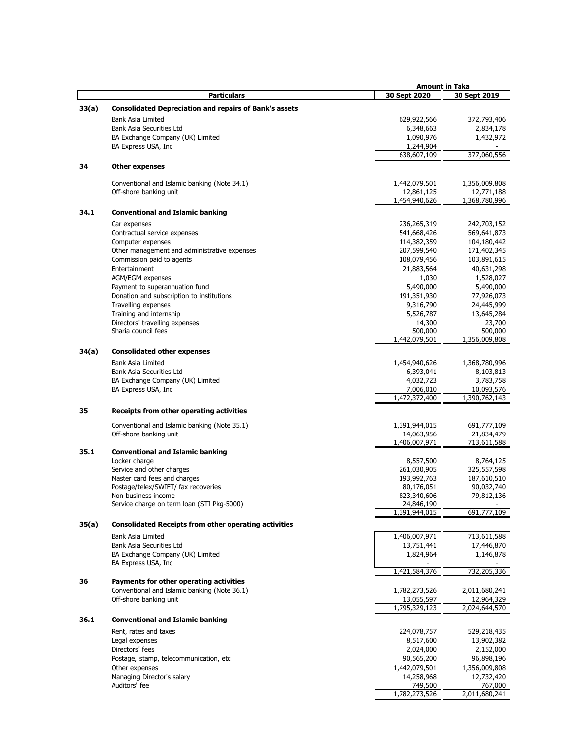| | Particulars | Amount in Taka 30 Sept 2020 | 30 Sept 2019 |
|---|---|---|---|
| **33(a)** | **Consolidated Depreciation and repairs of Bank's assets** | | |
| | Bank Asia Limited | 629,922,566 | 372,793,406 |
| | Bank Asia Securities Ltd | 6,348,663 | 2,834,178 |
| | BA Exchange Company (UK) Limited | 1,090,976 | 1,432,972 |
| | BA Express USA, Inc | 1,244,904 | - |
| | | 638,607,109 | 377,060,556 |
| **34** | **Other expenses** | | |
| | Conventional and Islamic banking (Note 34.1) | 1,442,079,501 | 1,356,009,808 |
| | Off-shore banking unit | 12,861,125 | 12,771,188 |
| | | 1,454,940,626 | 1,368,780,996 |
| **34.1** | **Conventional and Islamic banking** | | |
| | Car expenses | 236,265,319 | 242,703,152 |
| | Contractual service expenses | 541,668,426 | 569,641,873 |
| | Computer expenses | 114,382,359 | 104,180,442 |
| | Other management and administrative expenses | 207,599,540 | 171,402,345 |
| | Commission paid to agents | 108,079,456 | 103,891,615 |
| | Entertainment | 21,883,564 | 40,631,298 |
| | AGM/EGM expenses | 1,030 | 1,528,027 |
| | Payment to superannuation fund | 5,490,000 | 5,490,000 |
| | Donation and subscription to institutions | 191,351,930 | 77,926,073 |
| | Travelling expenses | 9,316,790 | 24,445,999 |
| | Training and internship | 5,526,787 | 13,645,284 |
| | Directors' travelling expenses | 14,300 | 23,700 |
| | Sharia council fees | 500,000 | 500,000 |
| | | 1,442,079,501 | 1,356,009,808 |
| **34(a)** | **Consolidated other expenses** | | |
| | Bank Asia Limited | 1,454,940,626 | 1,368,780,996 |
| | Bank Asia Securities Ltd | 6,393,041 | 8,103,813 |
| | BA Exchange Company (UK) Limited | 4,032,723 | 3,783,758 |
| | BA Express USA, Inc | 7,006,010 | 10,093,576 |
| | | 1,472,372,400 | 1,390,762,143 |
| **35** | **Receipts from other operating activities** | | |
| | Conventional and Islamic banking (Note 35.1) | 1,391,944,015 | 691,777,109 |
| | Off-shore banking unit | 14,063,956 | 21,834,479 |
| | | 1,406,007,971 | 713,611,588 |
| **35.1** | **Conventional and Islamic banking** | | |
| | Locker charge | 8,557,500 | 8,764,125 |
| | Service and other charges | 261,030,905 | 325,557,598 |
| | Master card fees and charges | 193,992,763 | 187,610,510 |
| | Postage/telex/SWIFT/ fax recoveries | 80,176,051 | 90,032,740 |
| | Non-business income | 823,340,606 | 79,812,136 |
| | Service charge on term loan (STI Pkg-5000) | 24,846,190 | - |
| | | 1,391,944,015 | 691,777,109 |
| **35(a)** | **Consolidated Receipts from other operating activities** | | |
| | Bank Asia Limited | 1,406,007,971 | 713,611,588 |
| | Bank Asia Securities Ltd | 13,751,441 | 17,446,870 |
| | BA Exchange Company (UK) Limited | 1,824,964 | 1,146,878 |
| | BA Express USA, Inc | - | - |
| | | 1,421,584,376 | 732,205,336 |
| **36** | **Payments for other operating activities** | | |
| | Conventional and Islamic banking (Note 36.1) | 1,782,273,526 | 2,011,680,241 |
| | Off-shore banking unit | 13,055,597 | 12,964,329 |
| | | 1,795,329,123 | 2,024,644,570 |
| **36.1** | **Conventional and Islamic banking** | | |
| | Rent, rates and taxes | 224,078,757 | 529,218,435 |
| | Legal expenses | 8,517,600 | 13,902,382 |
| | Directors' fees | 2,024,000 | 2,152,000 |
| | Postage, stamp, telecommunication, etc | 90,565,200 | 96,898,196 |
| | Other expenses | 1,442,079,501 | 1,356,009,808 |
| | Managing Director's salary | 14,258,968 | 12,732,420 |
| | Auditors' fee | 749,500 | 767,000 |
| | | 1,782,273,526 | 2,011,680,241 |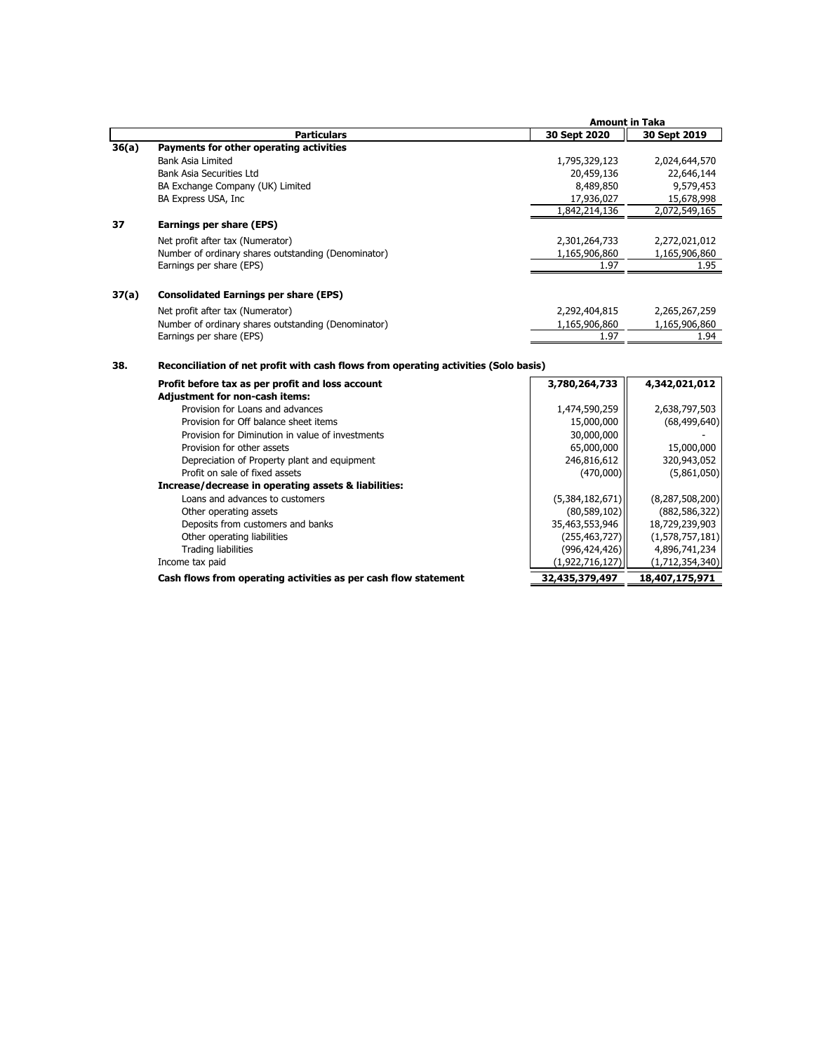|  | Particulars | Amount in Taka 30 Sept 2020 | 30 Sept 2019 |
|---|---|---|---|
| **36(a)** | **Payments for other operating activities** | | |
| | Bank Asia Limited | 1,795,329,123 | 2,024,644,570 |
| | Bank Asia Securities Ltd | 20,459,136 | 22,646,144 |
| | BA Exchange Company (UK) Limited | 8,489,850 | 9,579,453 |
| | BA Express USA, Inc | 17,936,027 | 15,678,998 |
| | | 1,842,214,136 | 2,072,549,165 |
| **37** | **Earnings per share (EPS)** | | |
| | Net profit after tax (Numerator) | 2,301,264,733 | 2,272,021,012 |
| | Number of ordinary shares outstanding (Denominator) | 1,165,906,860 | 1,165,906,860 |
| | Earnings per share (EPS) | 1.97 | 1.95 |
| **37(a)** | **Consolidated Earnings per share (EPS)** | | |
| | Net profit after tax (Numerator) | 2,292,404,815 | 2,265,267,259 |
| | Number of ordinary shares outstanding (Denominator) | 1,165,906,860 | 1,165,906,860 |
| | Earnings per share (EPS) | 1.97 | 1.94 |

**38. Reconciliation of net profit with cash flows from operating activities (Solo basis)**

| Particulars | 30 Sept 2020 | 30 Sept 2019 |
|---|---|---|
| **Profit before tax as per profit and loss account** | **3,780,264,733** | **4,342,021,012** |
| **Adjustment for non-cash items:** | | |
| Provision for Loans and advances | 1,474,590,259 | 2,638,797,503 |
| Provision for Off balance sheet items | 15,000,000 | (68,499,640) |
| Provision for Diminution in value of investments | 30,000,000 | - |
| Provision for other assets | 65,000,000 | 15,000,000 |
| Depreciation of Property plant and equipment | 246,816,612 | 320,943,052 |
| Profit on sale of fixed assets | (470,000) | (5,861,050) |
| **Increase/decrease in operating assets & liabilities:** | | |
| Loans and advances to customers | (5,384,182,671) | (8,287,508,200) |
| Other operating assets | (80,589,102) | (882,586,322) |
| Deposits from customers and banks | 35,463,553,946 | 18,729,239,903 |
| Other operating liabilities | (255,463,727) | (1,578,757,181) |
| Trading liabilities | (996,424,426) | 4,896,741,234 |
| Income tax paid | (1,922,716,127) | (1,712,354,340) |
| **Cash flows from operating activities as per cash flow statement** | **32,435,379,497** | **18,407,175,971** |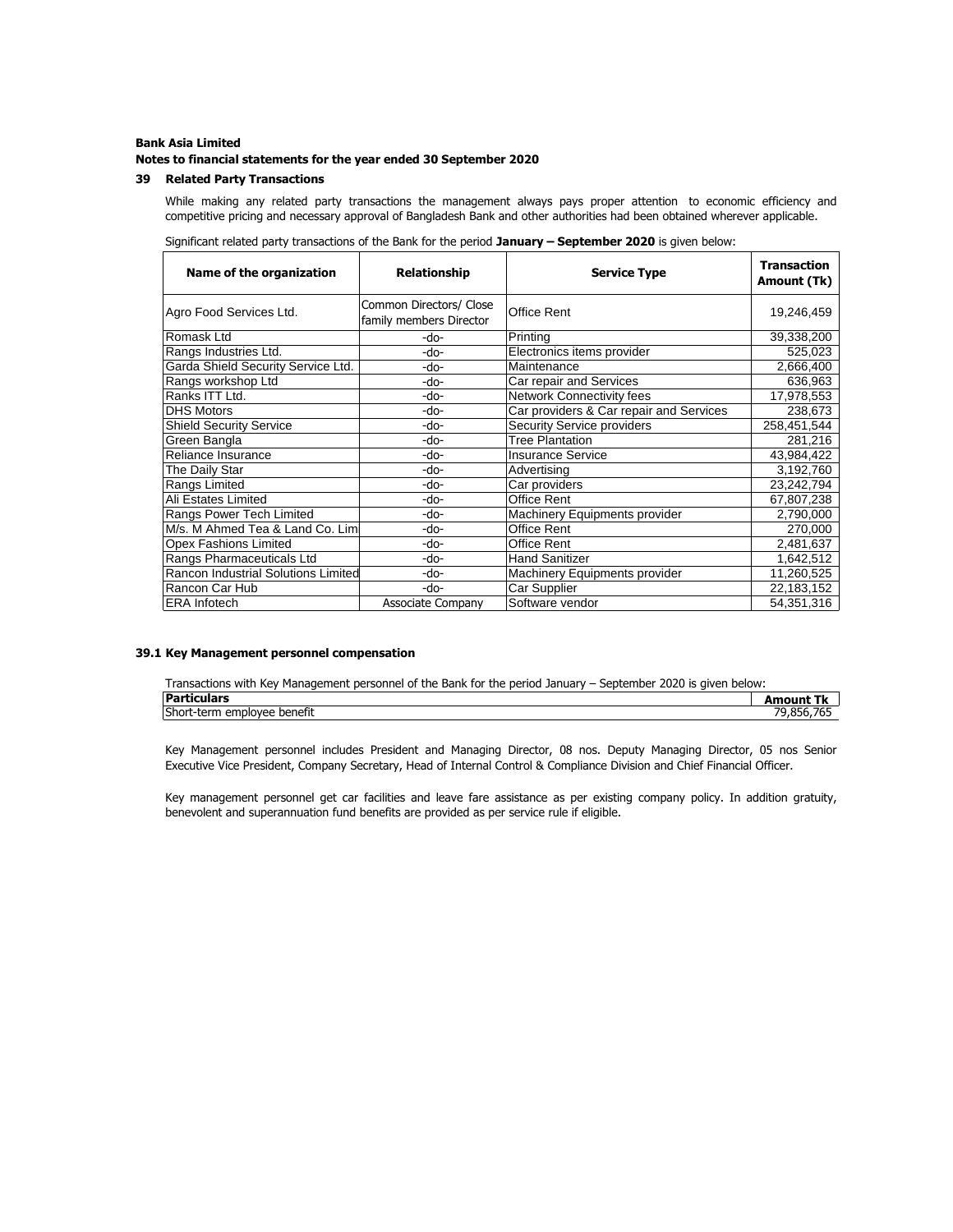**Bank Asia Limited**

**Notes to financial statements for the year ended 30 September 2020**

## 39 Related Party Transactions

While making any related party transactions the management always pays proper attention to economic efficiency and competitive pricing and necessary approval of Bangladesh Bank and other authorities had been obtained wherever applicable.

Significant related party transactions of the Bank for the period **January – September 2020** is given below:

| Name of the organization | Relationship | Service Type | Transaction Amount (Tk) |
|---|---|---|---|
| Agro Food Services Ltd. | Common Directors/ Close family members Director | Office Rent | 19,246,459 |
| Romask Ltd | -do- | Printing | 39,338,200 |
| Rangs Industries Ltd. | -do- | Electronics items provider | 525,023 |
| Garda Shield Security Service Ltd. | -do- | Maintenance | 2,666,400 |
| Rangs workshop Ltd | -do- | Car repair and Services | 636,963 |
| Ranks ITT Ltd. | -do- | Network Connectivity fees | 17,978,553 |
| DHS Motors | -do- | Car providers & Car repair and Services | 238,673 |
| Shield Security Service | -do- | Security Service providers | 258,451,544 |
| Green Bangla | -do- | Tree Plantation | 281,216 |
| Reliance Insurance | -do- | Insurance Service | 43,984,422 |
| The Daily Star | -do- | Advertising | 3,192,760 |
| Rangs Limited | -do- | Car providers | 23,242,794 |
| Ali Estates Limited | -do- | Office Rent | 67,807,238 |
| Rangs Power Tech Limited | -do- | Machinery Equipments provider | 2,790,000 |
| M/s. M Ahmed Tea & Land Co. Lim | -do- | Office Rent | 270,000 |
| Opex Fashions Limited | -do- | Office Rent | 2,481,637 |
| Rangs Pharmaceuticals Ltd | -do- | Hand Sanitizer | 1,642,512 |
| Rancon Industrial Solutions Limited | -do- | Machinery Equipments provider | 11,260,525 |
| Rancon Car Hub | -do- | Car Supplier | 22,183,152 |
| ERA Infotech | Associate Company | Software vendor | 54,351,316 |

### 39.1 Key Management personnel compensation

Transactions with Key Management personnel of the Bank for the period January – September 2020 is given below:

| Particulars | Amount Tk |
|---|---|
| Short-term employee benefit | 79,856,765 |

Key Management personnel includes President and Managing Director, 08 nos. Deputy Managing Director, 05 nos Senior Executive Vice President, Company Secretary, Head of Internal Control & Compliance Division and Chief Financial Officer.

Key management personnel get car facilities and leave fare assistance as per existing company policy. In addition gratuity, benevolent and superannuation fund benefits are provided as per service rule if eligible.